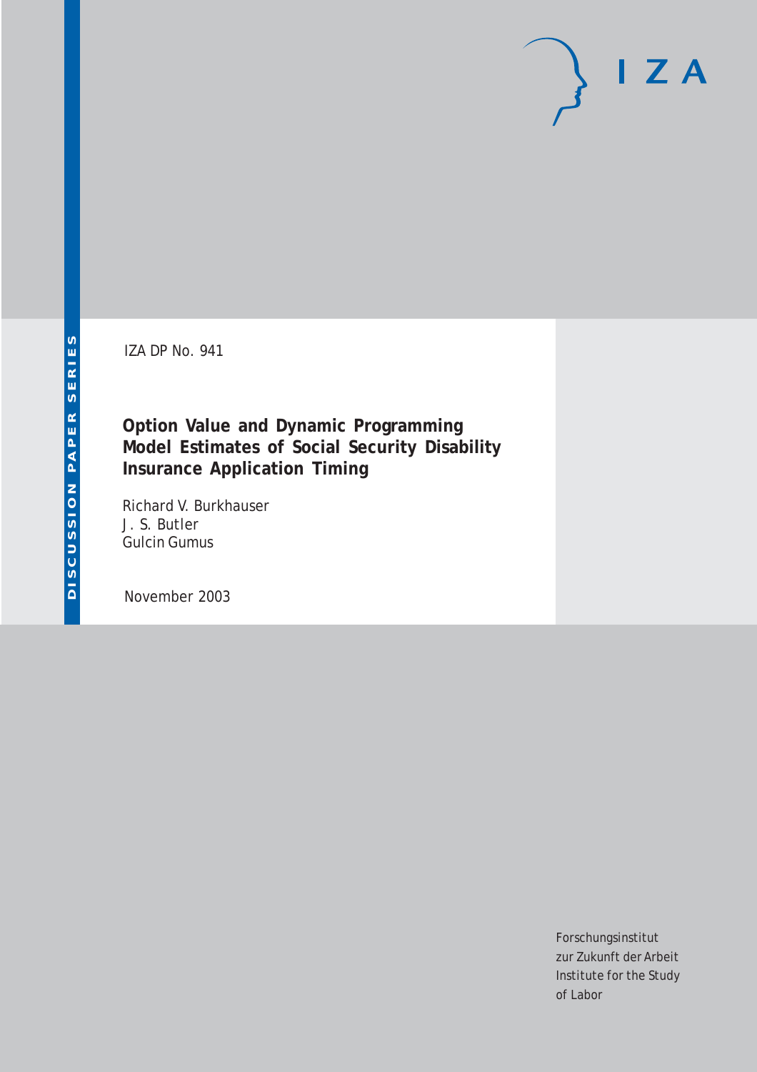DISCUSSION PAPER SERIES

IZA DP No. 941

# Option Value and Dynamic Programming Model Estimates of Social Security Disability Insurance Application Timing

Richard V. Burkhauser
J. S. Butler
Gulcin Gumus

November 2003

Forschungsinstitut
zur Zukunft der Arbeit
Institute for the Study
of Labor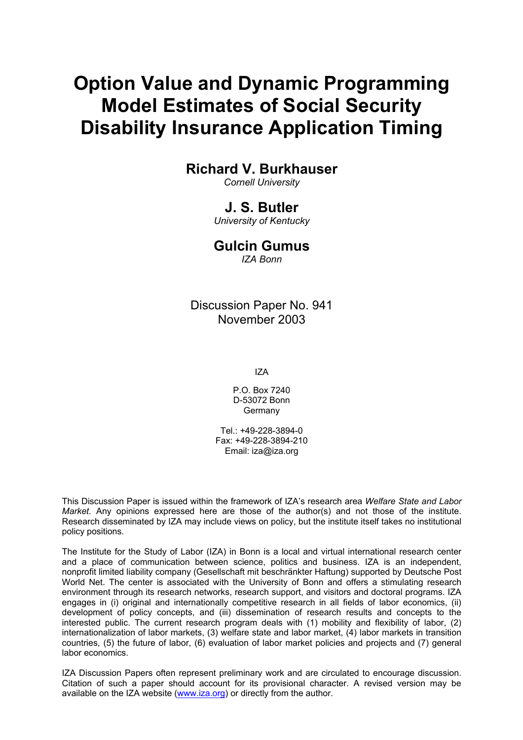# Option Value and Dynamic Programming Model Estimates of Social Security Disability Insurance Application Timing

## Richard V. Burkhauser

*Cornell University*

## J. S. Butler

*University of Kentucky*

## Gulcin Gumus

*IZA Bonn*

Discussion Paper No. 941
November 2003

IZA

P.O. Box 7240
D-53072 Bonn
Germany

Tel.: +49-228-3894-0
Fax: +49-228-3894-210
Email: iza@iza.org

This Discussion Paper is issued within the framework of IZA's research area *Welfare State and Labor Market.* Any opinions expressed here are those of the author(s) and not those of the institute. Research disseminated by IZA may include views on policy, but the institute itself takes no institutional policy positions.

The Institute for the Study of Labor (IZA) in Bonn is a local and virtual international research center and a place of communication between science, politics and business. IZA is an independent, nonprofit limited liability company (Gesellschaft mit beschränkter Haftung) supported by Deutsche Post World Net. The center is associated with the University of Bonn and offers a stimulating research environment through its research networks, research support, and visitors and doctoral programs. IZA engages in (i) original and internationally competitive research in all fields of labor economics, (ii) development of policy concepts, and (iii) dissemination of research results and concepts to the interested public. The current research program deals with (1) mobility and flexibility of labor, (2) internationalization of labor markets, (3) welfare state and labor market, (4) labor markets in transition countries, (5) the future of labor, (6) evaluation of labor market policies and projects and (7) general labor economics.

IZA Discussion Papers often represent preliminary work and are circulated to encourage discussion. Citation of such a paper should account for its provisional character. A revised version may be available on the IZA website (www.iza.org) or directly from the author.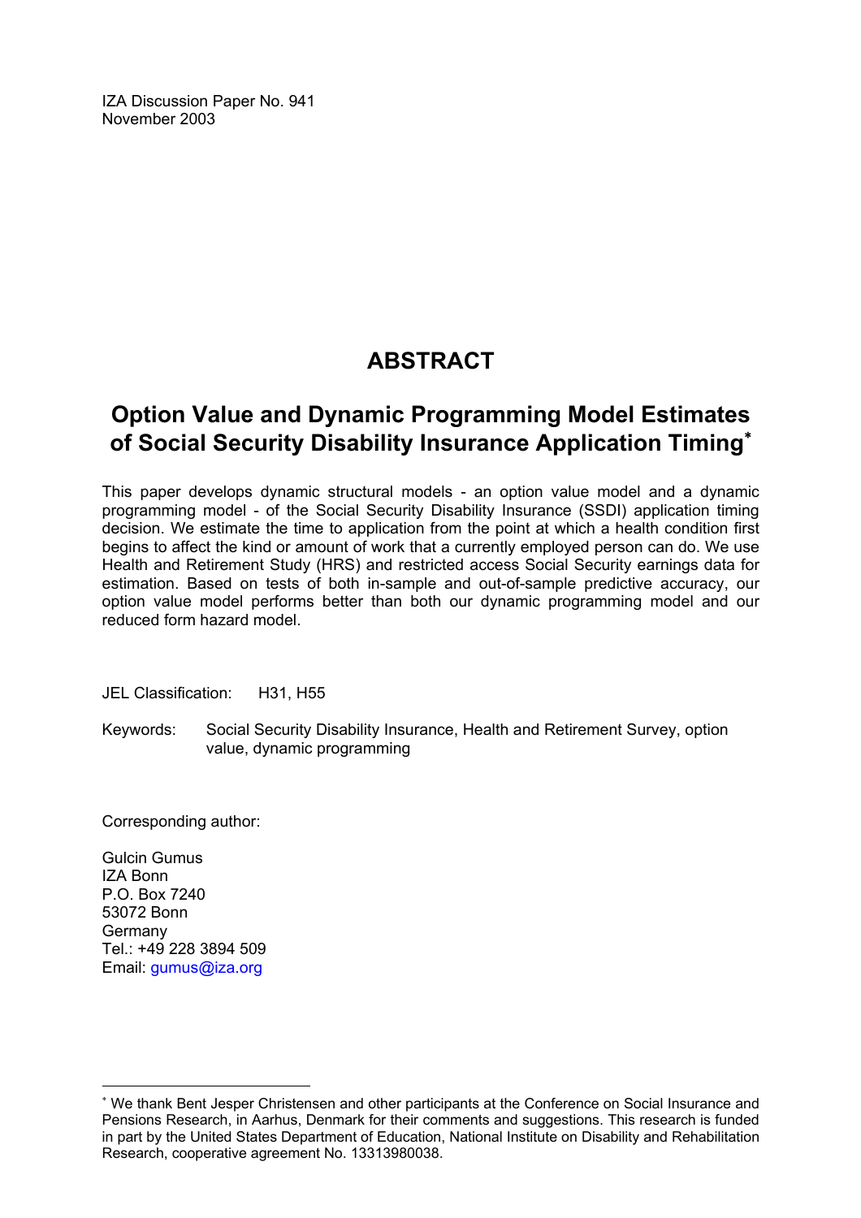IZA Discussion Paper No. 941
November 2003

# ABSTRACT

## Option Value and Dynamic Programming Model Estimates of Social Security Disability Insurance Application Timing*

This paper develops dynamic structural models - an option value model and a dynamic programming model - of the Social Security Disability Insurance (SSDI) application timing decision. We estimate the time to application from the point at which a health condition first begins to affect the kind or amount of work that a currently employed person can do. We use Health and Retirement Study (HRS) and restricted access Social Security earnings data for estimation. Based on tests of both in-sample and out-of-sample predictive accuracy, our option value model performs better than both our dynamic programming model and our reduced form hazard model.

JEL Classification: H31, H55

Keywords: Social Security Disability Insurance, Health and Retirement Survey, option value, dynamic programming

Corresponding author:

Gulcin Gumus
IZA Bonn
P.O. Box 7240
53072 Bonn
Germany
Tel.: +49 228 3894 509
Email: gumus@iza.org

---

* We thank Bent Jesper Christensen and other participants at the Conference on Social Insurance and Pensions Research, in Aarhus, Denmark for their comments and suggestions. This research is funded in part by the United States Department of Education, National Institute on Disability and Rehabilitation Research, cooperative agreement No. 13313980038.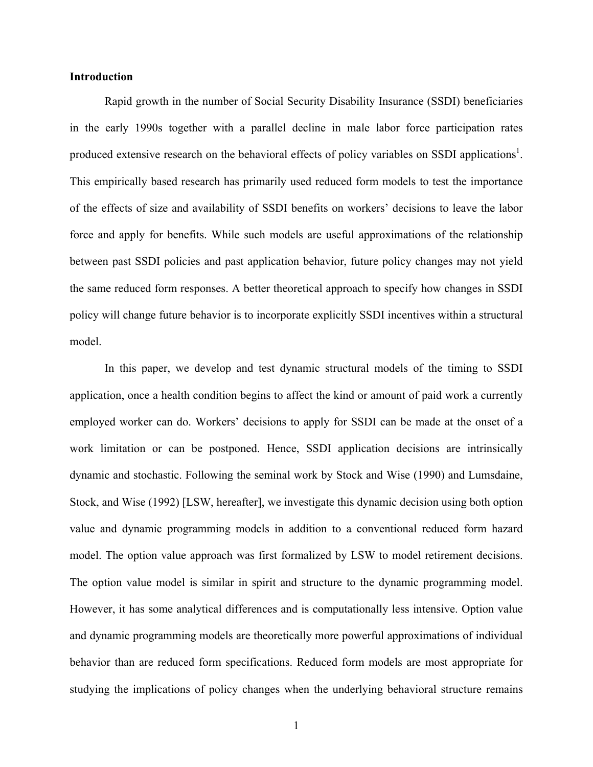## Introduction

Rapid growth in the number of Social Security Disability Insurance (SSDI) beneficiaries in the early 1990s together with a parallel decline in male labor force participation rates produced extensive research on the behavioral effects of policy variables on SSDI applications[1]. This empirically based research has primarily used reduced form models to test the importance of the effects of size and availability of SSDI benefits on workers' decisions to leave the labor force and apply for benefits. While such models are useful approximations of the relationship between past SSDI policies and past application behavior, future policy changes may not yield the same reduced form responses. A better theoretical approach to specify how changes in SSDI policy will change future behavior is to incorporate explicitly SSDI incentives within a structural model.

In this paper, we develop and test dynamic structural models of the timing to SSDI application, once a health condition begins to affect the kind or amount of paid work a currently employed worker can do. Workers' decisions to apply for SSDI can be made at the onset of a work limitation or can be postponed. Hence, SSDI application decisions are intrinsically dynamic and stochastic. Following the seminal work by Stock and Wise (1990) and Lumsdaine, Stock, and Wise (1992) [LSW, hereafter], we investigate this dynamic decision using both option value and dynamic programming models in addition to a conventional reduced form hazard model. The option value approach was first formalized by LSW to model retirement decisions. The option value model is similar in spirit and structure to the dynamic programming model. However, it has some analytical differences and is computationally less intensive. Option value and dynamic programming models are theoretically more powerful approximations of individual behavior than are reduced form specifications. Reduced form models are most appropriate for studying the implications of policy changes when the underlying behavioral structure remains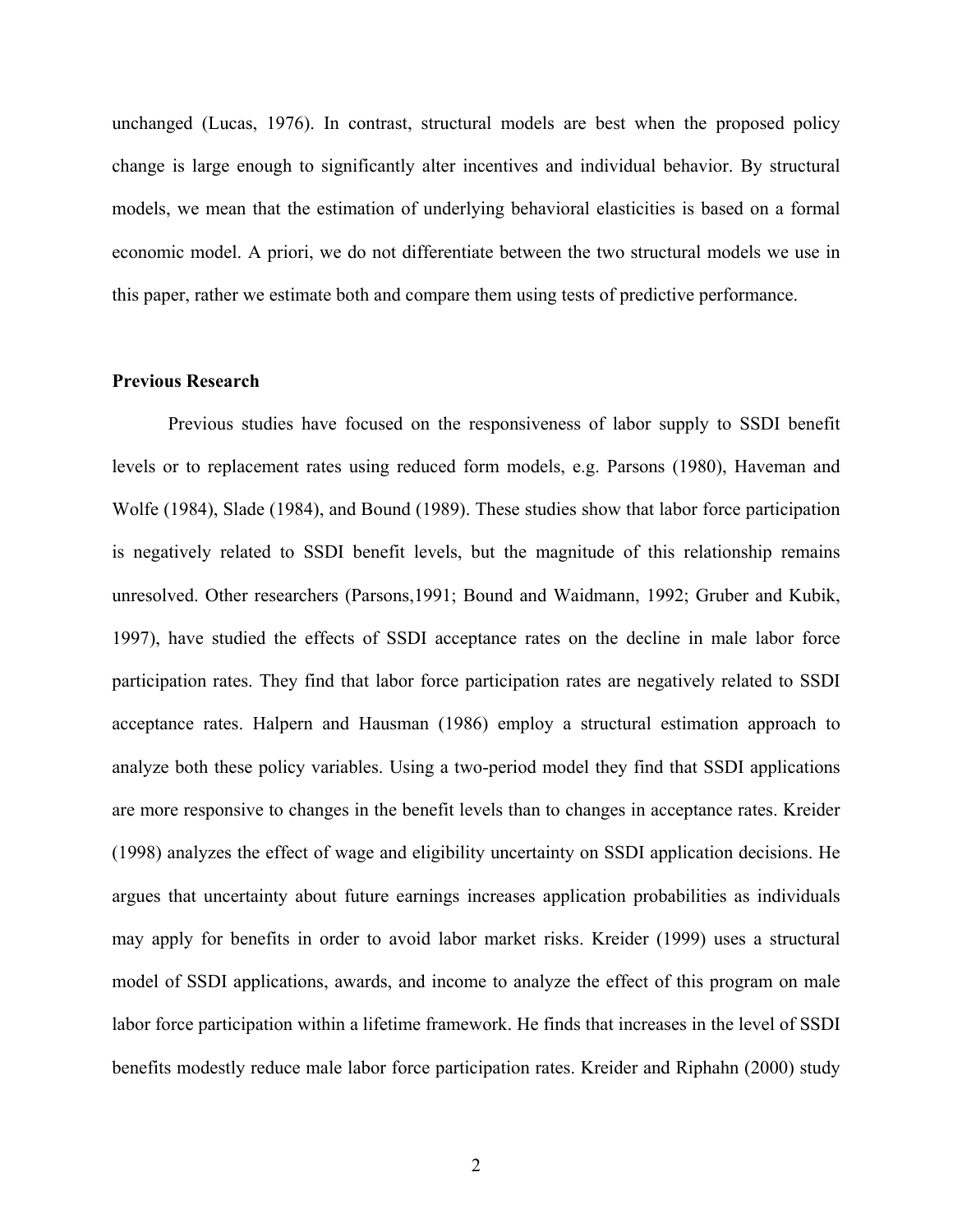unchanged (Lucas, 1976). In contrast, structural models are best when the proposed policy change is large enough to significantly alter incentives and individual behavior. By structural models, we mean that the estimation of underlying behavioral elasticities is based on a formal economic model. A priori, we do not differentiate between the two structural models we use in this paper, rather we estimate both and compare them using tests of predictive performance.

**Previous Research**

Previous studies have focused on the responsiveness of labor supply to SSDI benefit levels or to replacement rates using reduced form models, e.g. Parsons (1980), Haveman and Wolfe (1984), Slade (1984), and Bound (1989). These studies show that labor force participation is negatively related to SSDI benefit levels, but the magnitude of this relationship remains unresolved. Other researchers (Parsons,1991; Bound and Waidmann, 1992; Gruber and Kubik, 1997), have studied the effects of SSDI acceptance rates on the decline in male labor force participation rates. They find that labor force participation rates are negatively related to SSDI acceptance rates. Halpern and Hausman (1986) employ a structural estimation approach to analyze both these policy variables. Using a two-period model they find that SSDI applications are more responsive to changes in the benefit levels than to changes in acceptance rates. Kreider (1998) analyzes the effect of wage and eligibility uncertainty on SSDI application decisions. He argues that uncertainty about future earnings increases application probabilities as individuals may apply for benefits in order to avoid labor market risks. Kreider (1999) uses a structural model of SSDI applications, awards, and income to analyze the effect of this program on male labor force participation within a lifetime framework. He finds that increases in the level of SSDI benefits modestly reduce male labor force participation rates. Kreider and Riphahn (2000) study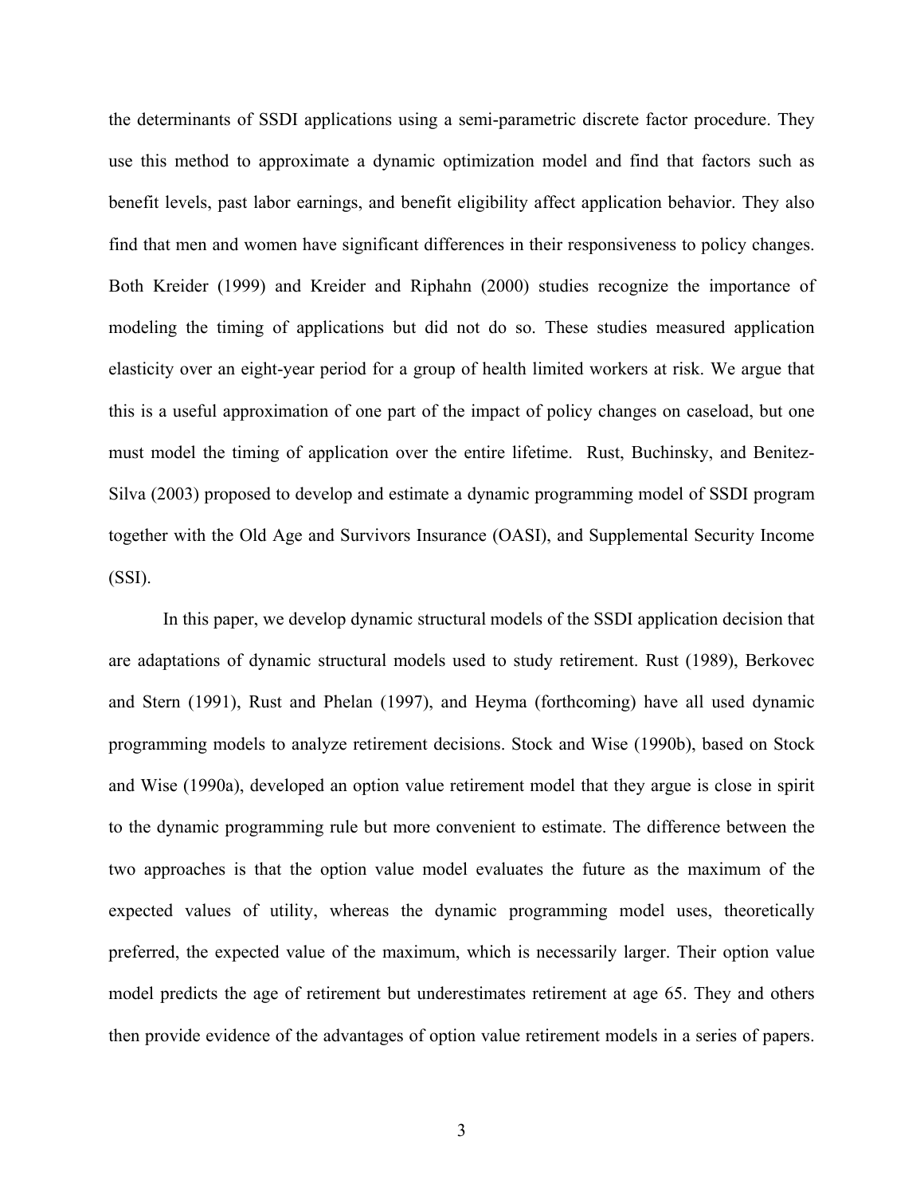the determinants of SSDI applications using a semi-parametric discrete factor procedure. They use this method to approximate a dynamic optimization model and find that factors such as benefit levels, past labor earnings, and benefit eligibility affect application behavior. They also find that men and women have significant differences in their responsiveness to policy changes. Both Kreider (1999) and Kreider and Riphahn (2000) studies recognize the importance of modeling the timing of applications but did not do so. These studies measured application elasticity over an eight-year period for a group of health limited workers at risk. We argue that this is a useful approximation of one part of the impact of policy changes on caseload, but one must model the timing of application over the entire lifetime. Rust, Buchinsky, and Benitez-Silva (2003) proposed to develop and estimate a dynamic programming model of SSDI program together with the Old Age and Survivors Insurance (OASI), and Supplemental Security Income (SSI).

In this paper, we develop dynamic structural models of the SSDI application decision that are adaptations of dynamic structural models used to study retirement. Rust (1989), Berkovec and Stern (1991), Rust and Phelan (1997), and Heyma (forthcoming) have all used dynamic programming models to analyze retirement decisions. Stock and Wise (1990b), based on Stock and Wise (1990a), developed an option value retirement model that they argue is close in spirit to the dynamic programming rule but more convenient to estimate. The difference between the two approaches is that the option value model evaluates the future as the maximum of the expected values of utility, whereas the dynamic programming model uses, theoretically preferred, the expected value of the maximum, which is necessarily larger. Their option value model predicts the age of retirement but underestimates retirement at age 65. They and others then provide evidence of the advantages of option value retirement models in a series of papers.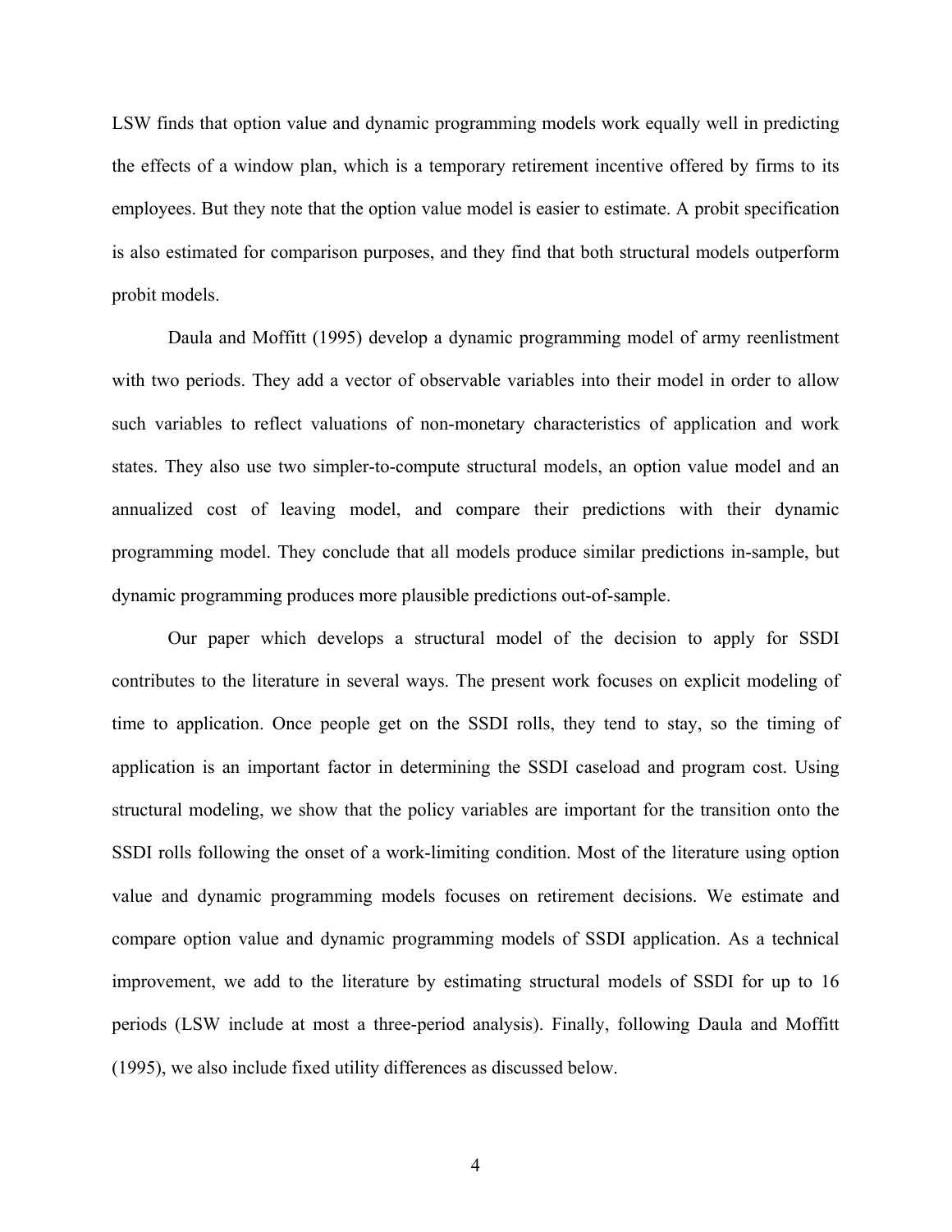LSW finds that option value and dynamic programming models work equally well in predicting the effects of a window plan, which is a temporary retirement incentive offered by firms to its employees. But they note that the option value model is easier to estimate. A probit specification is also estimated for comparison purposes, and they find that both structural models outperform probit models.

Daula and Moffitt (1995) develop a dynamic programming model of army reenlistment with two periods. They add a vector of observable variables into their model in order to allow such variables to reflect valuations of non-monetary characteristics of application and work states. They also use two simpler-to-compute structural models, an option value model and an annualized cost of leaving model, and compare their predictions with their dynamic programming model. They conclude that all models produce similar predictions in-sample, but dynamic programming produces more plausible predictions out-of-sample.

Our paper which develops a structural model of the decision to apply for SSDI contributes to the literature in several ways. The present work focuses on explicit modeling of time to application. Once people get on the SSDI rolls, they tend to stay, so the timing of application is an important factor in determining the SSDI caseload and program cost. Using structural modeling, we show that the policy variables are important for the transition onto the SSDI rolls following the onset of a work-limiting condition. Most of the literature using option value and dynamic programming models focuses on retirement decisions. We estimate and compare option value and dynamic programming models of SSDI application. As a technical improvement, we add to the literature by estimating structural models of SSDI for up to 16 periods (LSW include at most a three-period analysis). Finally, following Daula and Moffitt (1995), we also include fixed utility differences as discussed below.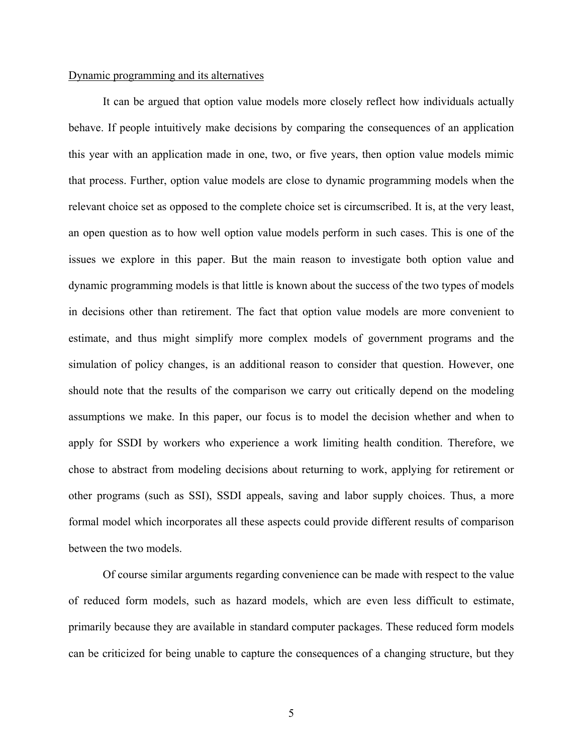Dynamic programming and its alternatives

It can be argued that option value models more closely reflect how individuals actually behave. If people intuitively make decisions by comparing the consequences of an application this year with an application made in one, two, or five years, then option value models mimic that process. Further, option value models are close to dynamic programming models when the relevant choice set as opposed to the complete choice set is circumscribed. It is, at the very least, an open question as to how well option value models perform in such cases. This is one of the issues we explore in this paper. But the main reason to investigate both option value and dynamic programming models is that little is known about the success of the two types of models in decisions other than retirement. The fact that option value models are more convenient to estimate, and thus might simplify more complex models of government programs and the simulation of policy changes, is an additional reason to consider that question. However, one should note that the results of the comparison we carry out critically depend on the modeling assumptions we make. In this paper, our focus is to model the decision whether and when to apply for SSDI by workers who experience a work limiting health condition. Therefore, we chose to abstract from modeling decisions about returning to work, applying for retirement or other programs (such as SSI), SSDI appeals, saving and labor supply choices. Thus, a more formal model which incorporates all these aspects could provide different results of comparison between the two models.

Of course similar arguments regarding convenience can be made with respect to the value of reduced form models, such as hazard models, which are even less difficult to estimate, primarily because they are available in standard computer packages. These reduced form models can be criticized for being unable to capture the consequences of a changing structure, but they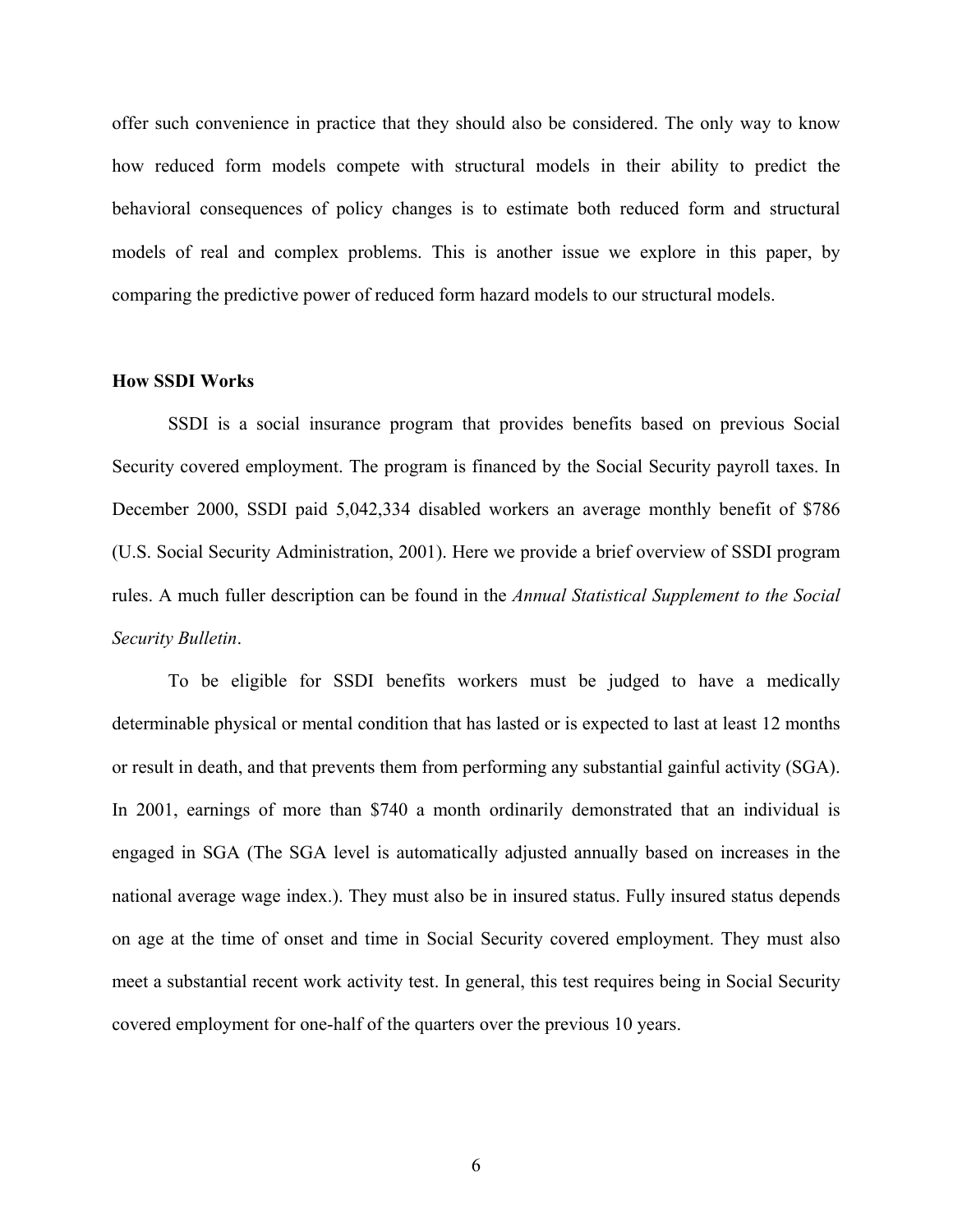offer such convenience in practice that they should also be considered. The only way to know how reduced form models compete with structural models in their ability to predict the behavioral consequences of policy changes is to estimate both reduced form and structural models of real and complex problems. This is another issue we explore in this paper, by comparing the predictive power of reduced form hazard models to our structural models.

**How SSDI Works**

SSDI is a social insurance program that provides benefits based on previous Social Security covered employment. The program is financed by the Social Security payroll taxes. In December 2000, SSDI paid 5,042,334 disabled workers an average monthly benefit of $786 (U.S. Social Security Administration, 2001). Here we provide a brief overview of SSDI program rules. A much fuller description can be found in the *Annual Statistical Supplement to the Social Security Bulletin*.

To be eligible for SSDI benefits workers must be judged to have a medically determinable physical or mental condition that has lasted or is expected to last at least 12 months or result in death, and that prevents them from performing any substantial gainful activity (SGA). In 2001, earnings of more than $740 a month ordinarily demonstrated that an individual is engaged in SGA (The SGA level is automatically adjusted annually based on increases in the national average wage index.). They must also be in insured status. Fully insured status depends on age at the time of onset and time in Social Security covered employment. They must also meet a substantial recent work activity test. In general, this test requires being in Social Security covered employment for one-half of the quarters over the previous 10 years.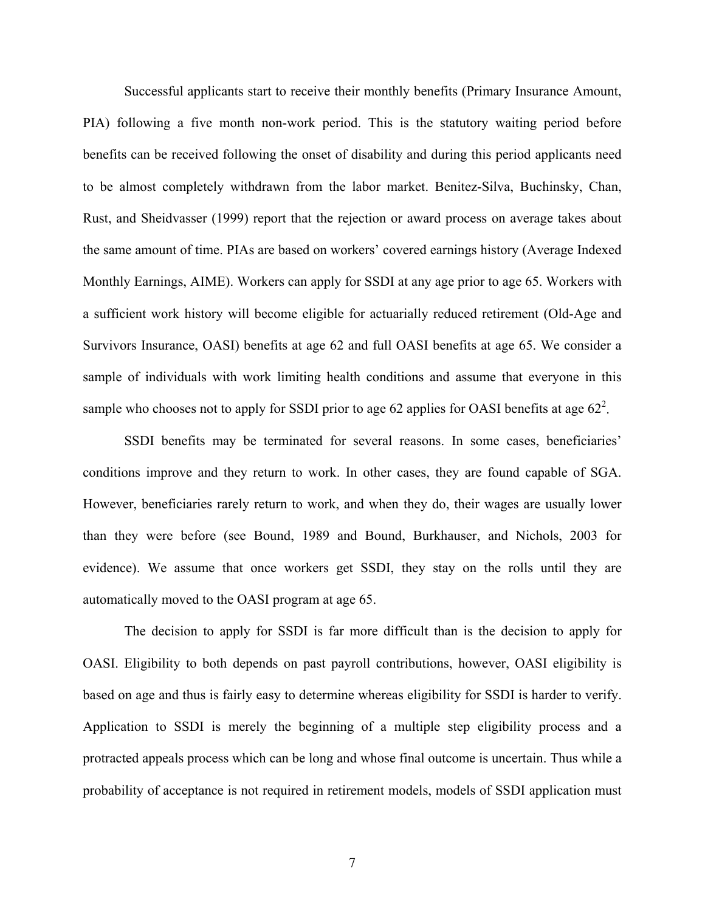Successful applicants start to receive their monthly benefits (Primary Insurance Amount, PIA) following a five month non-work period. This is the statutory waiting period before benefits can be received following the onset of disability and during this period applicants need to be almost completely withdrawn from the labor market. Benitez-Silva, Buchinsky, Chan, Rust, and Sheidvasser (1999) report that the rejection or award process on average takes about the same amount of time. PIAs are based on workers' covered earnings history (Average Indexed Monthly Earnings, AIME). Workers can apply for SSDI at any age prior to age 65. Workers with a sufficient work history will become eligible for actuarially reduced retirement (Old-Age and Survivors Insurance, OASI) benefits at age 62 and full OASI benefits at age 65. We consider a sample of individuals with work limiting health conditions and assume that everyone in this sample who chooses not to apply for SSDI prior to age 62 applies for OASI benefits at age 62[2].

SSDI benefits may be terminated for several reasons. In some cases, beneficiaries' conditions improve and they return to work. In other cases, they are found capable of SGA. However, beneficiaries rarely return to work, and when they do, their wages are usually lower than they were before (see Bound, 1989 and Bound, Burkhauser, and Nichols, 2003 for evidence). We assume that once workers get SSDI, they stay on the rolls until they are automatically moved to the OASI program at age 65.

The decision to apply for SSDI is far more difficult than is the decision to apply for OASI. Eligibility to both depends on past payroll contributions, however, OASI eligibility is based on age and thus is fairly easy to determine whereas eligibility for SSDI is harder to verify. Application to SSDI is merely the beginning of a multiple step eligibility process and a protracted appeals process which can be long and whose final outcome is uncertain. Thus while a probability of acceptance is not required in retirement models, models of SSDI application must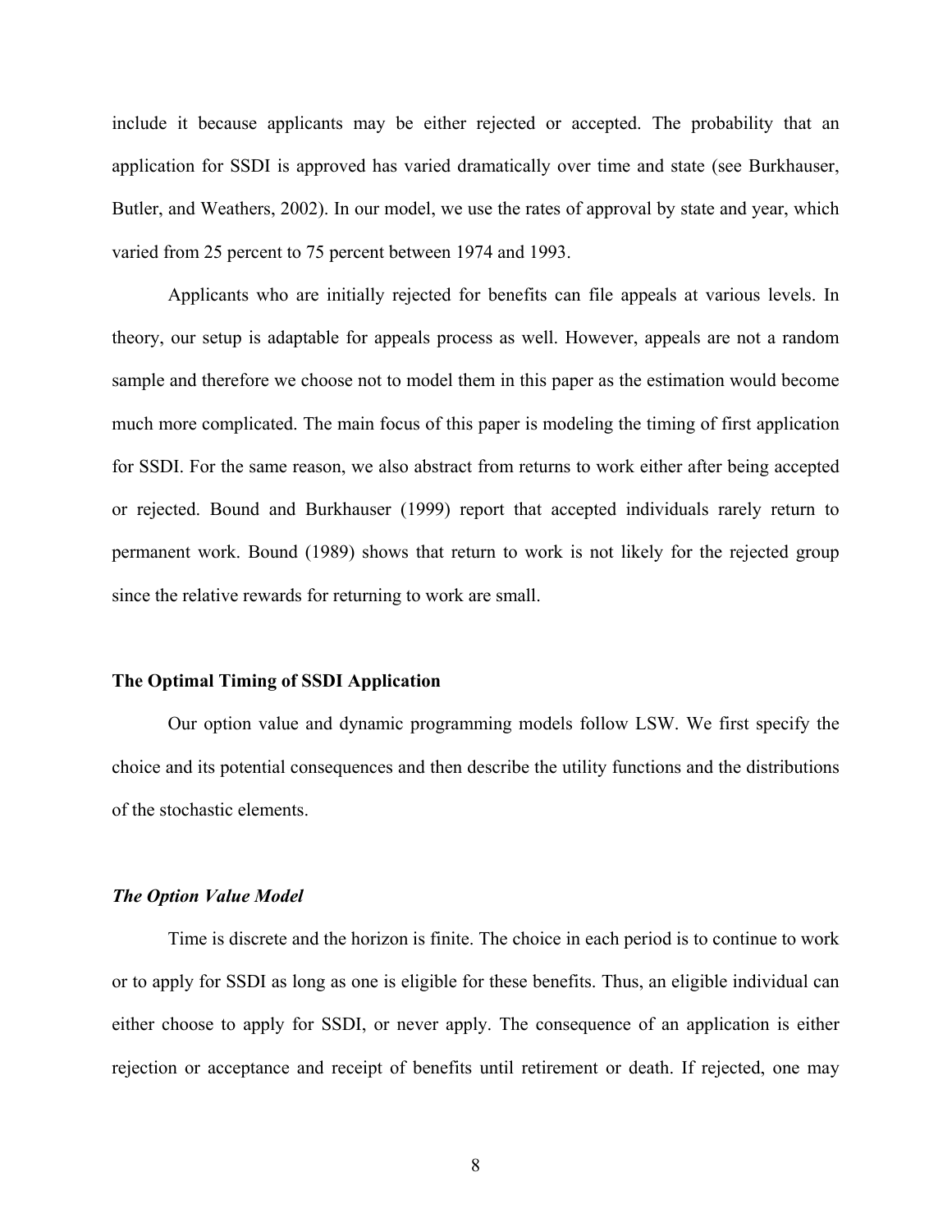include it because applicants may be either rejected or accepted. The probability that an application for SSDI is approved has varied dramatically over time and state (see Burkhauser, Butler, and Weathers, 2002). In our model, we use the rates of approval by state and year, which varied from 25 percent to 75 percent between 1974 and 1993.

Applicants who are initially rejected for benefits can file appeals at various levels. In theory, our setup is adaptable for appeals process as well. However, appeals are not a random sample and therefore we choose not to model them in this paper as the estimation would become much more complicated. The main focus of this paper is modeling the timing of first application for SSDI. For the same reason, we also abstract from returns to work either after being accepted or rejected. Bound and Burkhauser (1999) report that accepted individuals rarely return to permanent work. Bound (1989) shows that return to work is not likely for the rejected group since the relative rewards for returning to work are small.

### The Optimal Timing of SSDI Application

Our option value and dynamic programming models follow LSW. We first specify the choice and its potential consequences and then describe the utility functions and the distributions of the stochastic elements.

#### *The Option Value Model*

Time is discrete and the horizon is finite. The choice in each period is to continue to work or to apply for SSDI as long as one is eligible for these benefits. Thus, an eligible individual can either choose to apply for SSDI, or never apply. The consequence of an application is either rejection or acceptance and receipt of benefits until retirement or death. If rejected, one may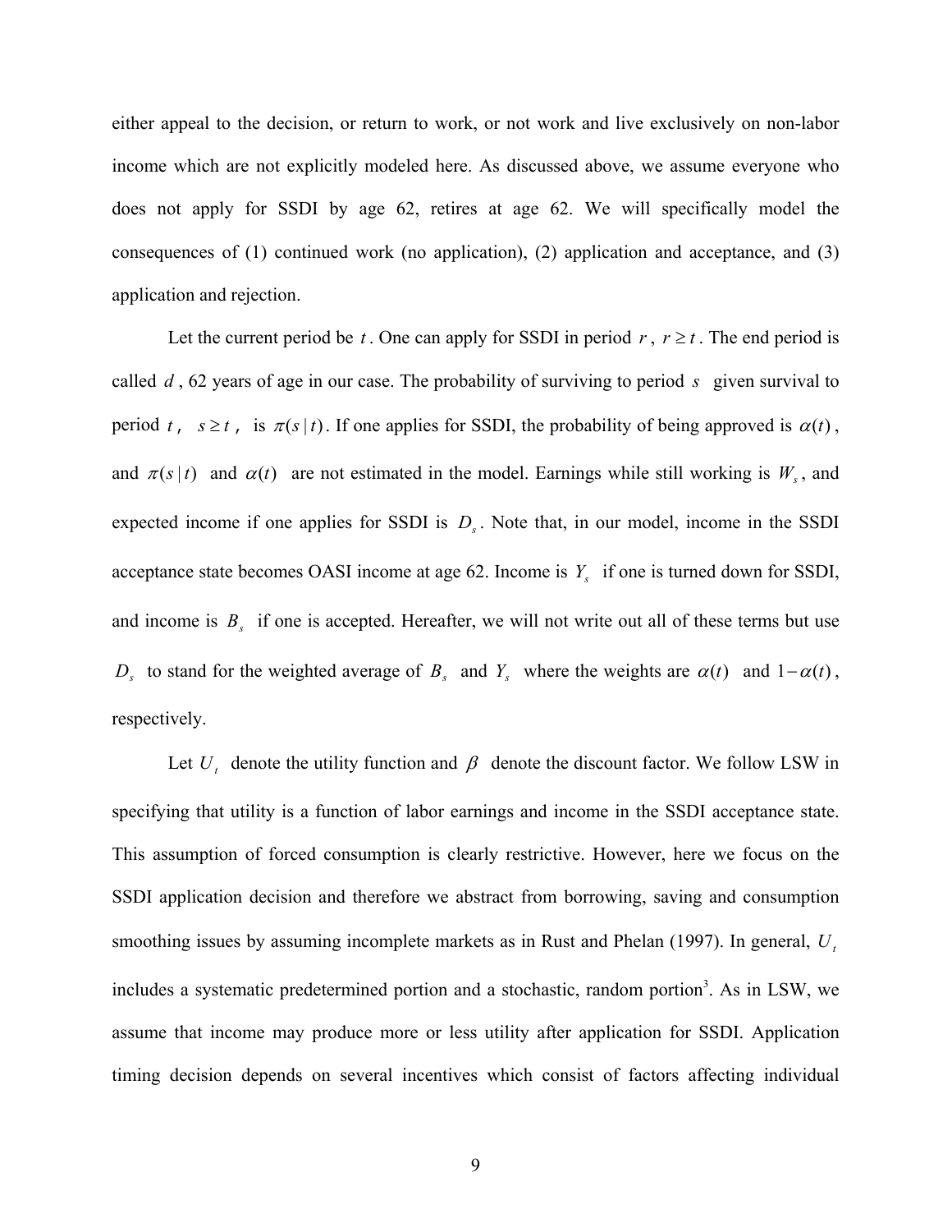either appeal to the decision, or return to work, or not work and live exclusively on non-labor income which are not explicitly modeled here. As discussed above, we assume everyone who does not apply for SSDI by age 62, retires at age 62. We will specifically model the consequences of (1) continued work (no application), (2) application and acceptance, and (3) application and rejection.

Let the current period be $t$. One can apply for SSDI in period $r$, $r \geq t$. The end period is called $d$, 62 years of age in our case. The probability of surviving to period $s$ given survival to period $t$, $s \geq t$, is $\pi(s \mid t)$. If one applies for SSDI, the probability of being approved is $\alpha(t)$, and $\pi(s \mid t)$ and $\alpha(t)$ are not estimated in the model. Earnings while still working is $W_s$, and expected income if one applies for SSDI is $D_s$. Note that, in our model, income in the SSDI acceptance state becomes OASI income at age 62. Income is $Y_s$ if one is turned down for SSDI, and income is $B_s$ if one is accepted. Hereafter, we will not write out all of these terms but use $D_s$ to stand for the weighted average of $B_s$ and $Y_s$ where the weights are $\alpha(t)$ and $1-\alpha(t)$, respectively.

Let $U_t$ denote the utility function and $\beta$ denote the discount factor. We follow LSW in specifying that utility is a function of labor earnings and income in the SSDI acceptance state. This assumption of forced consumption is clearly restrictive. However, here we focus on the SSDI application decision and therefore we abstract from borrowing, saving and consumption smoothing issues by assuming incomplete markets as in Rust and Phelan (1997). In general, $U_t$ includes a systematic predetermined portion and a stochastic, random portion[3]. As in LSW, we assume that income may produce more or less utility after application for SSDI. Application timing decision depends on several incentives which consist of factors affecting individual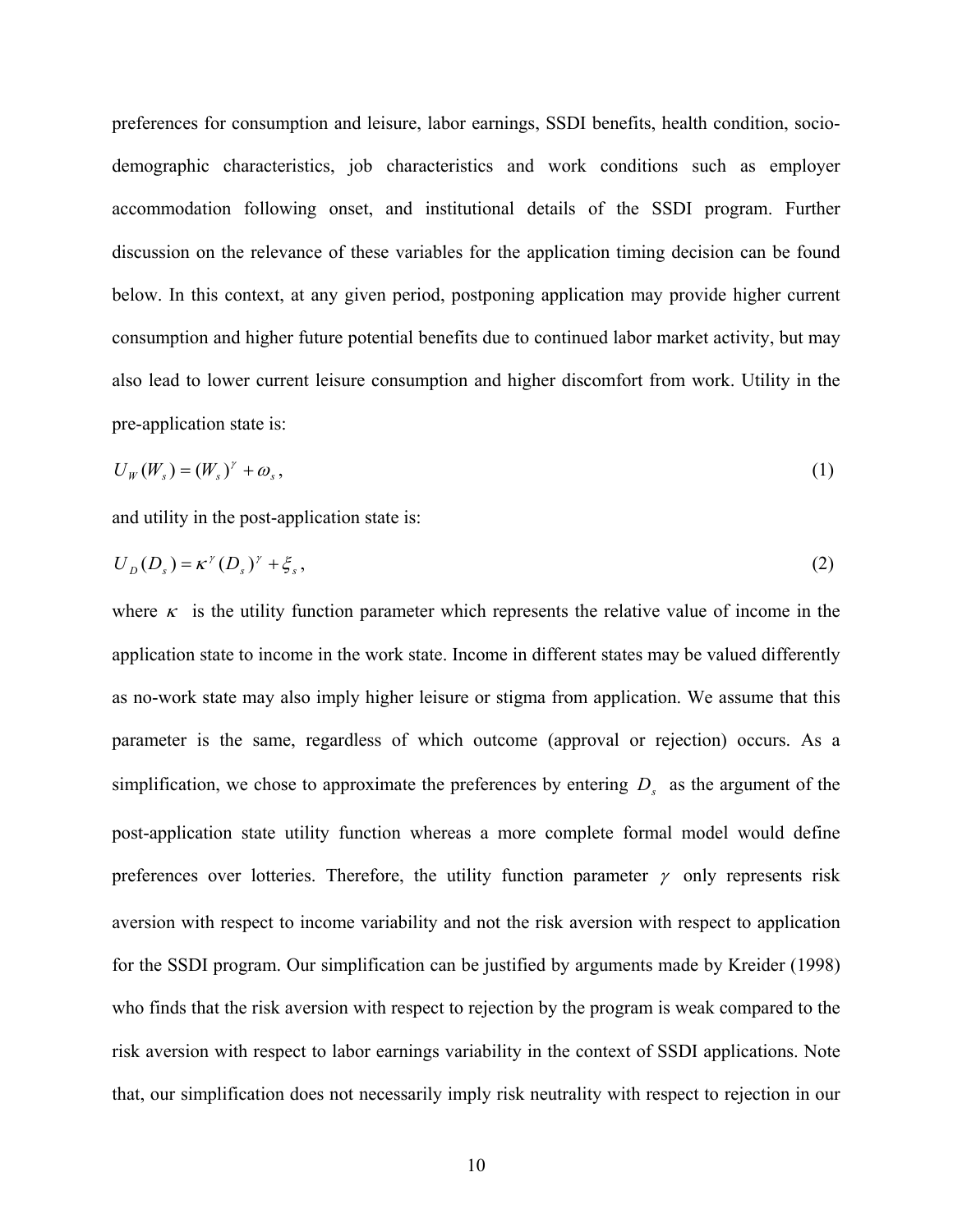preferences for consumption and leisure, labor earnings, SSDI benefits, health condition, socio-demographic characteristics, job characteristics and work conditions such as employer accommodation following onset, and institutional details of the SSDI program. Further discussion on the relevance of these variables for the application timing decision can be found below. In this context, at any given period, postponing application may provide higher current consumption and higher future potential benefits due to continued labor market activity, but may also lead to lower current leisure consumption and higher discomfort from work. Utility in the pre-application state is:

$$U_W(W_s) = (W_s)^{\gamma} + \omega_s, \tag{1}$$

and utility in the post-application state is:

$$U_D(D_s) = \kappa^{\gamma}(D_s)^{\gamma} + \xi_s, \tag{2}$$

where $\kappa$ is the utility function parameter which represents the relative value of income in the application state to income in the work state. Income in different states may be valued differently as no-work state may also imply higher leisure or stigma from application. We assume that this parameter is the same, regardless of which outcome (approval or rejection) occurs. As a simplification, we chose to approximate the preferences by entering $D_s$ as the argument of the post-application state utility function whereas a more complete formal model would define preferences over lotteries. Therefore, the utility function parameter $\gamma$ only represents risk aversion with respect to income variability and not the risk aversion with respect to application for the SSDI program. Our simplification can be justified by arguments made by Kreider (1998) who finds that the risk aversion with respect to rejection by the program is weak compared to the risk aversion with respect to labor earnings variability in the context of SSDI applications. Note that, our simplification does not necessarily imply risk neutrality with respect to rejection in our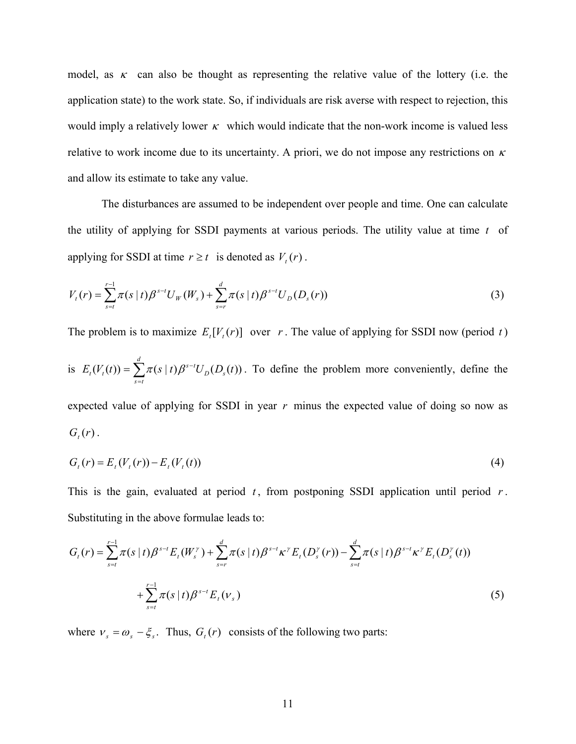model, as $\kappa$ can also be thought as representing the relative value of the lottery (i.e. the application state) to the work state. So, if individuals are risk averse with respect to rejection, this would imply a relatively lower $\kappa$ which would indicate that the non-work income is valued less relative to work income due to its uncertainty. A priori, we do not impose any restrictions on $\kappa$ and allow its estimate to take any value.

The disturbances are assumed to be independent over people and time. One can calculate the utility of applying for SSDI payments at various periods. The utility value at time $t$ of applying for SSDI at time $r \geq t$ is denoted as $V_t(r)$.

$$V_t(r) = \sum_{s=t}^{r-1} \pi(s \mid t)\beta^{s-t} U_W(W_s) + \sum_{s=r}^{d} \pi(s \mid t)\beta^{s-t} U_D(D_s(r)) \tag{3}$$

The problem is to maximize $E_t[V_t(r)]$ over $r$. The value of applying for SSDI now (period $t$) is $E_t(V_t(t)) = \sum_{s=t}^{d} \pi(s \mid t)\beta^{s-t} U_D(D_s(t))$. To define the problem more conveniently, define the expected value of applying for SSDI in year $r$ minus the expected value of doing so now as $G_t(r)$.

$$G_t(r) = E_t(V_t(r)) - E_t(V_t(t)) \tag{4}$$

This is the gain, evaluated at period $t$, from postponing SSDI application until period $r$. Substituting in the above formulae leads to:

$$G_t(r) = \sum_{s=t}^{r-1} \pi(s \mid t)\beta^{s-t} E_t(W_s^{\gamma}) + \sum_{s=r}^{d} \pi(s \mid t)\beta^{s-t} \kappa^{\gamma} E_t(D_s^{\gamma}(r)) - \sum_{s=t}^{d} \pi(s \mid t)\beta^{s-t} \kappa^{\gamma} E_t(D_s^{\gamma}(t))$$
$$+ \sum_{s=t}^{r-1} \pi(s \mid t)\beta^{s-t} E_t(\nu_s) \tag{5}$$

where $\nu_s = \omega_s - \xi_s$. Thus, $G_t(r)$ consists of the following two parts: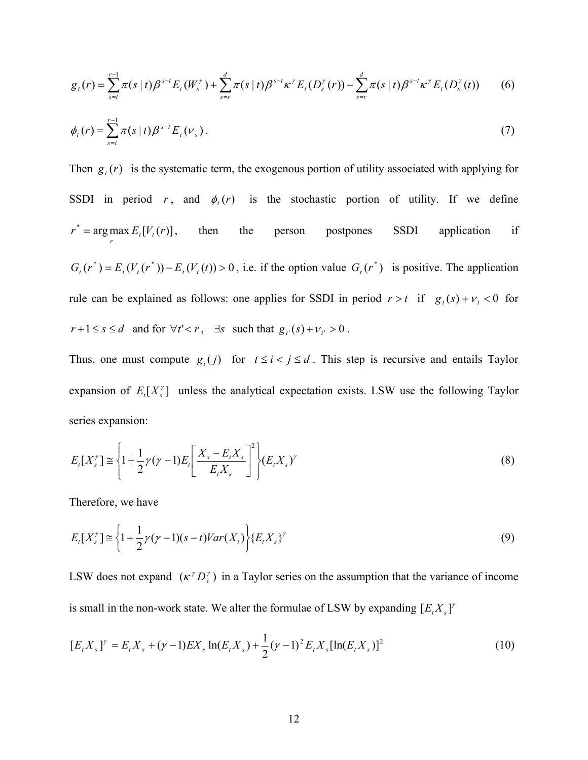$$g_t(r) = \sum_{s=t}^{r-1} \pi(s \mid t)\beta^{s-t} E_t(W_s^{\gamma}) + \sum_{s=r}^{d} \pi(s \mid t)\beta^{s-t}\kappa^{\gamma} E_t(D_s^{\gamma}(r)) - \sum_{s=r}^{d} \pi(s \mid t)\beta^{s-t}\kappa^{\gamma} E_t(D_s^{\gamma}(t)) \qquad (6)$$

$$\phi_t(r) = \sum_{s=t}^{r-1} \pi(s \mid t)\beta^{s-t} E_t(\nu_s). \qquad (7)$$

Then $g_t(r)$ is the systematic term, the exogenous portion of utility associated with applying for SSDI in period $r$, and $\phi_t(r)$ is the stochastic portion of utility. If we define $r^* = \arg\max_r E_t[V_t(r)]$, then the person postpones SSDI application if $G_t(r^*) = E_t(V_t(r^*)) - E_t(V_t(t)) > 0$, i.e. if the option value $G_t(r^*)$ is positive. The application rule can be explained as follows: one applies for SSDI in period $r > t$ if $g_t(s) + \nu_t < 0$ for $r+1 \le s \le d$ and for $\forall t' < r$, $\exists s$ such that $g_{t'}(s) + \nu_{t'} > 0$.

Thus, one must compute $g_i(j)$ for $t \le i < j \le d$. This step is recursive and entails Taylor expansion of $E_t[X_s^{\gamma}]$ unless the analytical expectation exists. LSW use the following Taylor series expansion:

$$E_t[X_s^{\gamma}] \cong \left\{ 1 + \frac{1}{2}\gamma(\gamma-1) E_t\left[ \frac{X_s - E_t X_s}{E_t X_s} \right]^2 \right\} (E_t X_s)^{\gamma} \qquad (8)$$

Therefore, we have

$$E_t[X_s^{\gamma}] \cong \left\{ 1 + \frac{1}{2}\gamma(\gamma-1)(s-t)Var(X_t) \right\} \{E_t X_s\}^{\gamma} \qquad (9)$$

LSW does not expand $(\kappa^{\gamma} D_s^{\gamma})$ in a Taylor series on the assumption that the variance of income is small in the non-work state. We alter the formulae of LSW by expanding $[E_t X_s]^{\gamma}$

$$[E_t X_s]^{\gamma} = E_t X_s + (\gamma-1) E X_s \ln(E_t X_s) + \frac{1}{2}(\gamma-1)^2 E_t X_s [\ln(E_t X_s)]^2 \qquad (10)$$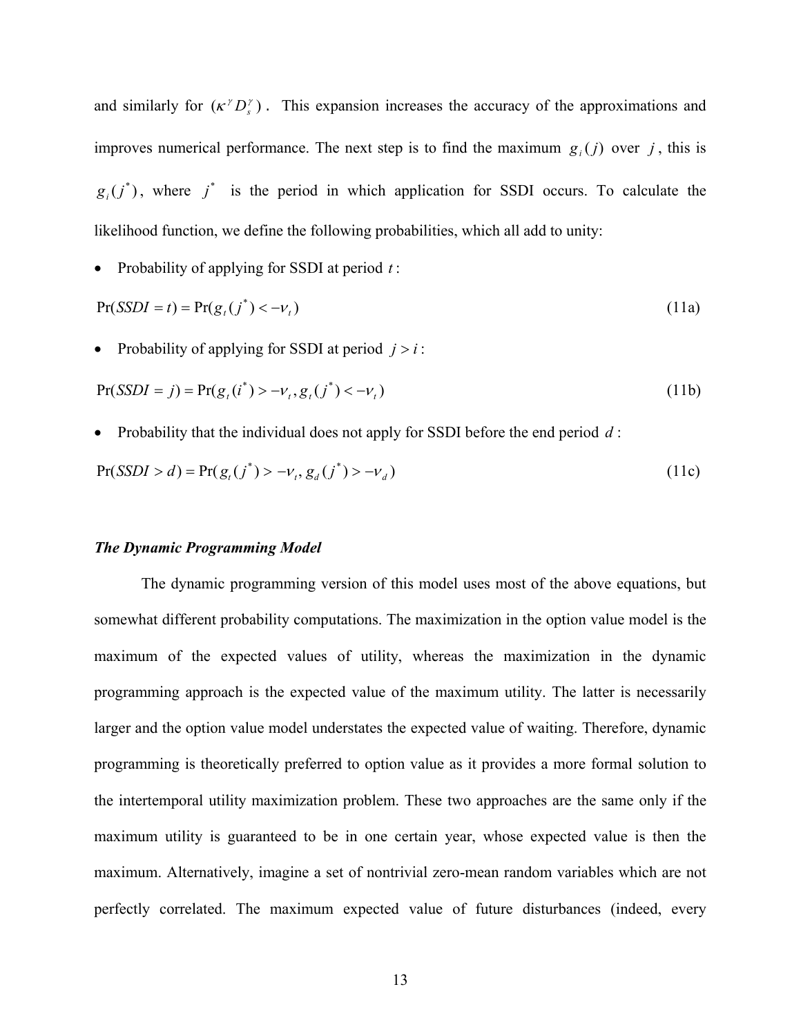and similarly for $(\kappa^{\gamma} D_s^{\gamma})$. This expansion increases the accuracy of the approximations and improves numerical performance. The next step is to find the maximum $g_i(j)$ over $j$, this is $g_i(j^*)$, where $j^*$ is the period in which application for SSDI occurs. To calculate the likelihood function, we define the following probabilities, which all add to unity:

- Probability of applying for SSDI at period $t$:

$$\Pr(SSDI = t) = \Pr(g_t(j^*) < -\nu_t) \tag{11a}$$

- Probability of applying for SSDI at period $j > i$:

$$\Pr(SSDI = j) = \Pr(g_t(i^*) > -\nu_t, g_t(j^*) < -\nu_t) \tag{11b}$$

- Probability that the individual does not apply for SSDI before the end period $d$:

$$\Pr(SSDI > d) = \Pr(g_t(j^*) > -\nu_t, g_d(j^*) > -\nu_d) \tag{11c}$$

### *The Dynamic Programming Model*

The dynamic programming version of this model uses most of the above equations, but somewhat different probability computations. The maximization in the option value model is the maximum of the expected values of utility, whereas the maximization in the dynamic programming approach is the expected value of the maximum utility. The latter is necessarily larger and the option value model understates the expected value of waiting. Therefore, dynamic programming is theoretically preferred to option value as it provides a more formal solution to the intertemporal utility maximization problem. These two approaches are the same only if the maximum utility is guaranteed to be in one certain year, whose expected value is then the maximum. Alternatively, imagine a set of nontrivial zero-mean random variables which are not perfectly correlated. The maximum expected value of future disturbances (indeed, every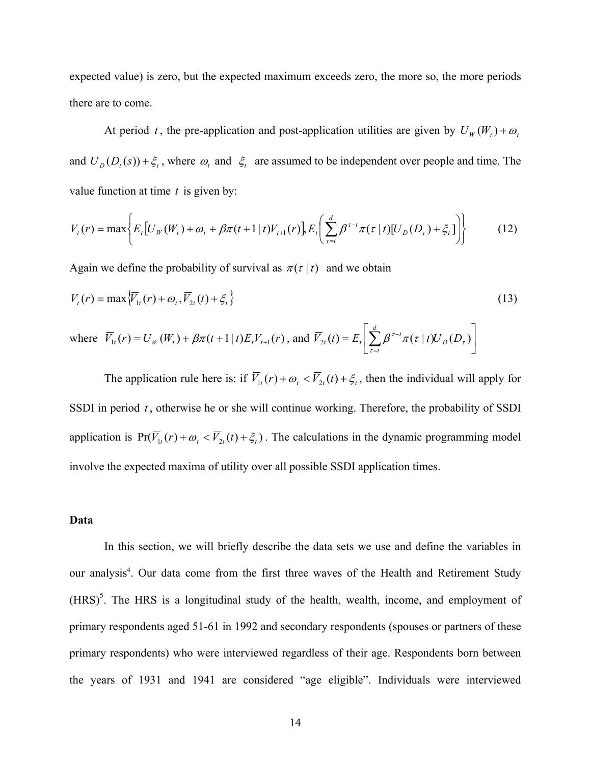expected value) is zero, but the expected maximum exceeds zero, the more so, the more periods there are to come.

At period $t$, the pre-application and post-application utilities are given by $U_W(W_t) + \omega_t$ and $U_D(D_t(s)) + \xi_t$, where $\omega_t$ and $\xi_t$ are assumed to be independent over people and time. The value function at time $t$ is given by:

$$V_t(r) = \max\left\{ E_t\left[U_W(W_t) + \omega_t + \beta\pi(t+1\,|\,t)V_{t+1}(r)\right], E_t\left(\sum_{\tau=t}^{d} \beta^{\tau-t}\pi(\tau\,|\,t)[U_D(D_\tau) + \xi_t]\right)\right\} \tag{12}$$

Again we define the probability of survival as $\pi(\tau\,|\,t)$ and we obtain

$$V_t(r) = \max\left\{\overline{V}_{1t}(r) + \omega_t, \overline{V}_{2t}(t) + \xi_t\right\} \tag{13}$$

where $\overline{V}_{1t}(r) = U_W(W_t) + \beta\pi(t+1\,|\,t)E_t V_{t+1}(r)$, and $\overline{V}_{2t}(t) = E_t\left[\sum_{\tau=t}^{d} \beta^{\tau-t}\pi(\tau\,|\,t)U_D(D_\tau)\right]$

The application rule here is: if $\overline{V}_{1t}(r) + \omega_t < \overline{V}_{2t}(t) + \xi_t$, then the individual will apply for SSDI in period $t$, otherwise he or she will continue working. Therefore, the probability of SSDI application is $\Pr(\overline{V}_{1t}(r) + \omega_t < \overline{V}_{2t}(t) + \xi_t)$. The calculations in the dynamic programming model involve the expected maxima of utility over all possible SSDI application times.

**Data**

In this section, we will briefly describe the data sets we use and define the variables in our analysis[4]. Our data come from the first three waves of the Health and Retirement Study (HRS)[5]. The HRS is a longitudinal study of the health, wealth, income, and employment of primary respondents aged 51-61 in 1992 and secondary respondents (spouses or partners of these primary respondents) who were interviewed regardless of their age. Respondents born between the years of 1931 and 1941 are considered "age eligible". Individuals were interviewed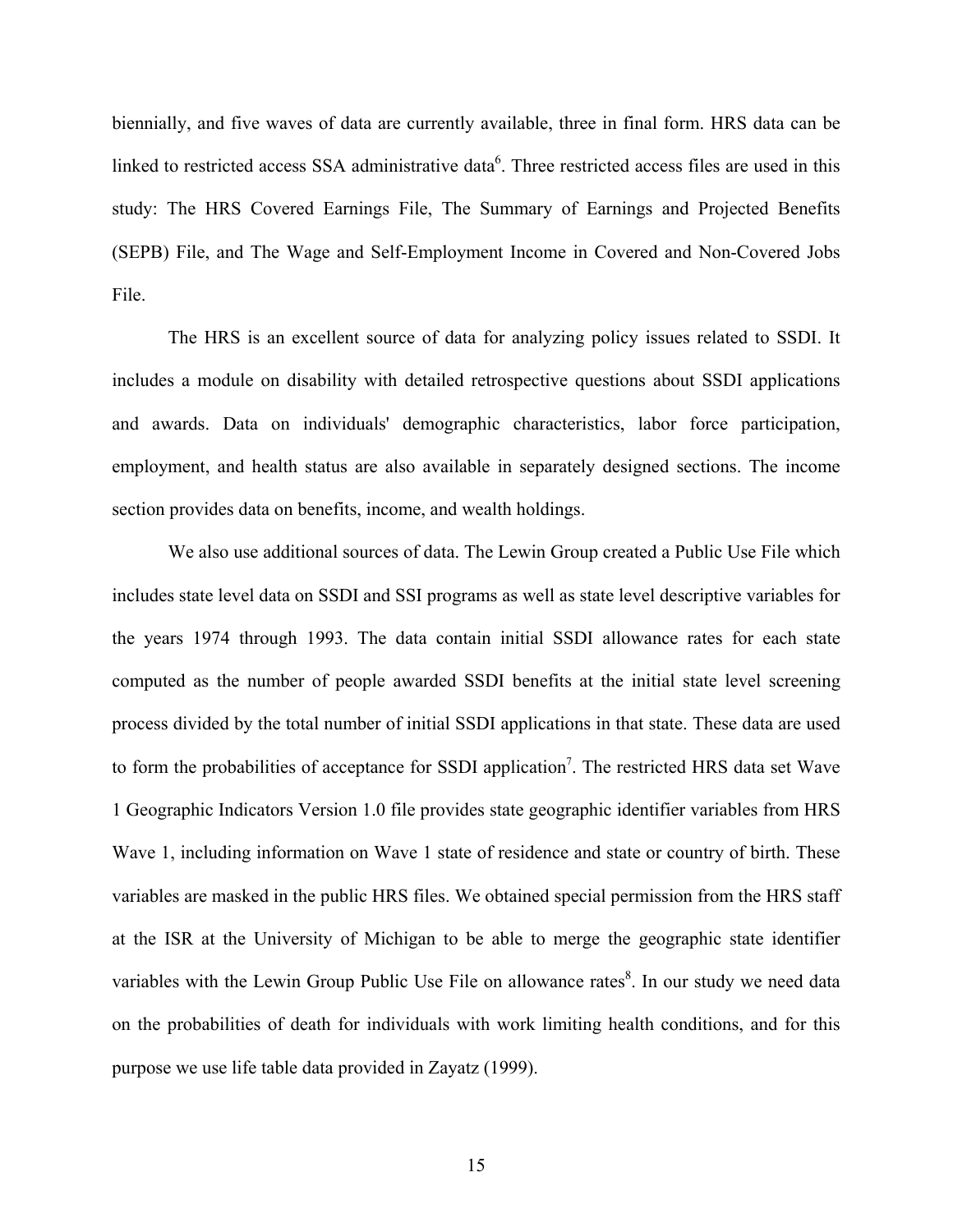biennially, and five waves of data are currently available, three in final form. HRS data can be linked to restricted access SSA administrative data[6]. Three restricted access files are used in this study: The HRS Covered Earnings File, The Summary of Earnings and Projected Benefits (SEPB) File, and The Wage and Self-Employment Income in Covered and Non-Covered Jobs File.

The HRS is an excellent source of data for analyzing policy issues related to SSDI. It includes a module on disability with detailed retrospective questions about SSDI applications and awards. Data on individuals' demographic characteristics, labor force participation, employment, and health status are also available in separately designed sections. The income section provides data on benefits, income, and wealth holdings.

We also use additional sources of data. The Lewin Group created a Public Use File which includes state level data on SSDI and SSI programs as well as state level descriptive variables for the years 1974 through 1993. The data contain initial SSDI allowance rates for each state computed as the number of people awarded SSDI benefits at the initial state level screening process divided by the total number of initial SSDI applications in that state. These data are used to form the probabilities of acceptance for SSDI application[7]. The restricted HRS data set Wave 1 Geographic Indicators Version 1.0 file provides state geographic identifier variables from HRS Wave 1, including information on Wave 1 state of residence and state or country of birth. These variables are masked in the public HRS files. We obtained special permission from the HRS staff at the ISR at the University of Michigan to be able to merge the geographic state identifier variables with the Lewin Group Public Use File on allowance rates[8]. In our study we need data on the probabilities of death for individuals with work limiting health conditions, and for this purpose we use life table data provided in Zayatz (1999).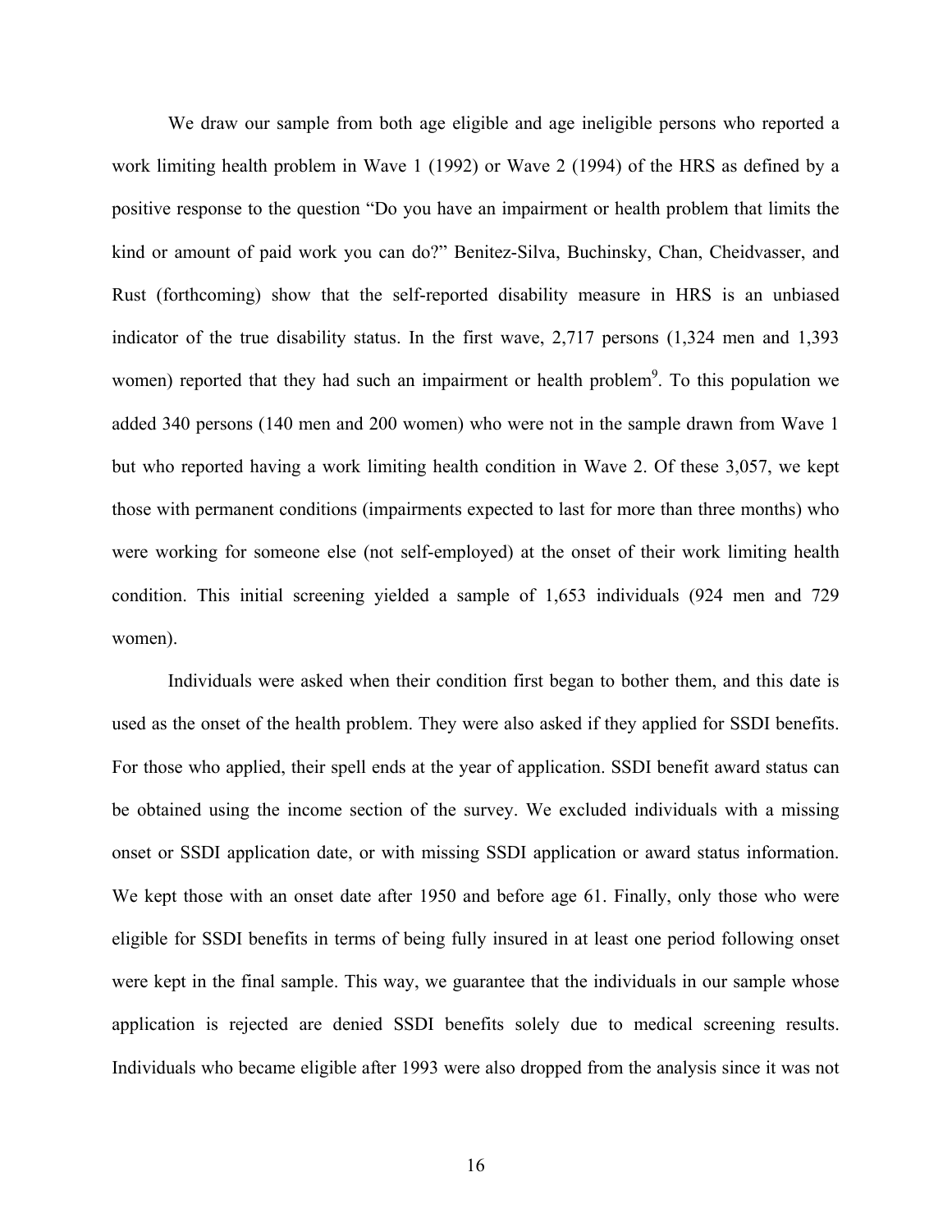We draw our sample from both age eligible and age ineligible persons who reported a work limiting health problem in Wave 1 (1992) or Wave 2 (1994) of the HRS as defined by a positive response to the question "Do you have an impairment or health problem that limits the kind or amount of paid work you can do?" Benitez-Silva, Buchinsky, Chan, Cheidvasser, and Rust (forthcoming) show that the self-reported disability measure in HRS is an unbiased indicator of the true disability status. In the first wave, 2,717 persons (1,324 men and 1,393 women) reported that they had such an impairment or health problem[9]. To this population we added 340 persons (140 men and 200 women) who were not in the sample drawn from Wave 1 but who reported having a work limiting health condition in Wave 2. Of these 3,057, we kept those with permanent conditions (impairments expected to last for more than three months) who were working for someone else (not self-employed) at the onset of their work limiting health condition. This initial screening yielded a sample of 1,653 individuals (924 men and 729 women).

Individuals were asked when their condition first began to bother them, and this date is used as the onset of the health problem. They were also asked if they applied for SSDI benefits. For those who applied, their spell ends at the year of application. SSDI benefit award status can be obtained using the income section of the survey. We excluded individuals with a missing onset or SSDI application date, or with missing SSDI application or award status information. We kept those with an onset date after 1950 and before age 61. Finally, only those who were eligible for SSDI benefits in terms of being fully insured in at least one period following onset were kept in the final sample. This way, we guarantee that the individuals in our sample whose application is rejected are denied SSDI benefits solely due to medical screening results. Individuals who became eligible after 1993 were also dropped from the analysis since it was not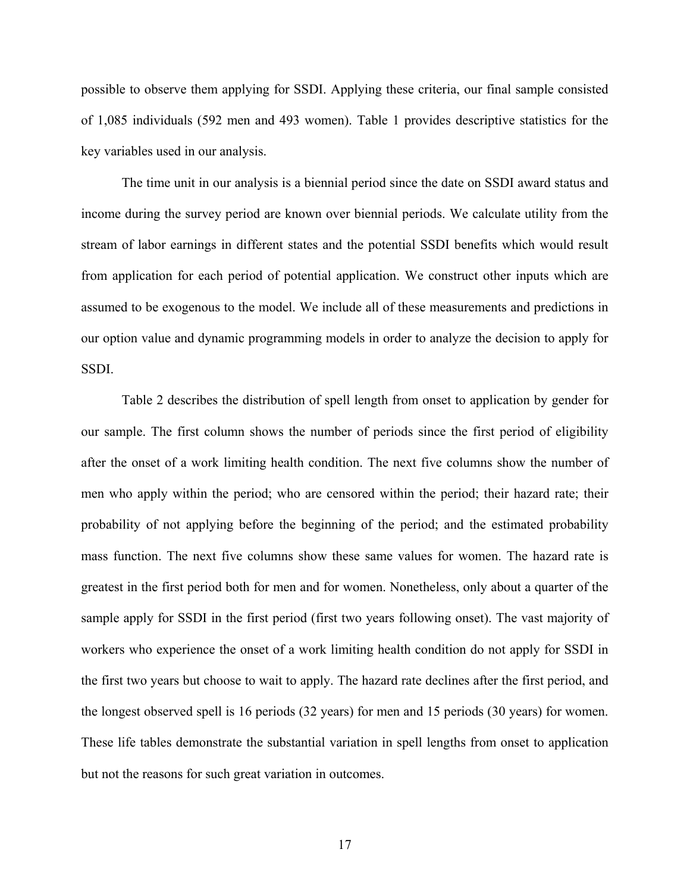possible to observe them applying for SSDI. Applying these criteria, our final sample consisted of 1,085 individuals (592 men and 493 women). Table 1 provides descriptive statistics for the key variables used in our analysis.

The time unit in our analysis is a biennial period since the date on SSDI award status and income during the survey period are known over biennial periods. We calculate utility from the stream of labor earnings in different states and the potential SSDI benefits which would result from application for each period of potential application. We construct other inputs which are assumed to be exogenous to the model. We include all of these measurements and predictions in our option value and dynamic programming models in order to analyze the decision to apply for SSDI.

Table 2 describes the distribution of spell length from onset to application by gender for our sample. The first column shows the number of periods since the first period of eligibility after the onset of a work limiting health condition. The next five columns show the number of men who apply within the period; who are censored within the period; their hazard rate; their probability of not applying before the beginning of the period; and the estimated probability mass function. The next five columns show these same values for women. The hazard rate is greatest in the first period both for men and for women. Nonetheless, only about a quarter of the sample apply for SSDI in the first period (first two years following onset). The vast majority of workers who experience the onset of a work limiting health condition do not apply for SSDI in the first two years but choose to wait to apply. The hazard rate declines after the first period, and the longest observed spell is 16 periods (32 years) for men and 15 periods (30 years) for women. These life tables demonstrate the substantial variation in spell lengths from onset to application but not the reasons for such great variation in outcomes.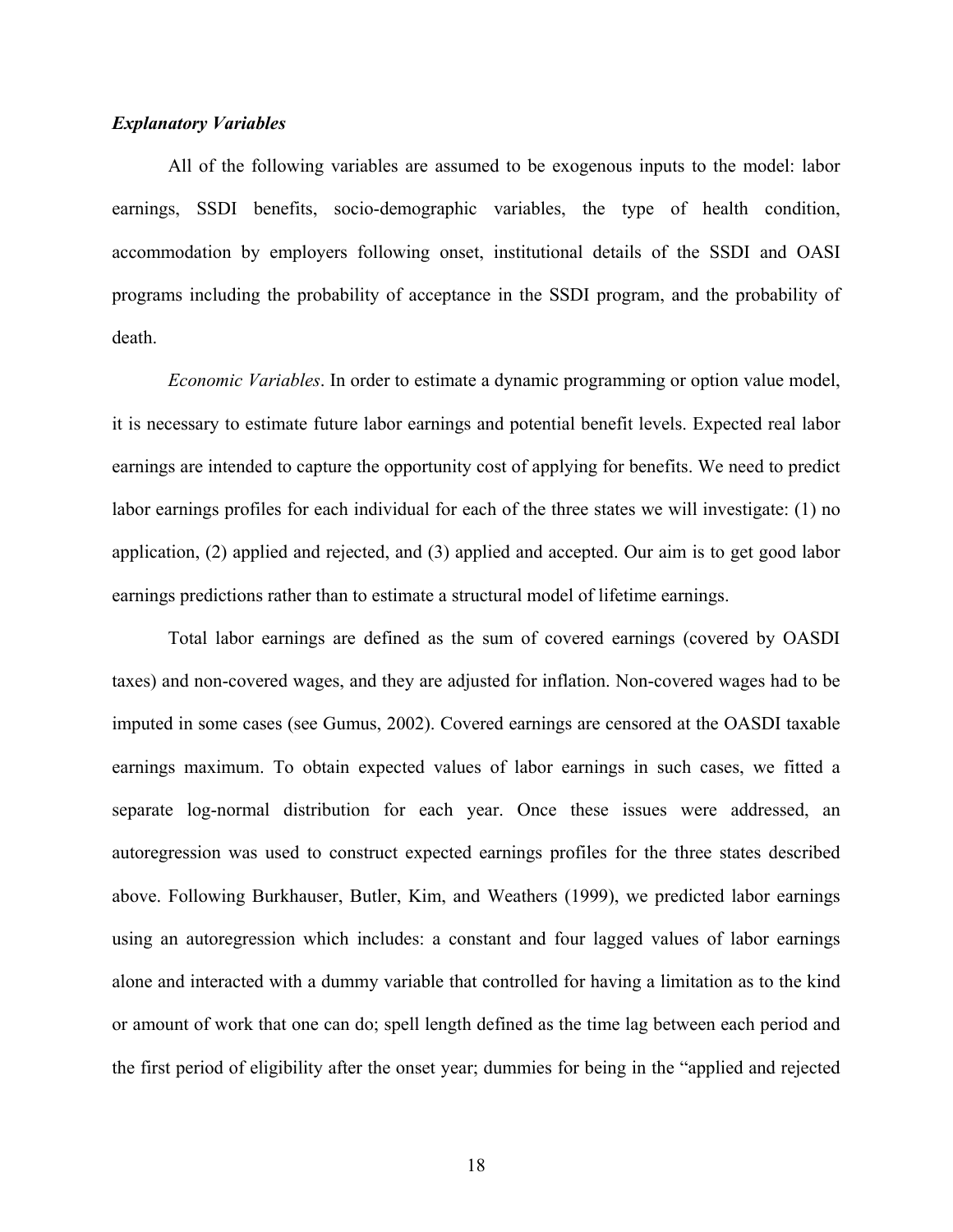### *Explanatory Variables*

All of the following variables are assumed to be exogenous inputs to the model: labor earnings, SSDI benefits, socio-demographic variables, the type of health condition, accommodation by employers following onset, institutional details of the SSDI and OASI programs including the probability of acceptance in the SSDI program, and the probability of death.

*Economic Variables*. In order to estimate a dynamic programming or option value model, it is necessary to estimate future labor earnings and potential benefit levels. Expected real labor earnings are intended to capture the opportunity cost of applying for benefits. We need to predict labor earnings profiles for each individual for each of the three states we will investigate: (1) no application, (2) applied and rejected, and (3) applied and accepted. Our aim is to get good labor earnings predictions rather than to estimate a structural model of lifetime earnings.

Total labor earnings are defined as the sum of covered earnings (covered by OASDI taxes) and non-covered wages, and they are adjusted for inflation. Non-covered wages had to be imputed in some cases (see Gumus, 2002). Covered earnings are censored at the OASDI taxable earnings maximum. To obtain expected values of labor earnings in such cases, we fitted a separate log-normal distribution for each year. Once these issues were addressed, an autoregression was used to construct expected earnings profiles for the three states described above. Following Burkhauser, Butler, Kim, and Weathers (1999), we predicted labor earnings using an autoregression which includes: a constant and four lagged values of labor earnings alone and interacted with a dummy variable that controlled for having a limitation as to the kind or amount of work that one can do; spell length defined as the time lag between each period and the first period of eligibility after the onset year; dummies for being in the "applied and rejected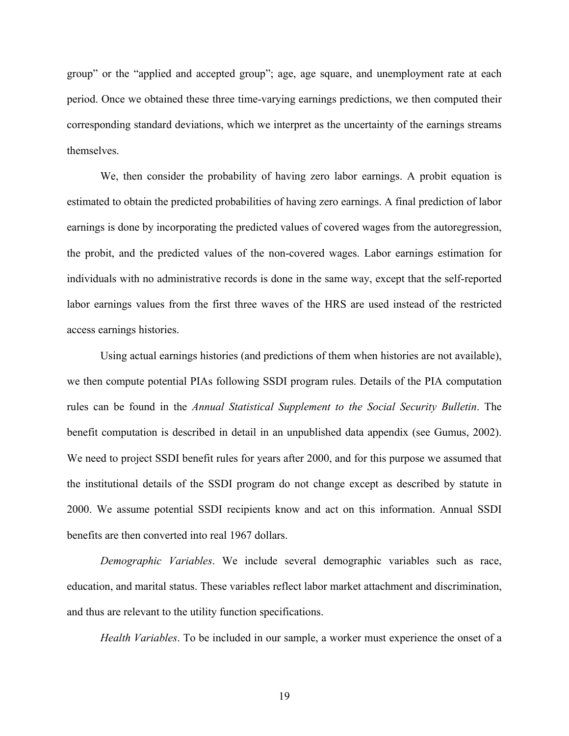group" or the "applied and accepted group"; age, age square, and unemployment rate at each period. Once we obtained these three time-varying earnings predictions, we then computed their corresponding standard deviations, which we interpret as the uncertainty of the earnings streams themselves.

We, then consider the probability of having zero labor earnings. A probit equation is estimated to obtain the predicted probabilities of having zero earnings. A final prediction of labor earnings is done by incorporating the predicted values of covered wages from the autoregression, the probit, and the predicted values of the non-covered wages. Labor earnings estimation for individuals with no administrative records is done in the same way, except that the self-reported labor earnings values from the first three waves of the HRS are used instead of the restricted access earnings histories.

Using actual earnings histories (and predictions of them when histories are not available), we then compute potential PIAs following SSDI program rules. Details of the PIA computation rules can be found in the *Annual Statistical Supplement to the Social Security Bulletin*. The benefit computation is described in detail in an unpublished data appendix (see Gumus, 2002). We need to project SSDI benefit rules for years after 2000, and for this purpose we assumed that the institutional details of the SSDI program do not change except as described by statute in 2000. We assume potential SSDI recipients know and act on this information. Annual SSDI benefits are then converted into real 1967 dollars.

*Demographic Variables*. We include several demographic variables such as race, education, and marital status. These variables reflect labor market attachment and discrimination, and thus are relevant to the utility function specifications.

*Health Variables*. To be included in our sample, a worker must experience the onset of a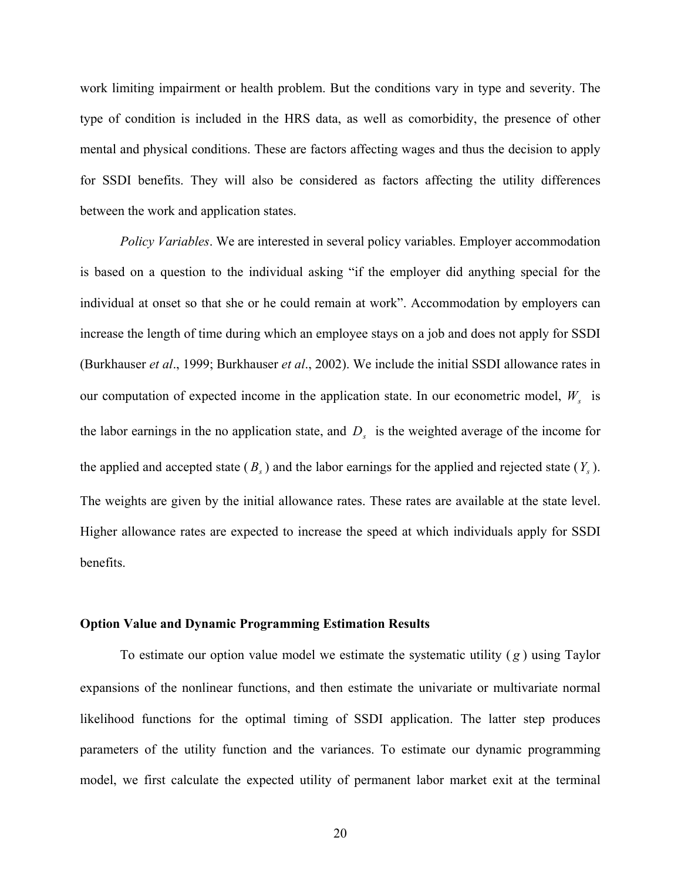work limiting impairment or health problem. But the conditions vary in type and severity. The type of condition is included in the HRS data, as well as comorbidity, the presence of other mental and physical conditions. These are factors affecting wages and thus the decision to apply for SSDI benefits. They will also be considered as factors affecting the utility differences between the work and application states.

*Policy Variables*. We are interested in several policy variables. Employer accommodation is based on a question to the individual asking "if the employer did anything special for the individual at onset so that she or he could remain at work". Accommodation by employers can increase the length of time during which an employee stays on a job and does not apply for SSDI (Burkhauser *et al*., 1999; Burkhauser *et al*., 2002). We include the initial SSDI allowance rates in our computation of expected income in the application state. In our econometric model, $W_s$ is the labor earnings in the no application state, and $D_s$ is the weighted average of the income for the applied and accepted state ($B_s$) and the labor earnings for the applied and rejected state ($Y_s$). The weights are given by the initial allowance rates. These rates are available at the state level. Higher allowance rates are expected to increase the speed at which individuals apply for SSDI benefits.

## Option Value and Dynamic Programming Estimation Results

To estimate our option value model we estimate the systematic utility ($g$) using Taylor expansions of the nonlinear functions, and then estimate the univariate or multivariate normal likelihood functions for the optimal timing of SSDI application. The latter step produces parameters of the utility function and the variances. To estimate our dynamic programming model, we first calculate the expected utility of permanent labor market exit at the terminal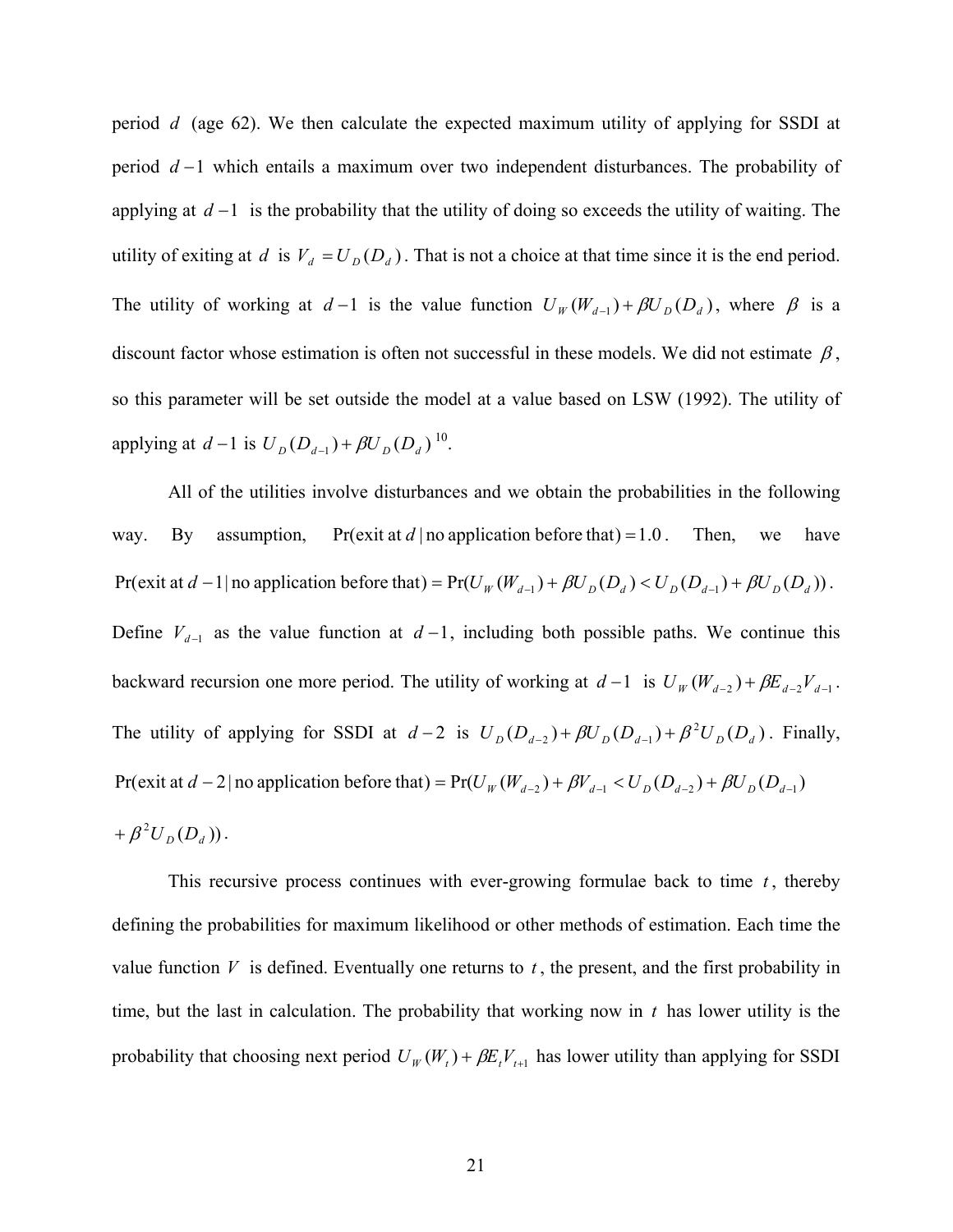period $d$ (age 62). We then calculate the expected maximum utility of applying for SSDI at period $d-1$ which entails a maximum over two independent disturbances. The probability of applying at $d-1$ is the probability that the utility of doing so exceeds the utility of waiting. The utility of exiting at $d$ is $V_d = U_D(D_d)$. That is not a choice at that time since it is the end period. The utility of working at $d-1$ is the value function $U_W(W_{d-1}) + \beta U_D(D_d)$, where $\beta$ is a discount factor whose estimation is often not successful in these models. We did not estimate $\beta$, so this parameter will be set outside the model at a value based on LSW (1992). The utility of applying at $d-1$ is $U_D(D_{d-1}) + \beta U_D(D_d)$ [10].

All of the utilities involve disturbances and we obtain the probabilities in the following way. By assumption, $\Pr(\text{exit at } d \mid \text{no application before that}) = 1.0$. Then, we have $\Pr(\text{exit at } d-1 \mid \text{no application before that}) = \Pr(U_W(W_{d-1}) + \beta U_D(D_d) < U_D(D_{d-1}) + \beta U_D(D_d))$. Define $V_{d-1}$ as the value function at $d-1$, including both possible paths. We continue this backward recursion one more period. The utility of working at $d-1$ is $U_W(W_{d-2}) + \beta E_{d-2} V_{d-1}$. The utility of applying for SSDI at $d-2$ is $U_D(D_{d-2}) + \beta U_D(D_{d-1}) + \beta^2 U_D(D_d)$. Finally, $\Pr(\text{exit at } d-2 \mid \text{no application before that}) = \Pr(U_W(W_{d-2}) + \beta V_{d-1} < U_D(D_{d-2}) + \beta U_D(D_{d-1})$ $+ \beta^2 U_D(D_d))$.

This recursive process continues with ever-growing formulae back to time $t$, thereby defining the probabilities for maximum likelihood or other methods of estimation. Each time the value function $V$ is defined. Eventually one returns to $t$, the present, and the first probability in time, but the last in calculation. The probability that working now in $t$ has lower utility is the probability that choosing next period $U_W(W_t) + \beta E_t V_{t+1}$ has lower utility than applying for SSDI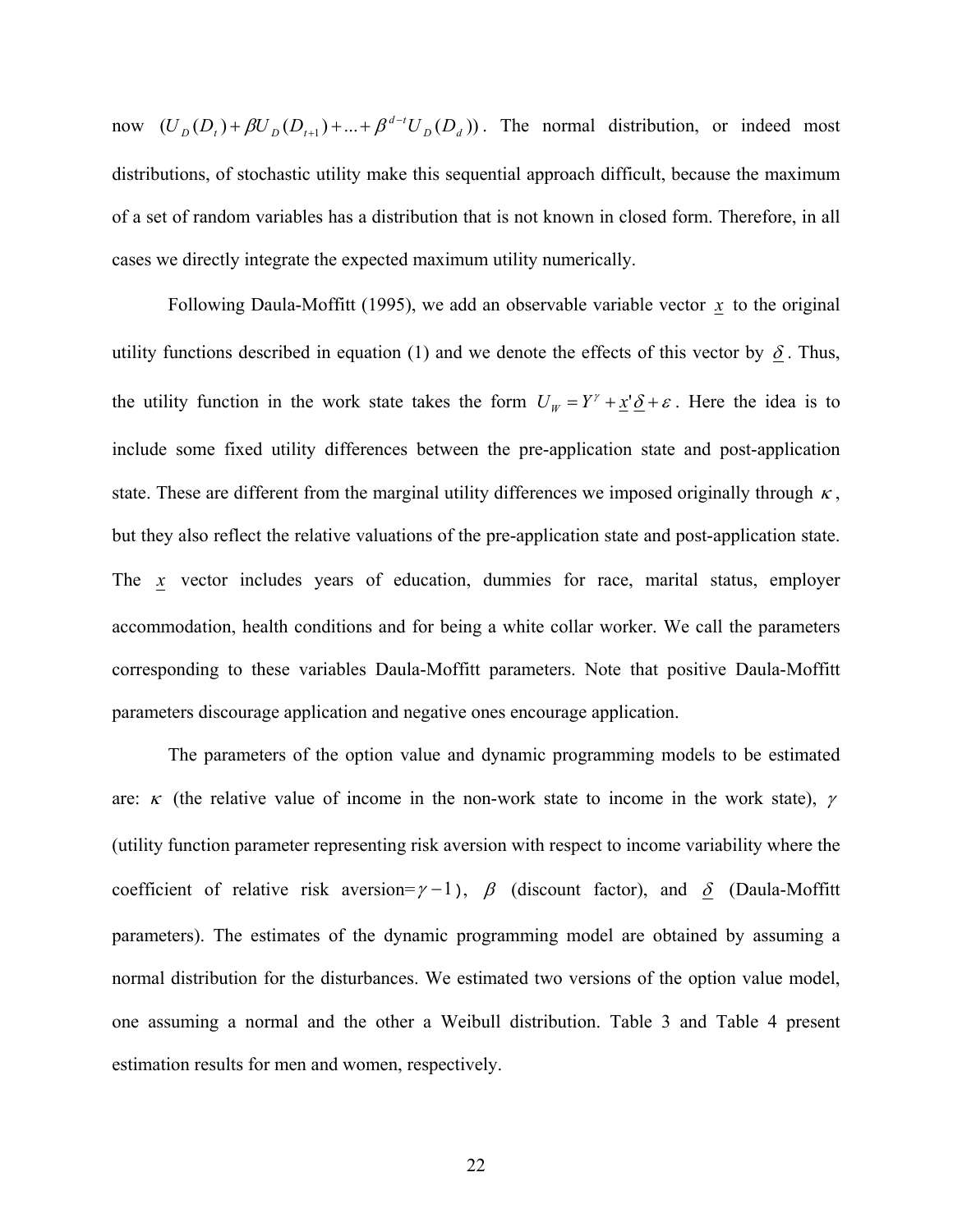now $(U_D(D_t) + \beta U_D(D_{t+1}) + ... + \beta^{d-t} U_D(D_d))$. The normal distribution, or indeed most distributions, of stochastic utility make this sequential approach difficult, because the maximum of a set of random variables has a distribution that is not known in closed form. Therefore, in all cases we directly integrate the expected maximum utility numerically.

Following Daula-Moffitt (1995), we add an observable variable vector $\underline{x}$ to the original utility functions described in equation (1) and we denote the effects of this vector by $\underline{\delta}$. Thus, the utility function in the work state takes the form $U_W = Y^{\gamma} + \underline{x}'\underline{\delta} + \varepsilon$. Here the idea is to include some fixed utility differences between the pre-application state and post-application state. These are different from the marginal utility differences we imposed originally through $\kappa$, but they also reflect the relative valuations of the pre-application state and post-application state. The $\underline{x}$ vector includes years of education, dummies for race, marital status, employer accommodation, health conditions and for being a white collar worker. We call the parameters corresponding to these variables Daula-Moffitt parameters. Note that positive Daula-Moffitt parameters discourage application and negative ones encourage application.

The parameters of the option value and dynamic programming models to be estimated are: $\kappa$ (the relative value of income in the non-work state to income in the work state), $\gamma$ (utility function parameter representing risk aversion with respect to income variability where the coefficient of relative risk aversion=$\gamma - 1$), $\beta$ (discount factor), and $\underline{\delta}$ (Daula-Moffitt parameters). The estimates of the dynamic programming model are obtained by assuming a normal distribution for the disturbances. We estimated two versions of the option value model, one assuming a normal and the other a Weibull distribution. Table 3 and Table 4 present estimation results for men and women, respectively.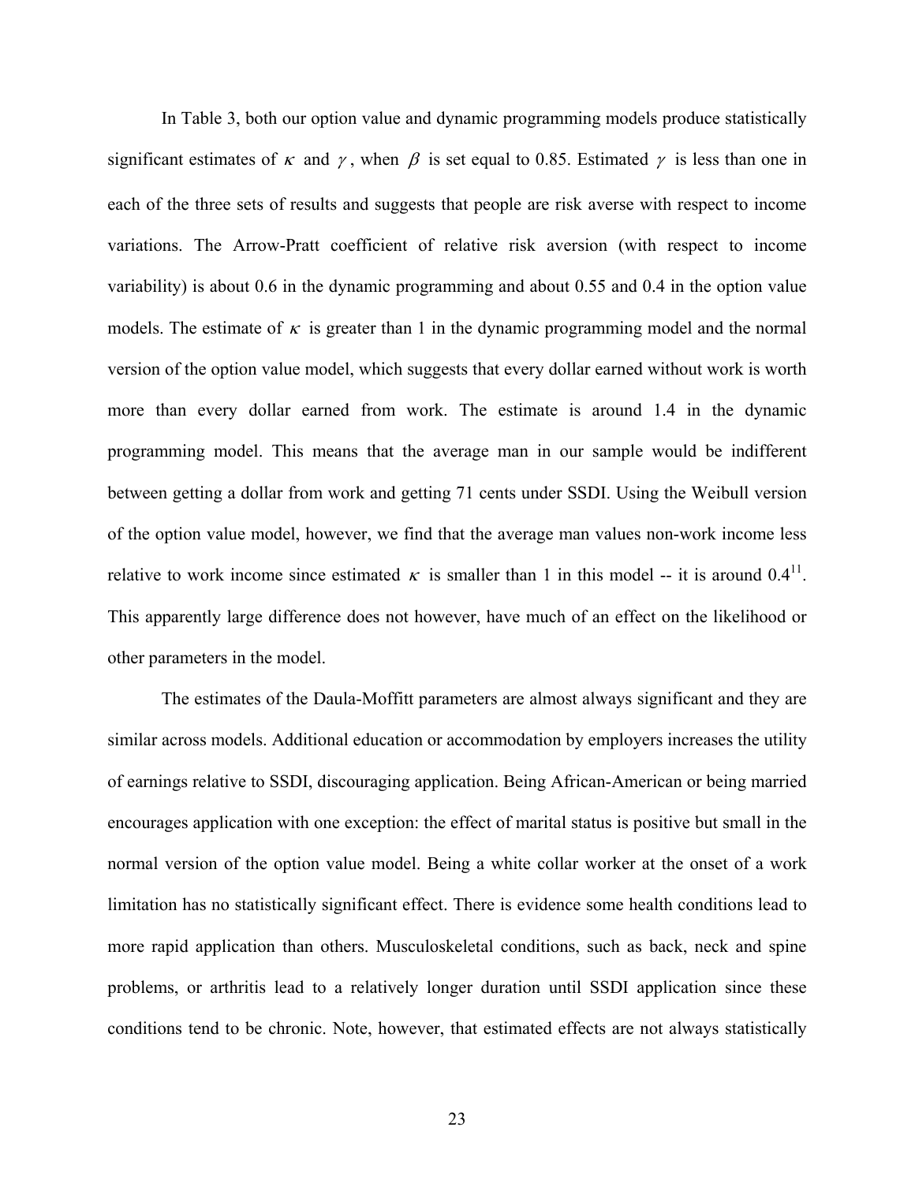In Table 3, both our option value and dynamic programming models produce statistically significant estimates of $\kappa$ and $\gamma$, when $\beta$ is set equal to 0.85. Estimated $\gamma$ is less than one in each of the three sets of results and suggests that people are risk averse with respect to income variations. The Arrow-Pratt coefficient of relative risk aversion (with respect to income variability) is about 0.6 in the dynamic programming and about 0.55 and 0.4 in the option value models. The estimate of $\kappa$ is greater than 1 in the dynamic programming model and the normal version of the option value model, which suggests that every dollar earned without work is worth more than every dollar earned from work. The estimate is around 1.4 in the dynamic programming model. This means that the average man in our sample would be indifferent between getting a dollar from work and getting 71 cents under SSDI. Using the Weibull version of the option value model, however, we find that the average man values non-work income less relative to work income since estimated $\kappa$ is smaller than 1 in this model -- it is around 0.4[11]. This apparently large difference does not however, have much of an effect on the likelihood or other parameters in the model.

The estimates of the Daula-Moffitt parameters are almost always significant and they are similar across models. Additional education or accommodation by employers increases the utility of earnings relative to SSDI, discouraging application. Being African-American or being married encourages application with one exception: the effect of marital status is positive but small in the normal version of the option value model. Being a white collar worker at the onset of a work limitation has no statistically significant effect. There is evidence some health conditions lead to more rapid application than others. Musculoskeletal conditions, such as back, neck and spine problems, or arthritis lead to a relatively longer duration until SSDI application since these conditions tend to be chronic. Note, however, that estimated effects are not always statistically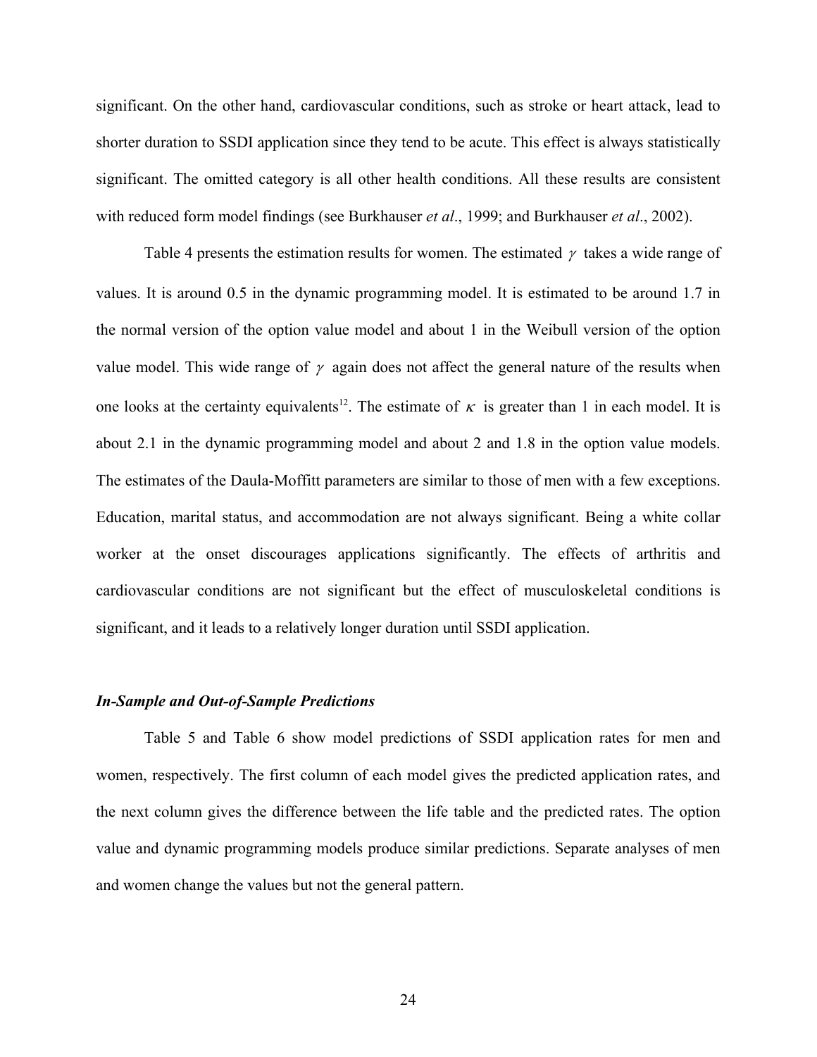significant. On the other hand, cardiovascular conditions, such as stroke or heart attack, lead to shorter duration to SSDI application since they tend to be acute. This effect is always statistically significant. The omitted category is all other health conditions. All these results are consistent with reduced form model findings (see Burkhauser *et al*., 1999; and Burkhauser *et al*., 2002).

Table 4 presents the estimation results for women. The estimated $\gamma$ takes a wide range of values. It is around 0.5 in the dynamic programming model. It is estimated to be around 1.7 in the normal version of the option value model and about 1 in the Weibull version of the option value model. This wide range of $\gamma$ again does not affect the general nature of the results when one looks at the certainty equivalents[12]. The estimate of $\kappa$ is greater than 1 in each model. It is about 2.1 in the dynamic programming model and about 2 and 1.8 in the option value models. The estimates of the Daula-Moffitt parameters are similar to those of men with a few exceptions. Education, marital status, and accommodation are not always significant. Being a white collar worker at the onset discourages applications significantly. The effects of arthritis and cardiovascular conditions are not significant but the effect of musculoskeletal conditions is significant, and it leads to a relatively longer duration until SSDI application.

### *In-Sample and Out-of-Sample Predictions*

Table 5 and Table 6 show model predictions of SSDI application rates for men and women, respectively. The first column of each model gives the predicted application rates, and the next column gives the difference between the life table and the predicted rates. The option value and dynamic programming models produce similar predictions. Separate analyses of men and women change the values but not the general pattern.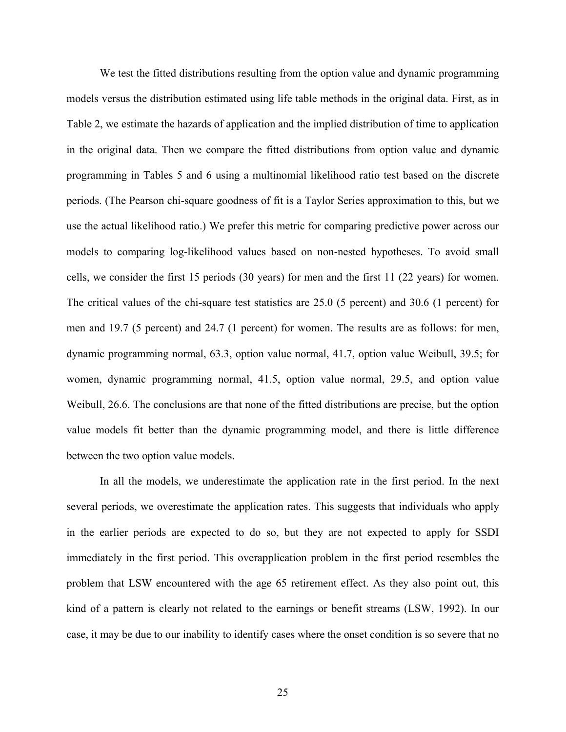We test the fitted distributions resulting from the option value and dynamic programming models versus the distribution estimated using life table methods in the original data. First, as in Table 2, we estimate the hazards of application and the implied distribution of time to application in the original data. Then we compare the fitted distributions from option value and dynamic programming in Tables 5 and 6 using a multinomial likelihood ratio test based on the discrete periods. (The Pearson chi-square goodness of fit is a Taylor Series approximation to this, but we use the actual likelihood ratio.) We prefer this metric for comparing predictive power across our models to comparing log-likelihood values based on non-nested hypotheses. To avoid small cells, we consider the first 15 periods (30 years) for men and the first 11 (22 years) for women. The critical values of the chi-square test statistics are 25.0 (5 percent) and 30.6 (1 percent) for men and 19.7 (5 percent) and 24.7 (1 percent) for women. The results are as follows: for men, dynamic programming normal, 63.3, option value normal, 41.7, option value Weibull, 39.5; for women, dynamic programming normal, 41.5, option value normal, 29.5, and option value Weibull, 26.6. The conclusions are that none of the fitted distributions are precise, but the option value models fit better than the dynamic programming model, and there is little difference between the two option value models.

In all the models, we underestimate the application rate in the first period. In the next several periods, we overestimate the application rates. This suggests that individuals who apply in the earlier periods are expected to do so, but they are not expected to apply for SSDI immediately in the first period. This overapplication problem in the first period resembles the problem that LSW encountered with the age 65 retirement effect. As they also point out, this kind of a pattern is clearly not related to the earnings or benefit streams (LSW, 1992). In our case, it may be due to our inability to identify cases where the onset condition is so severe that no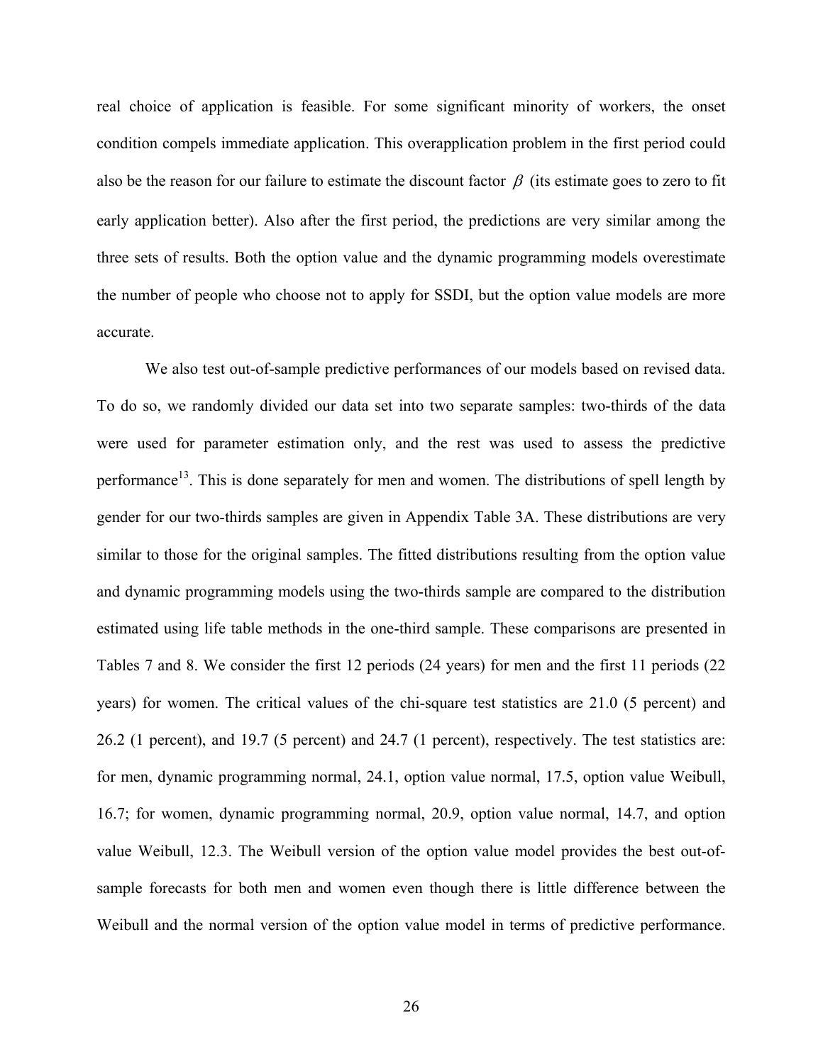real choice of application is feasible. For some significant minority of workers, the onset condition compels immediate application. This overapplication problem in the first period could also be the reason for our failure to estimate the discount factor $\beta$ (its estimate goes to zero to fit early application better). Also after the first period, the predictions are very similar among the three sets of results. Both the option value and the dynamic programming models overestimate the number of people who choose not to apply for SSDI, but the option value models are more accurate.

We also test out-of-sample predictive performances of our models based on revised data. To do so, we randomly divided our data set into two separate samples: two-thirds of the data were used for parameter estimation only, and the rest was used to assess the predictive performance[13]. This is done separately for men and women. The distributions of spell length by gender for our two-thirds samples are given in Appendix Table 3A. These distributions are very similar to those for the original samples. The fitted distributions resulting from the option value and dynamic programming models using the two-thirds sample are compared to the distribution estimated using life table methods in the one-third sample. These comparisons are presented in Tables 7 and 8. We consider the first 12 periods (24 years) for men and the first 11 periods (22 years) for women. The critical values of the chi-square test statistics are 21.0 (5 percent) and 26.2 (1 percent), and 19.7 (5 percent) and 24.7 (1 percent), respectively. The test statistics are: for men, dynamic programming normal, 24.1, option value normal, 17.5, option value Weibull, 16.7; for women, dynamic programming normal, 20.9, option value normal, 14.7, and option value Weibull, 12.3. The Weibull version of the option value model provides the best out-of-sample forecasts for both men and women even though there is little difference between the Weibull and the normal version of the option value model in terms of predictive performance.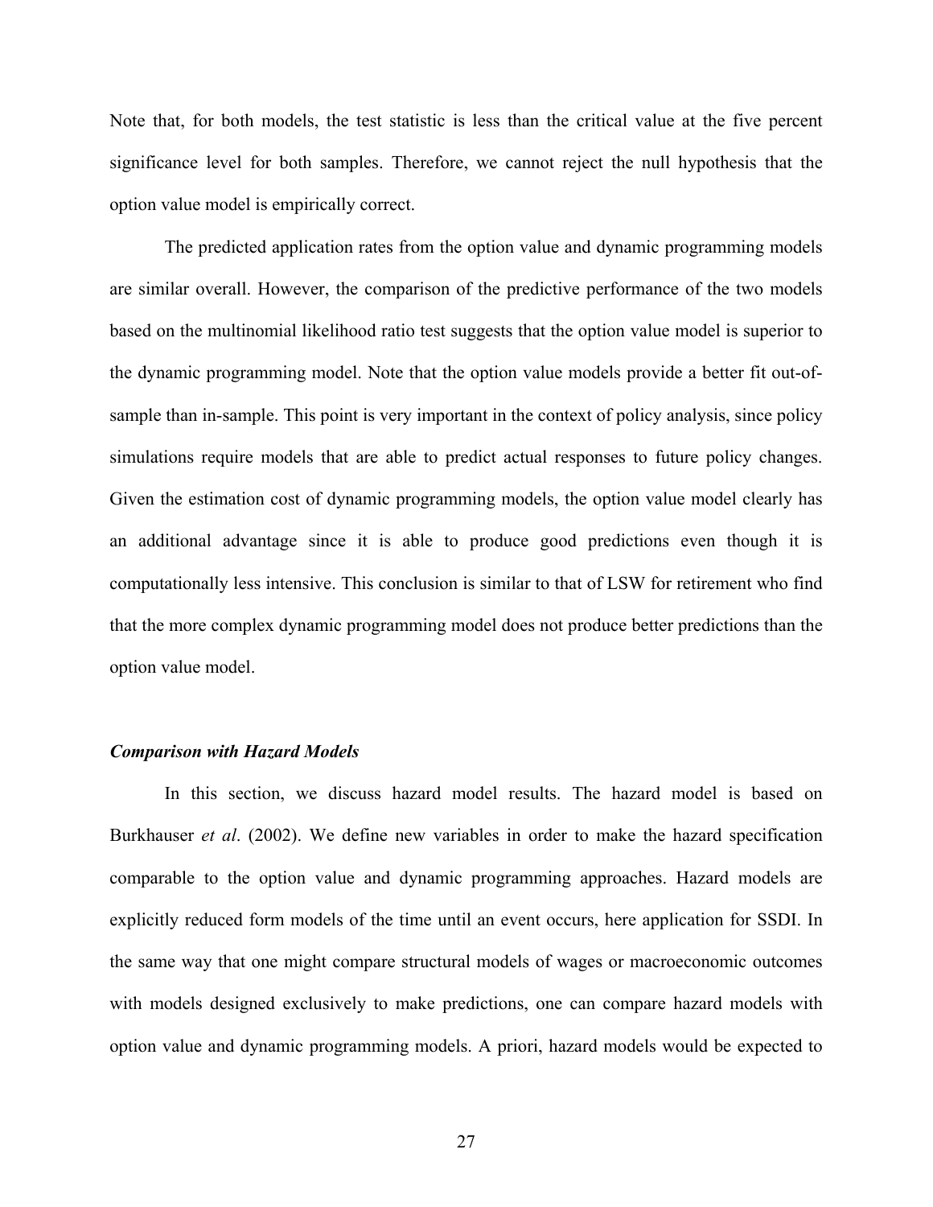Note that, for both models, the test statistic is less than the critical value at the five percent significance level for both samples. Therefore, we cannot reject the null hypothesis that the option value model is empirically correct.

The predicted application rates from the option value and dynamic programming models are similar overall. However, the comparison of the predictive performance of the two models based on the multinomial likelihood ratio test suggests that the option value model is superior to the dynamic programming model. Note that the option value models provide a better fit out-of-sample than in-sample. This point is very important in the context of policy analysis, since policy simulations require models that are able to predict actual responses to future policy changes. Given the estimation cost of dynamic programming models, the option value model clearly has an additional advantage since it is able to produce good predictions even though it is computationally less intensive. This conclusion is similar to that of LSW for retirement who find that the more complex dynamic programming model does not produce better predictions than the option value model.

***Comparison with Hazard Models***

In this section, we discuss hazard model results. The hazard model is based on Burkhauser *et al*. (2002). We define new variables in order to make the hazard specification comparable to the option value and dynamic programming approaches. Hazard models are explicitly reduced form models of the time until an event occurs, here application for SSDI. In the same way that one might compare structural models of wages or macroeconomic outcomes with models designed exclusively to make predictions, one can compare hazard models with option value and dynamic programming models. A priori, hazard models would be expected to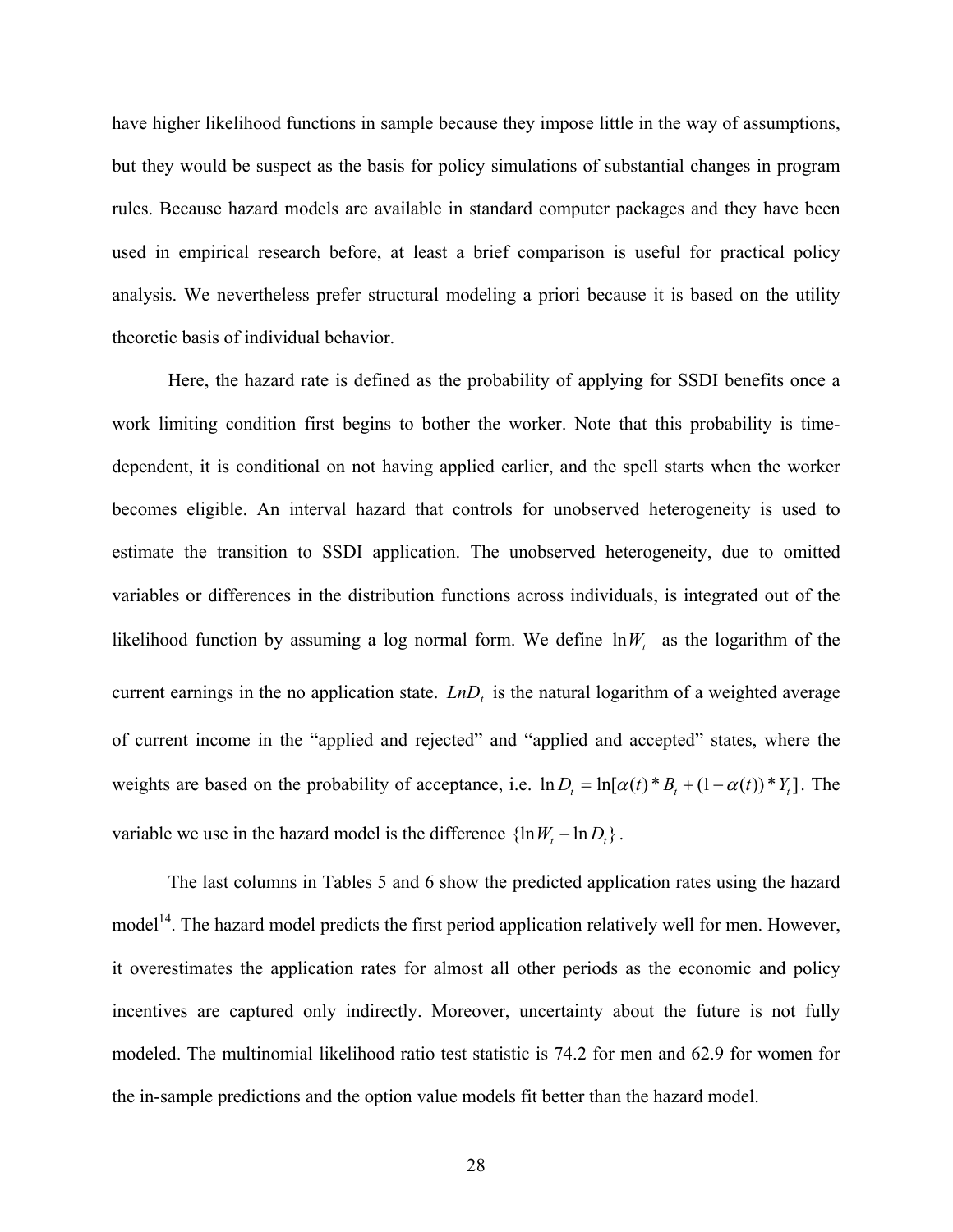have higher likelihood functions in sample because they impose little in the way of assumptions, but they would be suspect as the basis for policy simulations of substantial changes in program rules. Because hazard models are available in standard computer packages and they have been used in empirical research before, at least a brief comparison is useful for practical policy analysis. We nevertheless prefer structural modeling a priori because it is based on the utility theoretic basis of individual behavior.

Here, the hazard rate is defined as the probability of applying for SSDI benefits once a work limiting condition first begins to bother the worker. Note that this probability is time-dependent, it is conditional on not having applied earlier, and the spell starts when the worker becomes eligible. An interval hazard that controls for unobserved heterogeneity is used to estimate the transition to SSDI application. The unobserved heterogeneity, due to omitted variables or differences in the distribution functions across individuals, is integrated out of the likelihood function by assuming a log normal form. We define $\ln W_t$ as the logarithm of the current earnings in the no application state. $LnD_t$ is the natural logarithm of a weighted average of current income in the "applied and rejected" and "applied and accepted" states, where the weights are based on the probability of acceptance, i.e. $\ln D_t = \ln[\alpha(t) * B_t + (1 - \alpha(t)) * Y_t]$. The variable we use in the hazard model is the difference $\{\ln W_t - \ln D_t\}$.

The last columns in Tables 5 and 6 show the predicted application rates using the hazard model[14]. The hazard model predicts the first period application relatively well for men. However, it overestimates the application rates for almost all other periods as the economic and policy incentives are captured only indirectly. Moreover, uncertainty about the future is not fully modeled. The multinomial likelihood ratio test statistic is 74.2 for men and 62.9 for women for the in-sample predictions and the option value models fit better than the hazard model.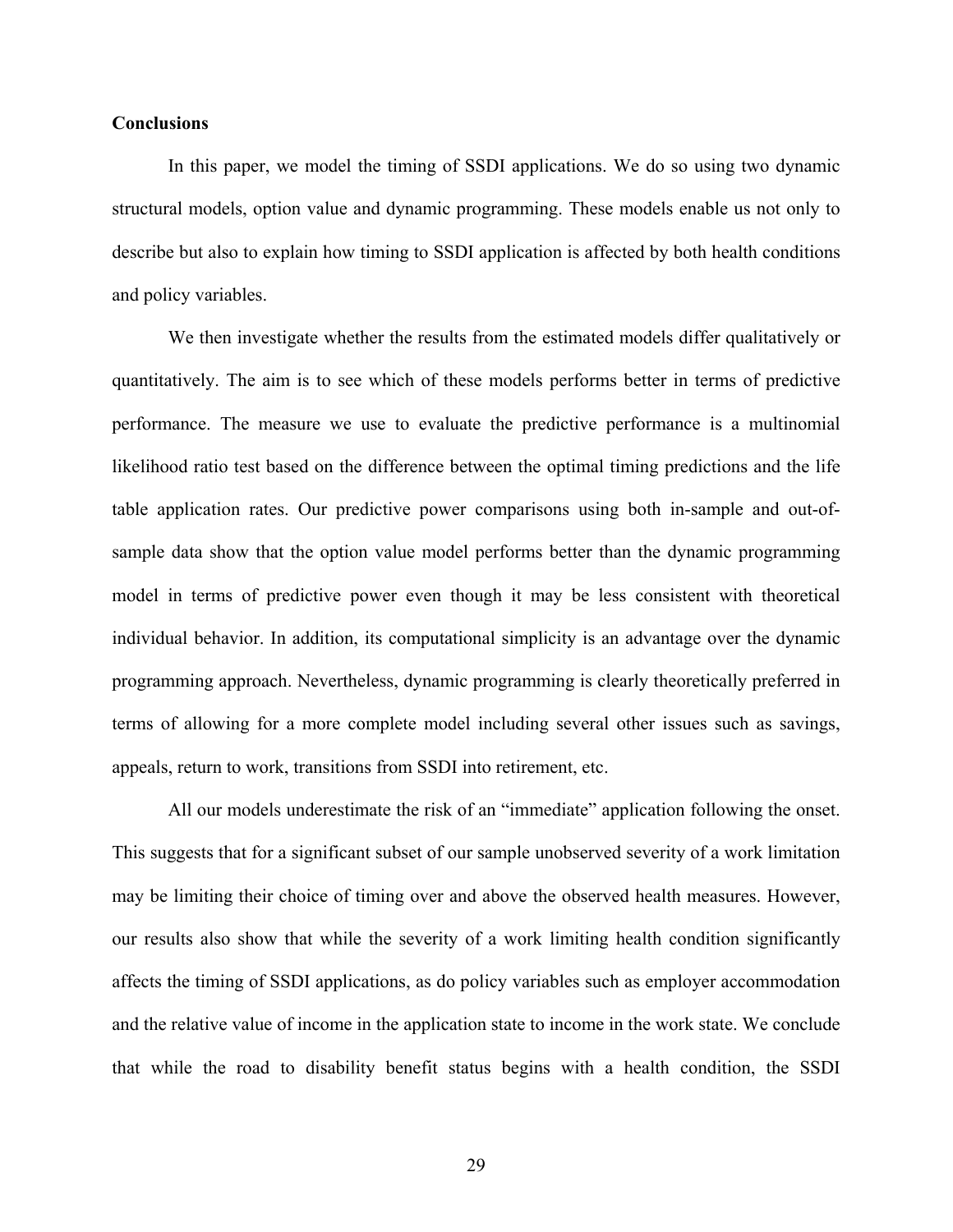**Conclusions**

In this paper, we model the timing of SSDI applications. We do so using two dynamic structural models, option value and dynamic programming. These models enable us not only to describe but also to explain how timing to SSDI application is affected by both health conditions and policy variables.

We then investigate whether the results from the estimated models differ qualitatively or quantitatively. The aim is to see which of these models performs better in terms of predictive performance. The measure we use to evaluate the predictive performance is a multinomial likelihood ratio test based on the difference between the optimal timing predictions and the life table application rates. Our predictive power comparisons using both in-sample and out-of-sample data show that the option value model performs better than the dynamic programming model in terms of predictive power even though it may be less consistent with theoretical individual behavior. In addition, its computational simplicity is an advantage over the dynamic programming approach. Nevertheless, dynamic programming is clearly theoretically preferred in terms of allowing for a more complete model including several other issues such as savings, appeals, return to work, transitions from SSDI into retirement, etc.

All our models underestimate the risk of an "immediate" application following the onset. This suggests that for a significant subset of our sample unobserved severity of a work limitation may be limiting their choice of timing over and above the observed health measures. However, our results also show that while the severity of a work limiting health condition significantly affects the timing of SSDI applications, as do policy variables such as employer accommodation and the relative value of income in the application state to income in the work state. We conclude that while the road to disability benefit status begins with a health condition, the SSDI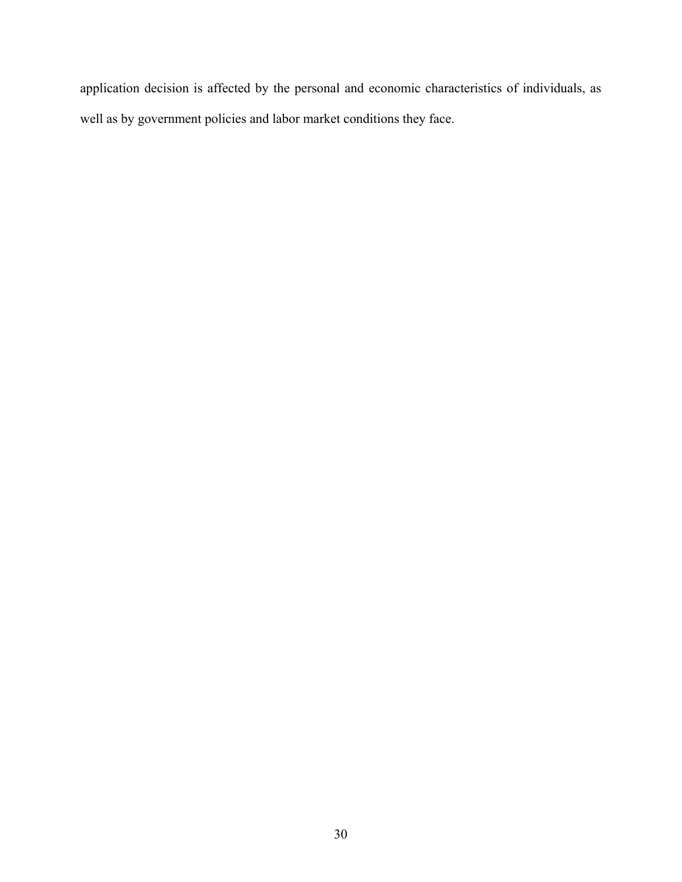application decision is affected by the personal and economic characteristics of individuals, as well as by government policies and labor market conditions they face.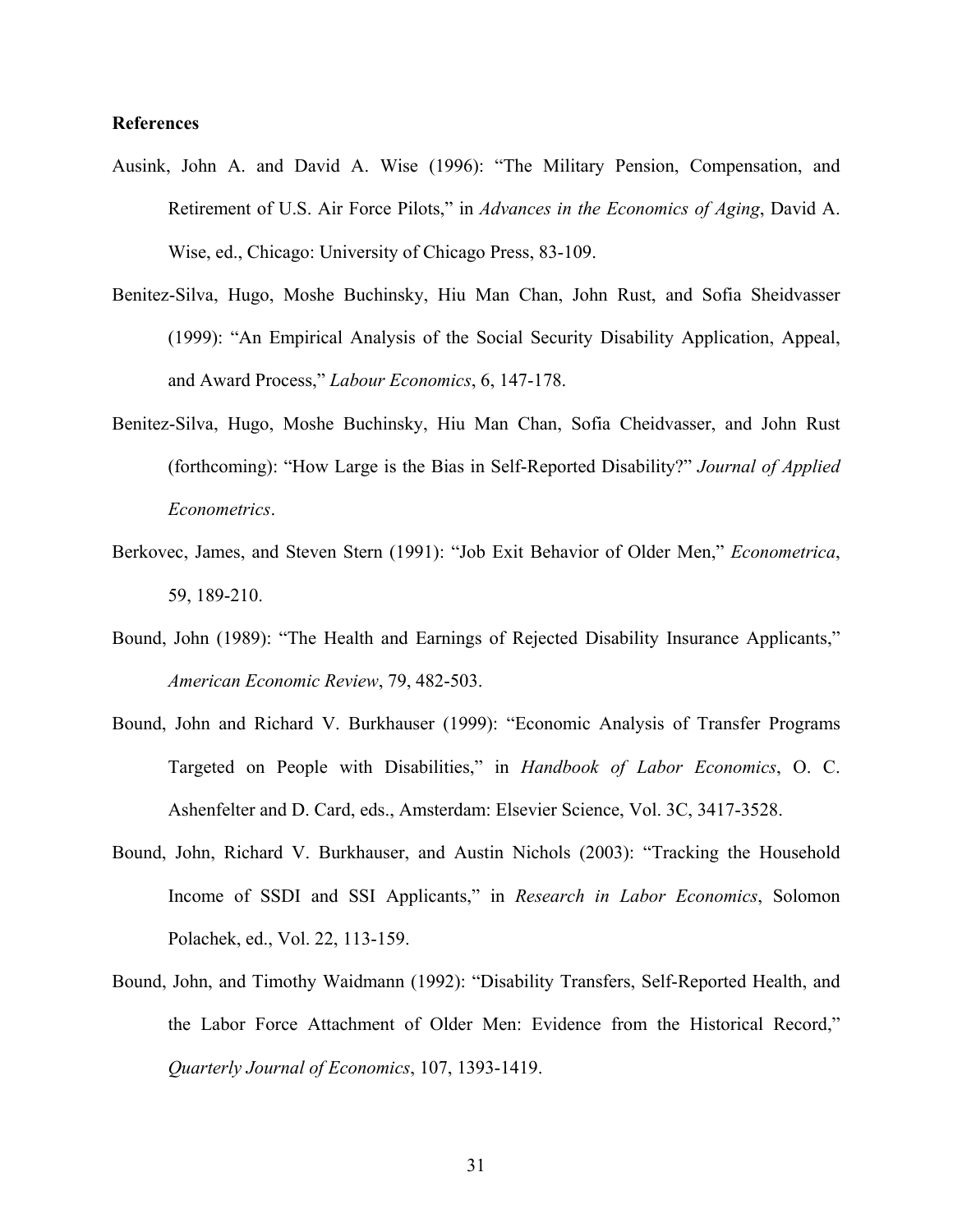**References**

Ausink, John A. and David A. Wise (1996): "The Military Pension, Compensation, and Retirement of U.S. Air Force Pilots," in *Advances in the Economics of Aging*, David A. Wise, ed., Chicago: University of Chicago Press, 83-109.

Benitez-Silva, Hugo, Moshe Buchinsky, Hiu Man Chan, John Rust, and Sofia Sheidvasser (1999): "An Empirical Analysis of the Social Security Disability Application, Appeal, and Award Process," *Labour Economics*, 6, 147-178.

Benitez-Silva, Hugo, Moshe Buchinsky, Hiu Man Chan, Sofia Cheidvasser, and John Rust (forthcoming): "How Large is the Bias in Self-Reported Disability?" *Journal of Applied Econometrics*.

Berkovec, James, and Steven Stern (1991): "Job Exit Behavior of Older Men," *Econometrica*, 59, 189-210.

Bound, John (1989): "The Health and Earnings of Rejected Disability Insurance Applicants," *American Economic Review*, 79, 482-503.

Bound, John and Richard V. Burkhauser (1999): "Economic Analysis of Transfer Programs Targeted on People with Disabilities," in *Handbook of Labor Economics*, O. C. Ashenfelter and D. Card, eds., Amsterdam: Elsevier Science, Vol. 3C, 3417-3528.

Bound, John, Richard V. Burkhauser, and Austin Nichols (2003): "Tracking the Household Income of SSDI and SSI Applicants," in *Research in Labor Economics*, Solomon Polachek, ed., Vol. 22, 113-159.

Bound, John, and Timothy Waidmann (1992): "Disability Transfers, Self-Reported Health, and the Labor Force Attachment of Older Men: Evidence from the Historical Record," *Quarterly Journal of Economics*, 107, 1393-1419.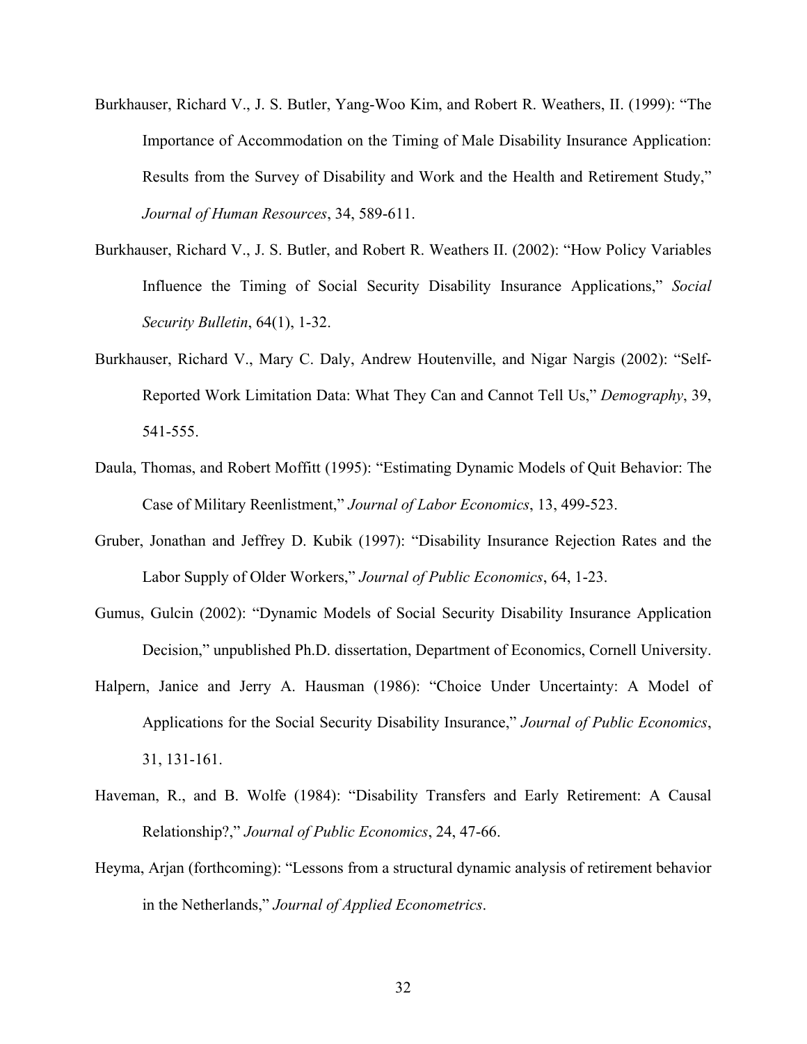Burkhauser, Richard V., J. S. Butler, Yang-Woo Kim, and Robert R. Weathers, II. (1999): "The Importance of Accommodation on the Timing of Male Disability Insurance Application: Results from the Survey of Disability and Work and the Health and Retirement Study," *Journal of Human Resources*, 34, 589-611.

Burkhauser, Richard V., J. S. Butler, and Robert R. Weathers II. (2002): "How Policy Variables Influence the Timing of Social Security Disability Insurance Applications," *Social Security Bulletin*, 64(1), 1-32.

Burkhauser, Richard V., Mary C. Daly, Andrew Houtenville, and Nigar Nargis (2002): "Self-Reported Work Limitation Data: What They Can and Cannot Tell Us," *Demography*, 39, 541-555.

Daula, Thomas, and Robert Moffitt (1995): "Estimating Dynamic Models of Quit Behavior: The Case of Military Reenlistment," *Journal of Labor Economics*, 13, 499-523.

Gruber, Jonathan and Jeffrey D. Kubik (1997): "Disability Insurance Rejection Rates and the Labor Supply of Older Workers," *Journal of Public Economics*, 64, 1-23.

Gumus, Gulcin (2002): "Dynamic Models of Social Security Disability Insurance Application Decision," unpublished Ph.D. dissertation, Department of Economics, Cornell University.

Halpern, Janice and Jerry A. Hausman (1986): "Choice Under Uncertainty: A Model of Applications for the Social Security Disability Insurance," *Journal of Public Economics*, 31, 131-161.

Haveman, R., and B. Wolfe (1984): "Disability Transfers and Early Retirement: A Causal Relationship?," *Journal of Public Economics*, 24, 47-66.

Heyma, Arjan (forthcoming): "Lessons from a structural dynamic analysis of retirement behavior in the Netherlands," *Journal of Applied Econometrics*.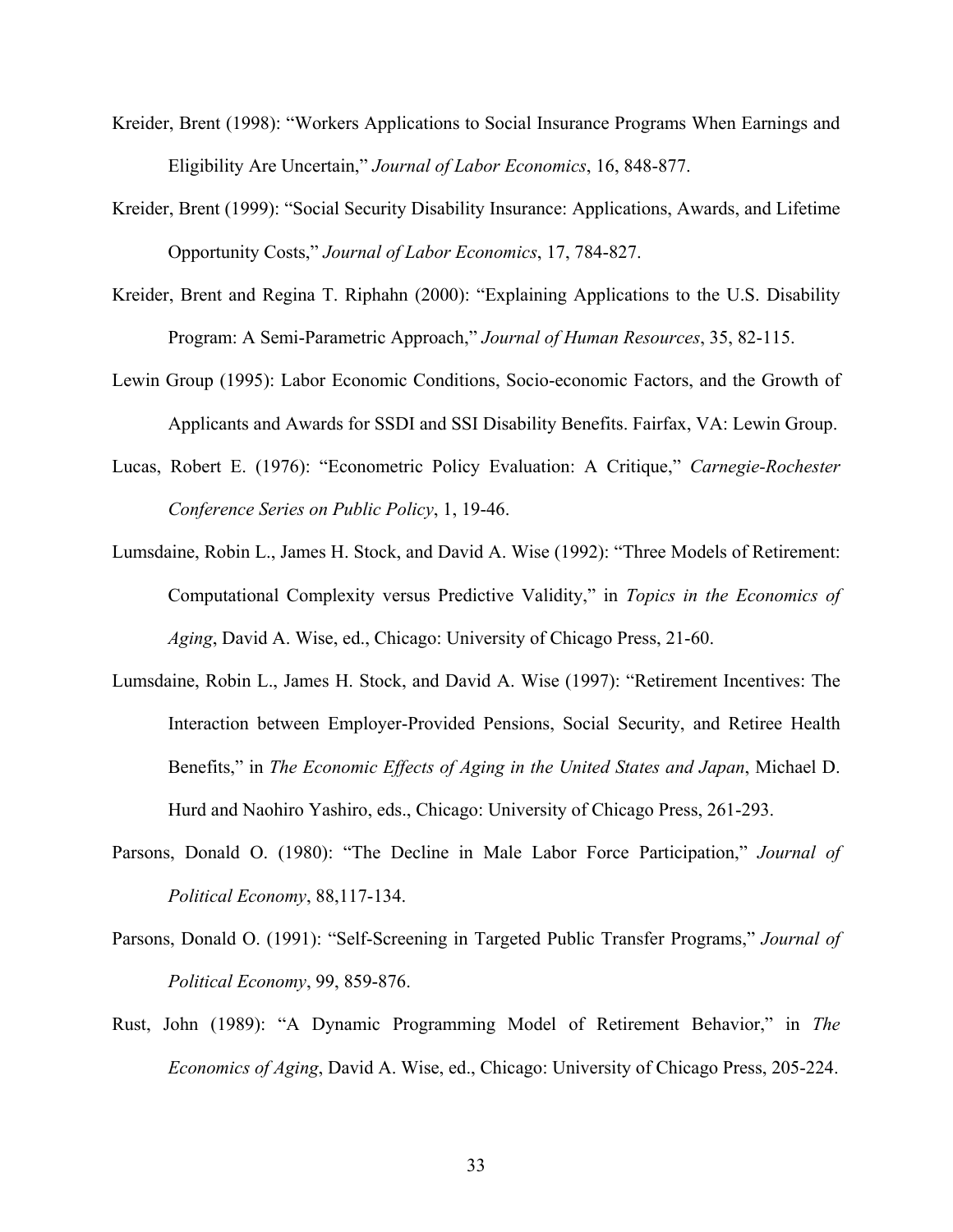Kreider, Brent (1998): "Workers Applications to Social Insurance Programs When Earnings and Eligibility Are Uncertain," *Journal of Labor Economics*, 16, 848-877.

Kreider, Brent (1999): "Social Security Disability Insurance: Applications, Awards, and Lifetime Opportunity Costs," *Journal of Labor Economics*, 17, 784-827.

Kreider, Brent and Regina T. Riphahn (2000): "Explaining Applications to the U.S. Disability Program: A Semi-Parametric Approach," *Journal of Human Resources*, 35, 82-115.

Lewin Group (1995): Labor Economic Conditions, Socio-economic Factors, and the Growth of Applicants and Awards for SSDI and SSI Disability Benefits. Fairfax, VA: Lewin Group.

Lucas, Robert E. (1976): "Econometric Policy Evaluation: A Critique," *Carnegie-Rochester Conference Series on Public Policy*, 1, 19-46.

Lumsdaine, Robin L., James H. Stock, and David A. Wise (1992): "Three Models of Retirement: Computational Complexity versus Predictive Validity," in *Topics in the Economics of Aging*, David A. Wise, ed., Chicago: University of Chicago Press, 21-60.

Lumsdaine, Robin L., James H. Stock, and David A. Wise (1997): "Retirement Incentives: The Interaction between Employer-Provided Pensions, Social Security, and Retiree Health Benefits," in *The Economic Effects of Aging in the United States and Japan*, Michael D. Hurd and Naohiro Yashiro, eds., Chicago: University of Chicago Press, 261-293.

Parsons, Donald O. (1980): "The Decline in Male Labor Force Participation," *Journal of Political Economy*, 88,117-134.

Parsons, Donald O. (1991): "Self-Screening in Targeted Public Transfer Programs," *Journal of Political Economy*, 99, 859-876.

Rust, John (1989): "A Dynamic Programming Model of Retirement Behavior," in *The Economics of Aging*, David A. Wise, ed., Chicago: University of Chicago Press, 205-224.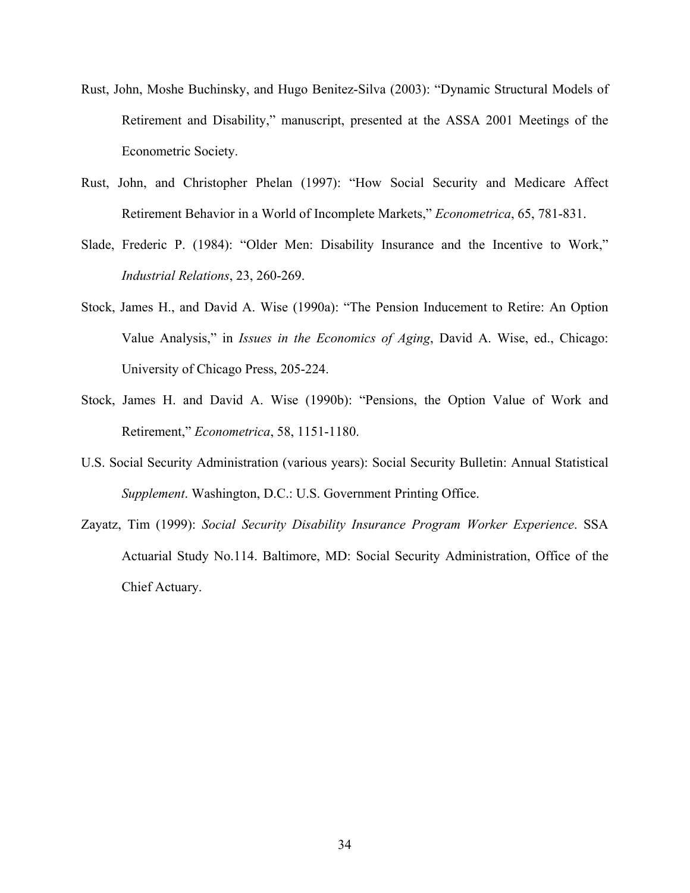Rust, John, Moshe Buchinsky, and Hugo Benitez-Silva (2003): "Dynamic Structural Models of Retirement and Disability," manuscript, presented at the ASSA 2001 Meetings of the Econometric Society.

Rust, John, and Christopher Phelan (1997): "How Social Security and Medicare Affect Retirement Behavior in a World of Incomplete Markets," *Econometrica*, 65, 781-831.

Slade, Frederic P. (1984): "Older Men: Disability Insurance and the Incentive to Work," *Industrial Relations*, 23, 260-269.

Stock, James H., and David A. Wise (1990a): "The Pension Inducement to Retire: An Option Value Analysis," in *Issues in the Economics of Aging*, David A. Wise, ed., Chicago: University of Chicago Press, 205-224.

Stock, James H. and David A. Wise (1990b): "Pensions, the Option Value of Work and Retirement," *Econometrica*, 58, 1151-1180.

U.S. Social Security Administration (various years): Social Security Bulletin: Annual Statistical *Supplement*. Washington, D.C.: U.S. Government Printing Office.

Zayatz, Tim (1999): *Social Security Disability Insurance Program Worker Experience*. SSA Actuarial Study No.114. Baltimore, MD: Social Security Administration, Office of the Chief Actuary.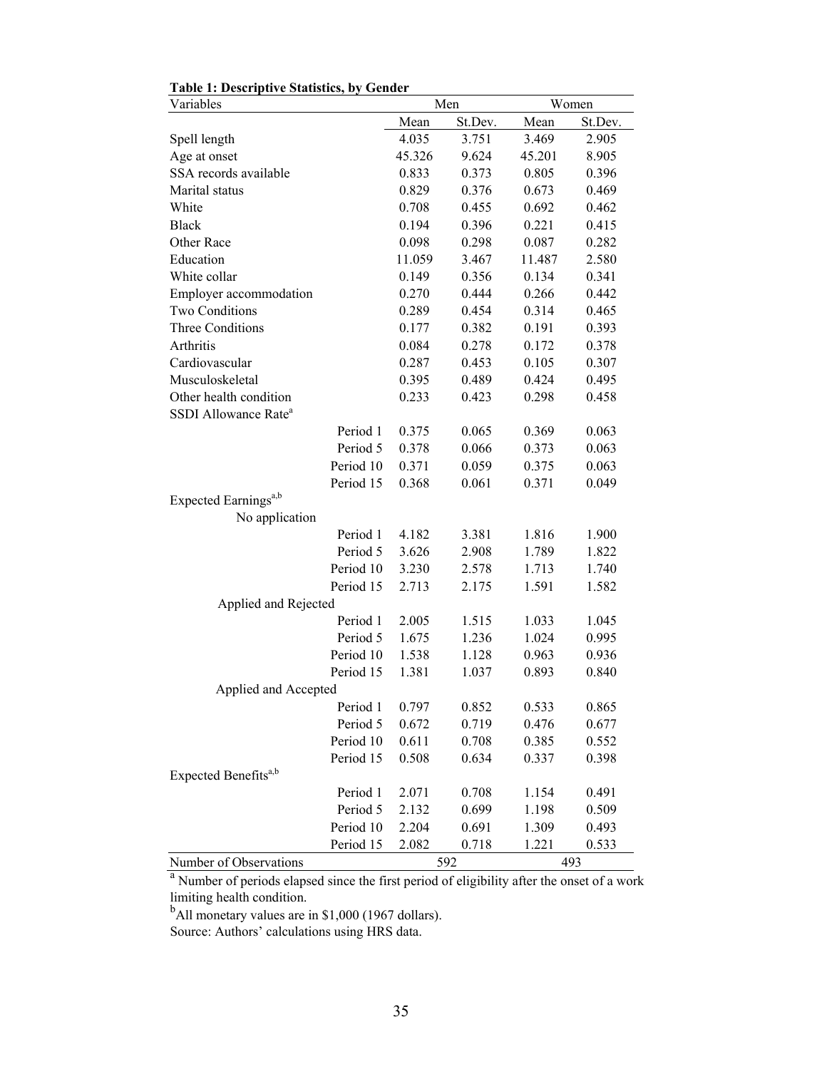**Table 1: Descriptive Statistics, by Gender**

| Variables | | Men | | Women | |
|---|---|---|---|---|---|
| | | Mean | St.Dev. | Mean | St.Dev. |
| Spell length | | 4.035 | 3.751 | 3.469 | 2.905 |
| Age at onset | | 45.326 | 9.624 | 45.201 | 8.905 |
| SSA records available | | 0.833 | 0.373 | 0.805 | 0.396 |
| Marital status | | 0.829 | 0.376 | 0.673 | 0.469 |
| White | | 0.708 | 0.455 | 0.692 | 0.462 |
| Black | | 0.194 | 0.396 | 0.221 | 0.415 |
| Other Race | | 0.098 | 0.298 | 0.087 | 0.282 |
| Education | | 11.059 | 3.467 | 11.487 | 2.580 |
| White collar | | 0.149 | 0.356 | 0.134 | 0.341 |
| Employer accommodation | | 0.270 | 0.444 | 0.266 | 0.442 |
| Two Conditions | | 0.289 | 0.454 | 0.314 | 0.465 |
| Three Conditions | | 0.177 | 0.382 | 0.191 | 0.393 |
| Arthritis | | 0.084 | 0.278 | 0.172 | 0.378 |
| Cardiovascular | | 0.287 | 0.453 | 0.105 | 0.307 |
| Musculoskeletal | | 0.395 | 0.489 | 0.424 | 0.495 |
| Other health condition | | 0.233 | 0.423 | 0.298 | 0.458 |
| SSDI Allowance Rate[a] | | | | | |
| | Period 1 | 0.375 | 0.065 | 0.369 | 0.063 |
| | Period 5 | 0.378 | 0.066 | 0.373 | 0.063 |
| | Period 10 | 0.371 | 0.059 | 0.375 | 0.063 |
| | Period 15 | 0.368 | 0.061 | 0.371 | 0.049 |
| Expected Earnings[a,b] | | | | | |
| No application | | | | | |
| | Period 1 | 4.182 | 3.381 | 1.816 | 1.900 |
| | Period 5 | 3.626 | 2.908 | 1.789 | 1.822 |
| | Period 10 | 3.230 | 2.578 | 1.713 | 1.740 |
| | Period 15 | 2.713 | 2.175 | 1.591 | 1.582 |
| Applied and Rejected | | | | | |
| | Period 1 | 2.005 | 1.515 | 1.033 | 1.045 |
| | Period 5 | 1.675 | 1.236 | 1.024 | 0.995 |
| | Period 10 | 1.538 | 1.128 | 0.963 | 0.936 |
| | Period 15 | 1.381 | 1.037 | 0.893 | 0.840 |
| Applied and Accepted | | | | | |
| | Period 1 | 0.797 | 0.852 | 0.533 | 0.865 |
| | Period 5 | 0.672 | 0.719 | 0.476 | 0.677 |
| | Period 10 | 0.611 | 0.708 | 0.385 | 0.552 |
| | Period 15 | 0.508 | 0.634 | 0.337 | 0.398 |
| Expected Benefits[a,b] | | | | | |
| | Period 1 | 2.071 | 0.708 | 1.154 | 0.491 |
| | Period 5 | 2.132 | 0.699 | 1.198 | 0.509 |
| | Period 10 | 2.204 | 0.691 | 1.309 | 0.493 |
| | Period 15 | 2.082 | 0.718 | 1.221 | 0.533 |
| Number of Observations | | 592 | | 493 | |

[a] Number of periods elapsed since the first period of eligibility after the onset of a work limiting health condition.

[b] All monetary values are in $1,000 (1967 dollars).

Source: Authors' calculations using HRS data.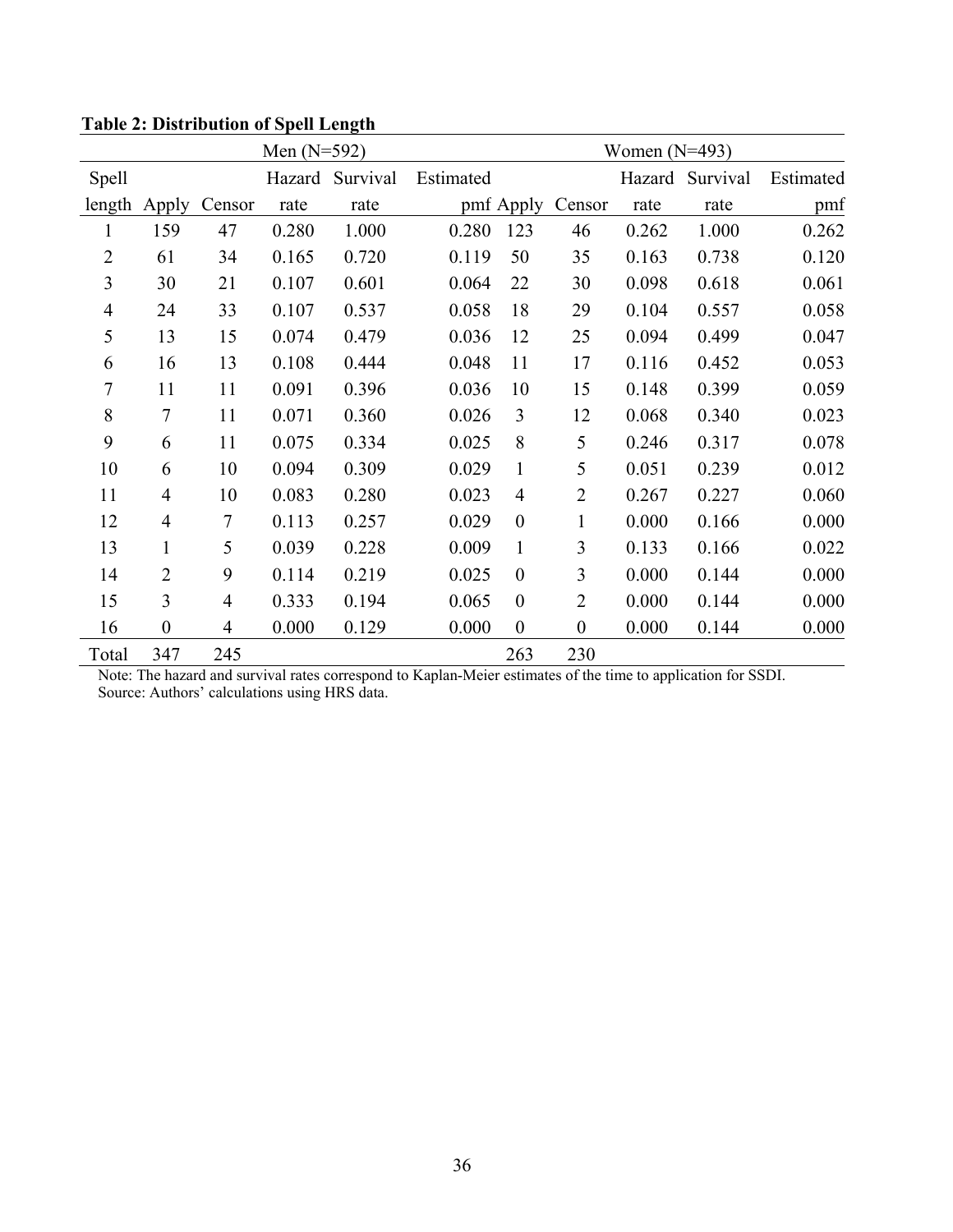**Table 2: Distribution of Spell Length**

| | Men (N=592) | | | | | Women (N=493) | | | | |
|---|---|---|---|---|---|---|---|---|---|---|
| Spell length | Apply | Censor | Hazard rate | Survival rate | Estimated pmf | Apply | Censor | Hazard rate | Survival rate | Estimated pmf |
| 1 | 159 | 47 | 0.280 | 1.000 | 0.280 | 123 | 46 | 0.262 | 1.000 | 0.262 |
| 2 | 61 | 34 | 0.165 | 0.720 | 0.119 | 50 | 35 | 0.163 | 0.738 | 0.120 |
| 3 | 30 | 21 | 0.107 | 0.601 | 0.064 | 22 | 30 | 0.098 | 0.618 | 0.061 |
| 4 | 24 | 33 | 0.107 | 0.537 | 0.058 | 18 | 29 | 0.104 | 0.557 | 0.058 |
| 5 | 13 | 15 | 0.074 | 0.479 | 0.036 | 12 | 25 | 0.094 | 0.499 | 0.047 |
| 6 | 16 | 13 | 0.108 | 0.444 | 0.048 | 11 | 17 | 0.116 | 0.452 | 0.053 |
| 7 | 11 | 11 | 0.091 | 0.396 | 0.036 | 10 | 15 | 0.148 | 0.399 | 0.059 |
| 8 | 7 | 11 | 0.071 | 0.360 | 0.026 | 3 | 12 | 0.068 | 0.340 | 0.023 |
| 9 | 6 | 11 | 0.075 | 0.334 | 0.025 | 8 | 5 | 0.246 | 0.317 | 0.078 |
| 10 | 6 | 10 | 0.094 | 0.309 | 0.029 | 1 | 5 | 0.051 | 0.239 | 0.012 |
| 11 | 4 | 10 | 0.083 | 0.280 | 0.023 | 4 | 2 | 0.267 | 0.227 | 0.060 |
| 12 | 4 | 7 | 0.113 | 0.257 | 0.029 | 0 | 1 | 0.000 | 0.166 | 0.000 |
| 13 | 1 | 5 | 0.039 | 0.228 | 0.009 | 1 | 3 | 0.133 | 0.166 | 0.022 |
| 14 | 2 | 9 | 0.114 | 0.219 | 0.025 | 0 | 3 | 0.000 | 0.144 | 0.000 |
| 15 | 3 | 4 | 0.333 | 0.194 | 0.065 | 0 | 2 | 0.000 | 0.144 | 0.000 |
| 16 | 0 | 4 | 0.000 | 0.129 | 0.000 | 0 | 0 | 0.000 | 0.144 | 0.000 |
| Total | 347 | 245 | | | | 263 | 230 | | | |

Note: The hazard and survival rates correspond to Kaplan-Meier estimates of the time to application for SSDI.
Source: Authors' calculations using HRS data.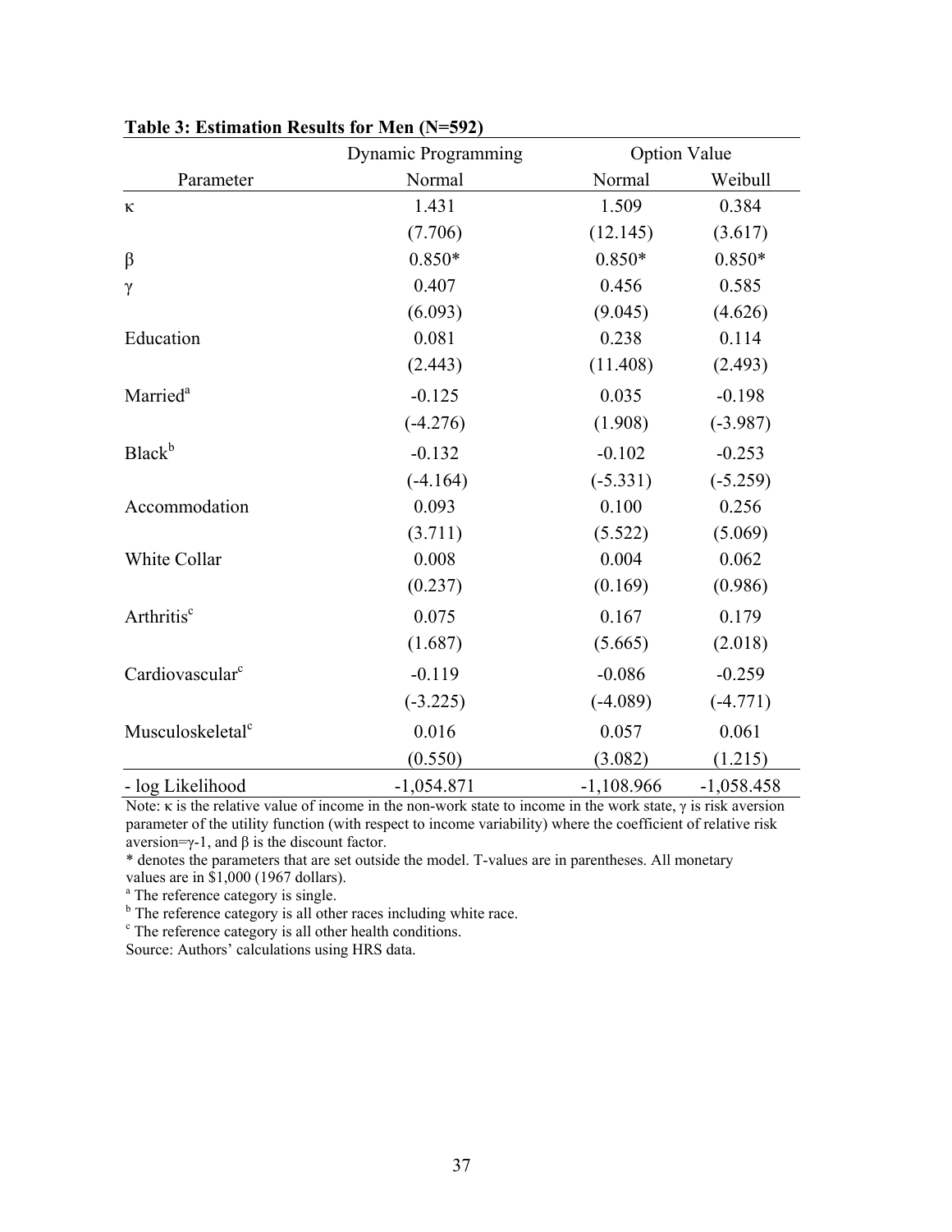**Table 3: Estimation Results for Men (N=592)**

| | Dynamic Programming | Option Value | |
|---|---|---|---|
| Parameter | Normal | Normal | Weibull |
| κ | 1.431 | 1.509 | 0.384 |
| | (7.706) | (12.145) | (3.617) |
| β | 0.850* | 0.850* | 0.850* |
| γ | 0.407 | 0.456 | 0.585 |
| | (6.093) | (9.045) | (4.626) |
| Education | 0.081 | 0.238 | 0.114 |
| | (2.443) | (11.408) | (2.493) |
| Married[a] | -0.125 | 0.035 | -0.198 |
| | (-4.276) | (1.908) | (-3.987) |
| Black[b] | -0.132 | -0.102 | -0.253 |
| | (-4.164) | (-5.331) | (-5.259) |
| Accommodation | 0.093 | 0.100 | 0.256 |
| | (3.711) | (5.522) | (5.069) |
| White Collar | 0.008 | 0.004 | 0.062 |
| | (0.237) | (0.169) | (0.986) |
| Arthritis[c] | 0.075 | 0.167 | 0.179 |
| | (1.687) | (5.665) | (2.018) |
| Cardiovascular[c] | -0.119 | -0.086 | -0.259 |
| | (-3.225) | (-4.089) | (-4.771) |
| Musculoskeletal[c] | 0.016 | 0.057 | 0.061 |
| | (0.550) | (3.082) | (1.215) |
| - log Likelihood | -1,054.871 | -1,108.966 | -1,058.458 |

Note: κ is the relative value of income in the non-work state to income in the work state, γ is risk aversion parameter of the utility function (with respect to income variability) where the coefficient of relative risk aversion=γ-1, and β is the discount factor.

* denotes the parameters that are set outside the model. T-values are in parentheses. All monetary values are in $1,000 (1967 dollars).

[a] The reference category is single.

[b] The reference category is all other races including white race.

[c] The reference category is all other health conditions.

Source: Authors' calculations using HRS data.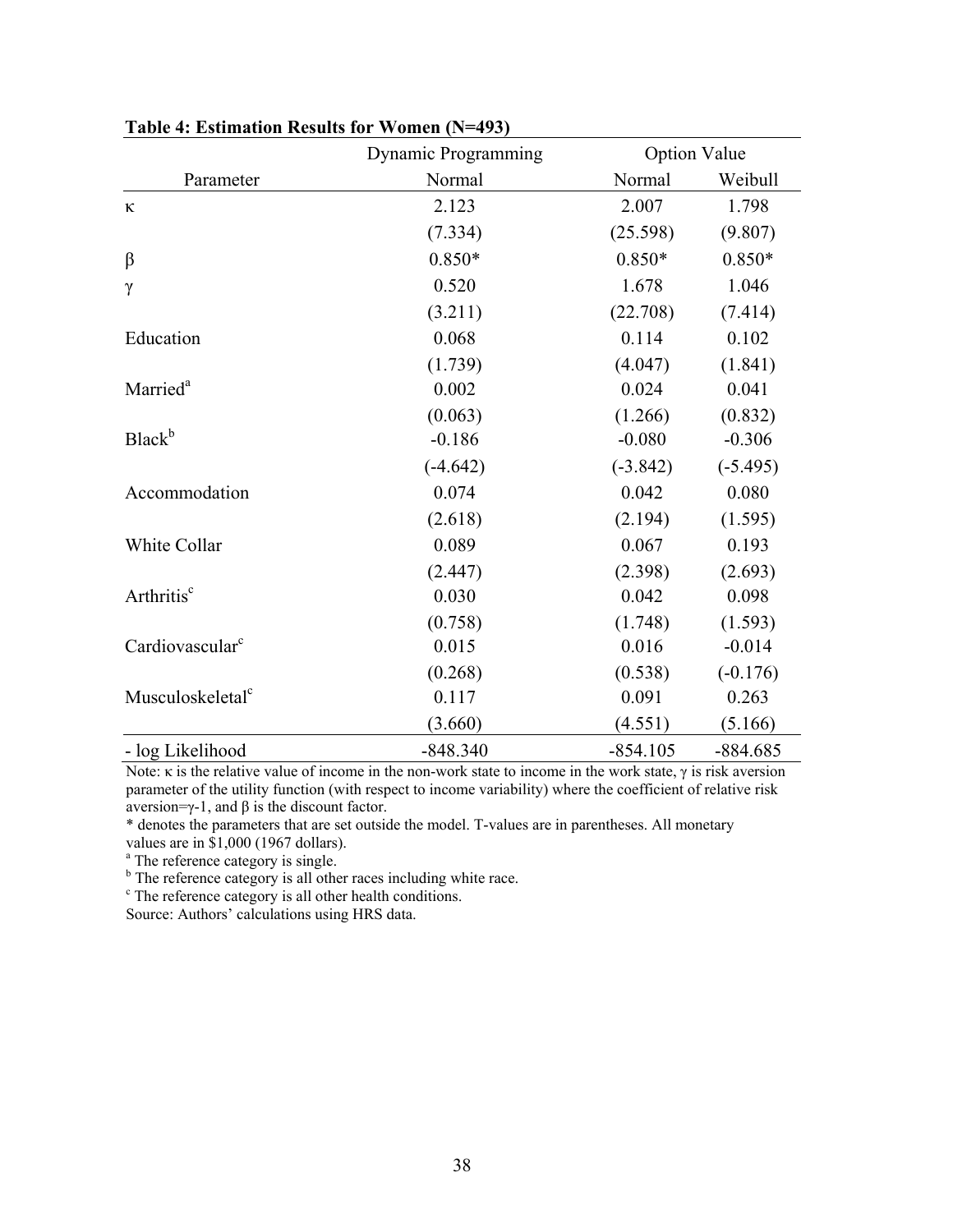**Table 4: Estimation Results for Women (N=493)**

| | Dynamic Programming | Option Value | |
|---|---|---|---|
| Parameter | Normal | Normal | Weibull |
| $\kappa$ | 2.123 | 2.007 | 1.798 |
| | (7.334) | (25.598) | (9.807) |
| $\beta$ | 0.850* | 0.850* | 0.850* |
| $\gamma$ | 0.520 | 1.678 | 1.046 |
| | (3.211) | (22.708) | (7.414) |
| Education | 0.068 | 0.114 | 0.102 |
| | (1.739) | (4.047) | (1.841) |
| Married[a] | 0.002 | 0.024 | 0.041 |
| | (0.063) | (1.266) | (0.832) |
| Black[b] | -0.186 | -0.080 | -0.306 |
| | (-4.642) | (-3.842) | (-5.495) |
| Accommodation | 0.074 | 0.042 | 0.080 |
| | (2.618) | (2.194) | (1.595) |
| White Collar | 0.089 | 0.067 | 0.193 |
| | (2.447) | (2.398) | (2.693) |
| Arthritis[c] | 0.030 | 0.042 | 0.098 |
| | (0.758) | (1.748) | (1.593) |
| Cardiovascular[c] | 0.015 | 0.016 | -0.014 |
| | (0.268) | (0.538) | (-0.176) |
| Musculoskeletal[c] | 0.117 | 0.091 | 0.263 |
| | (3.660) | (4.551) | (5.166) |
| - log Likelihood | -848.340 | -854.105 | -884.685 |

Note: $\kappa$ is the relative value of income in the non-work state to income in the work state, $\gamma$ is risk aversion parameter of the utility function (with respect to income variability) where the coefficient of relative risk aversion=$\gamma$-1, and $\beta$ is the discount factor.

* denotes the parameters that are set outside the model. T-values are in parentheses. All monetary values are in $1,000 (1967 dollars).

[a] The reference category is single.

[b] The reference category is all other races including white race.

[c] The reference category is all other health conditions.

Source: Authors' calculations using HRS data.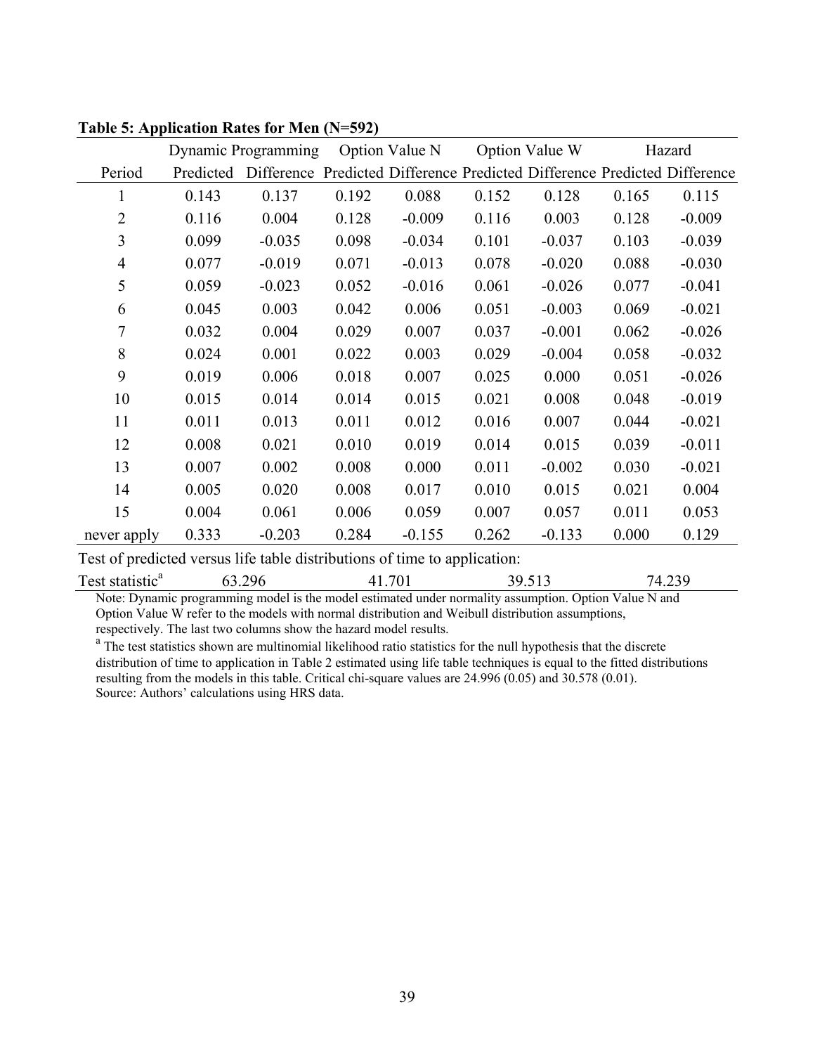**Table 5: Application Rates for Men (N=592)**

| | Dynamic Programming | | Option Value N | | Option Value W | | Hazard | |
|---|---|---|---|---|---|---|---|---|
| Period | Predicted | Difference | Predicted | Difference | Predicted | Difference | Predicted | Difference |
| 1 | 0.143 | 0.137 | 0.192 | 0.088 | 0.152 | 0.128 | 0.165 | 0.115 |
| 2 | 0.116 | 0.004 | 0.128 | -0.009 | 0.116 | 0.003 | 0.128 | -0.009 |
| 3 | 0.099 | -0.035 | 0.098 | -0.034 | 0.101 | -0.037 | 0.103 | -0.039 |
| 4 | 0.077 | -0.019 | 0.071 | -0.013 | 0.078 | -0.020 | 0.088 | -0.030 |
| 5 | 0.059 | -0.023 | 0.052 | -0.016 | 0.061 | -0.026 | 0.077 | -0.041 |
| 6 | 0.045 | 0.003 | 0.042 | 0.006 | 0.051 | -0.003 | 0.069 | -0.021 |
| 7 | 0.032 | 0.004 | 0.029 | 0.007 | 0.037 | -0.001 | 0.062 | -0.026 |
| 8 | 0.024 | 0.001 | 0.022 | 0.003 | 0.029 | -0.004 | 0.058 | -0.032 |
| 9 | 0.019 | 0.006 | 0.018 | 0.007 | 0.025 | 0.000 | 0.051 | -0.026 |
| 10 | 0.015 | 0.014 | 0.014 | 0.015 | 0.021 | 0.008 | 0.048 | -0.019 |
| 11 | 0.011 | 0.013 | 0.011 | 0.012 | 0.016 | 0.007 | 0.044 | -0.021 |
| 12 | 0.008 | 0.021 | 0.010 | 0.019 | 0.014 | 0.015 | 0.039 | -0.011 |
| 13 | 0.007 | 0.002 | 0.008 | 0.000 | 0.011 | -0.002 | 0.030 | -0.021 |
| 14 | 0.005 | 0.020 | 0.008 | 0.017 | 0.010 | 0.015 | 0.021 | 0.004 |
| 15 | 0.004 | 0.061 | 0.006 | 0.059 | 0.007 | 0.057 | 0.011 | 0.053 |
| never apply | 0.333 | -0.203 | 0.284 | -0.155 | 0.262 | -0.133 | 0.000 | 0.129 |
| Test of predicted versus life table distributions of time to application: | | | | | | | | |
| Test statistic[a] | 63.296 | | 41.701 | | 39.513 | | 74.239 | |

Note: Dynamic programming model is the model estimated under normality assumption. Option Value N and Option Value W refer to the models with normal distribution and Weibull distribution assumptions, respectively. The last two columns show the hazard model results.

[a] The test statistics shown are multinomial likelihood ratio statistics for the null hypothesis that the discrete distribution of time to application in Table 2 estimated using life table techniques is equal to the fitted distributions resulting from the models in this table. Critical chi-square values are 24.996 (0.05) and 30.578 (0.01).

Source: Authors' calculations using HRS data.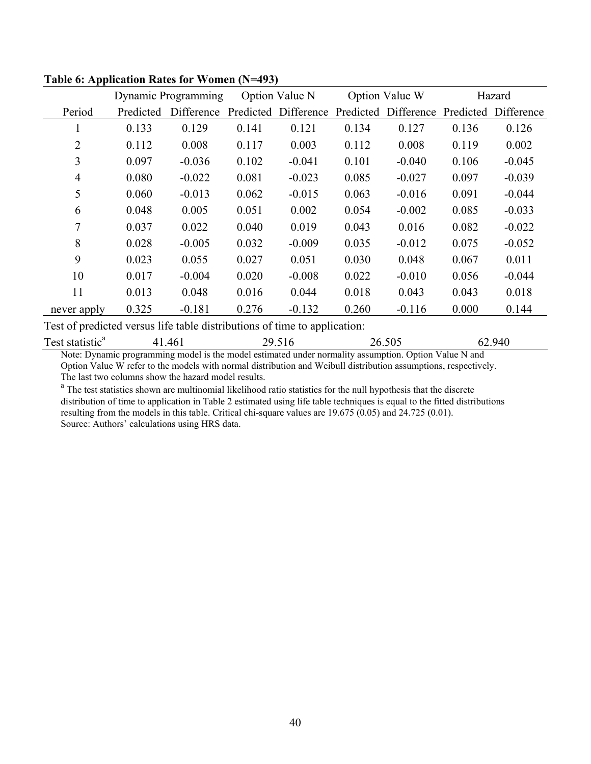**Table 6: Application Rates for Women (N=493)**

| | Dynamic Programming | | Option Value N | | Option Value W | | Hazard | |
|---|---|---|---|---|---|---|---|---|
| Period | Predicted | Difference | Predicted | Difference | Predicted | Difference | Predicted | Difference |
| 1 | 0.133 | 0.129 | 0.141 | 0.121 | 0.134 | 0.127 | 0.136 | 0.126 |
| 2 | 0.112 | 0.008 | 0.117 | 0.003 | 0.112 | 0.008 | 0.119 | 0.002 |
| 3 | 0.097 | -0.036 | 0.102 | -0.041 | 0.101 | -0.040 | 0.106 | -0.045 |
| 4 | 0.080 | -0.022 | 0.081 | -0.023 | 0.085 | -0.027 | 0.097 | -0.039 |
| 5 | 0.060 | -0.013 | 0.062 | -0.015 | 0.063 | -0.016 | 0.091 | -0.044 |
| 6 | 0.048 | 0.005 | 0.051 | 0.002 | 0.054 | -0.002 | 0.085 | -0.033 |
| 7 | 0.037 | 0.022 | 0.040 | 0.019 | 0.043 | 0.016 | 0.082 | -0.022 |
| 8 | 0.028 | -0.005 | 0.032 | -0.009 | 0.035 | -0.012 | 0.075 | -0.052 |
| 9 | 0.023 | 0.055 | 0.027 | 0.051 | 0.030 | 0.048 | 0.067 | 0.011 |
| 10 | 0.017 | -0.004 | 0.020 | -0.008 | 0.022 | -0.010 | 0.056 | -0.044 |
| 11 | 0.013 | 0.048 | 0.016 | 0.044 | 0.018 | 0.043 | 0.043 | 0.018 |
| never apply | 0.325 | -0.181 | 0.276 | -0.132 | 0.260 | -0.116 | 0.000 | 0.144 |
| Test of predicted versus life table distributions of time to application: | | | | | | | | |
| Test statistic[a] | 41.461 | | 29.516 | | 26.505 | | 62.940 | |

Note: Dynamic programming model is the model estimated under normality assumption. Option Value N and Option Value W refer to the models with normal distribution and Weibull distribution assumptions, respectively. The last two columns show the hazard model results.

[a] The test statistics shown are multinomial likelihood ratio statistics for the null hypothesis that the discrete distribution of time to application in Table 2 estimated using life table techniques is equal to the fitted distributions resulting from the models in this table. Critical chi-square values are 19.675 (0.05) and 24.725 (0.01).

Source: Authors' calculations using HRS data.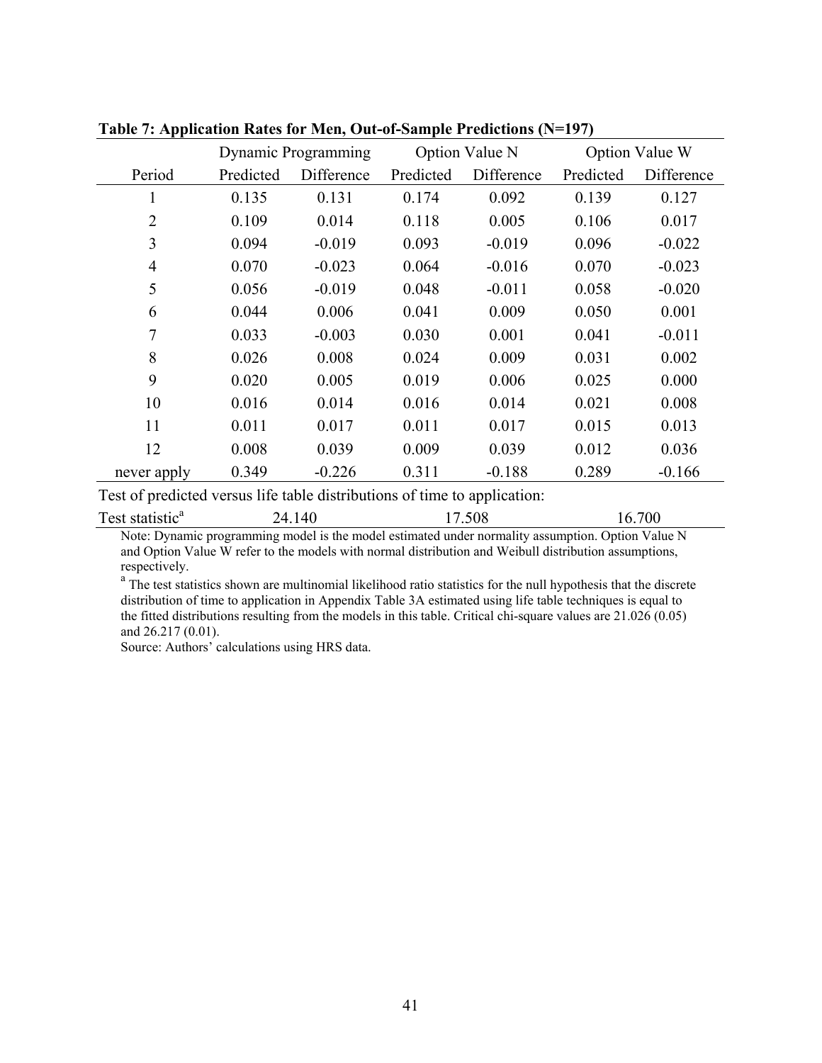**Table 7: Application Rates for Men, Out-of-Sample Predictions (N=197)**

| | Dynamic Programming | | Option Value N | | Option Value W | |
|---|---|---|---|---|---|---|
| Period | Predicted | Difference | Predicted | Difference | Predicted | Difference |
| 1 | 0.135 | 0.131 | 0.174 | 0.092 | 0.139 | 0.127 |
| 2 | 0.109 | 0.014 | 0.118 | 0.005 | 0.106 | 0.017 |
| 3 | 0.094 | -0.019 | 0.093 | -0.019 | 0.096 | -0.022 |
| 4 | 0.070 | -0.023 | 0.064 | -0.016 | 0.070 | -0.023 |
| 5 | 0.056 | -0.019 | 0.048 | -0.011 | 0.058 | -0.020 |
| 6 | 0.044 | 0.006 | 0.041 | 0.009 | 0.050 | 0.001 |
| 7 | 0.033 | -0.003 | 0.030 | 0.001 | 0.041 | -0.011 |
| 8 | 0.026 | 0.008 | 0.024 | 0.009 | 0.031 | 0.002 |
| 9 | 0.020 | 0.005 | 0.019 | 0.006 | 0.025 | 0.000 |
| 10 | 0.016 | 0.014 | 0.016 | 0.014 | 0.021 | 0.008 |
| 11 | 0.011 | 0.017 | 0.011 | 0.017 | 0.015 | 0.013 |
| 12 | 0.008 | 0.039 | 0.009 | 0.039 | 0.012 | 0.036 |
| never apply | 0.349 | -0.226 | 0.311 | -0.188 | 0.289 | -0.166 |
| Test of predicted versus life table distributions of time to application: | | | | | | |
| Test statistic[a] | 24.140 | | 17.508 | | 16.700 | |

Note: Dynamic programming model is the model estimated under normality assumption. Option Value N and Option Value W refer to the models with normal distribution and Weibull distribution assumptions, respectively.

[a] The test statistics shown are multinomial likelihood ratio statistics for the null hypothesis that the discrete distribution of time to application in Appendix Table 3A estimated using life table techniques is equal to the fitted distributions resulting from the models in this table. Critical chi-square values are 21.026 (0.05) and 26.217 (0.01).

Source: Authors' calculations using HRS data.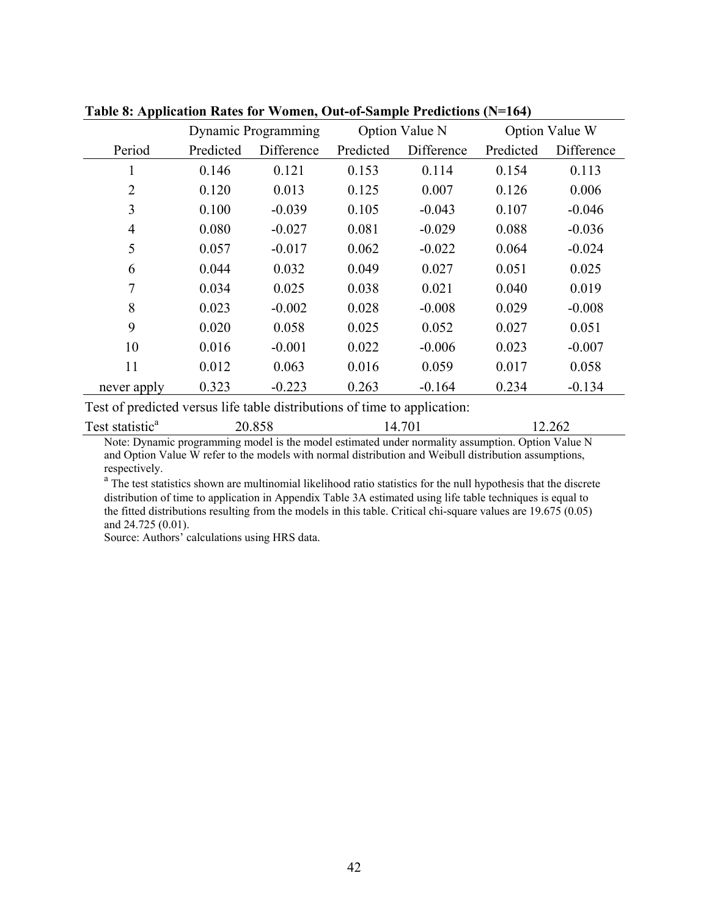**Table 8: Application Rates for Women, Out-of-Sample Predictions (N=164)**

| | Dynamic Programming | | Option Value N | | Option Value W | |
|---|---|---|---|---|---|---|
| Period | Predicted | Difference | Predicted | Difference | Predicted | Difference |
| 1 | 0.146 | 0.121 | 0.153 | 0.114 | 0.154 | 0.113 |
| 2 | 0.120 | 0.013 | 0.125 | 0.007 | 0.126 | 0.006 |
| 3 | 0.100 | -0.039 | 0.105 | -0.043 | 0.107 | -0.046 |
| 4 | 0.080 | -0.027 | 0.081 | -0.029 | 0.088 | -0.036 |
| 5 | 0.057 | -0.017 | 0.062 | -0.022 | 0.064 | -0.024 |
| 6 | 0.044 | 0.032 | 0.049 | 0.027 | 0.051 | 0.025 |
| 7 | 0.034 | 0.025 | 0.038 | 0.021 | 0.040 | 0.019 |
| 8 | 0.023 | -0.002 | 0.028 | -0.008 | 0.029 | -0.008 |
| 9 | 0.020 | 0.058 | 0.025 | 0.052 | 0.027 | 0.051 |
| 10 | 0.016 | -0.001 | 0.022 | -0.006 | 0.023 | -0.007 |
| 11 | 0.012 | 0.063 | 0.016 | 0.059 | 0.017 | 0.058 |
| never apply | 0.323 | -0.223 | 0.263 | -0.164 | 0.234 | -0.134 |
| Test of predicted versus life table distributions of time to application: | | | | | | |
| Test statistic[a] | 20.858 | | 14.701 | | 12.262 | |

Note: Dynamic programming model is the model estimated under normality assumption. Option Value N and Option Value W refer to the models with normal distribution and Weibull distribution assumptions, respectively.

[a] The test statistics shown are multinomial likelihood ratio statistics for the null hypothesis that the discrete distribution of time to application in Appendix Table 3A estimated using life table techniques is equal to the fitted distributions resulting from the models in this table. Critical chi-square values are 19.675 (0.05) and 24.725 (0.01).

Source: Authors' calculations using HRS data.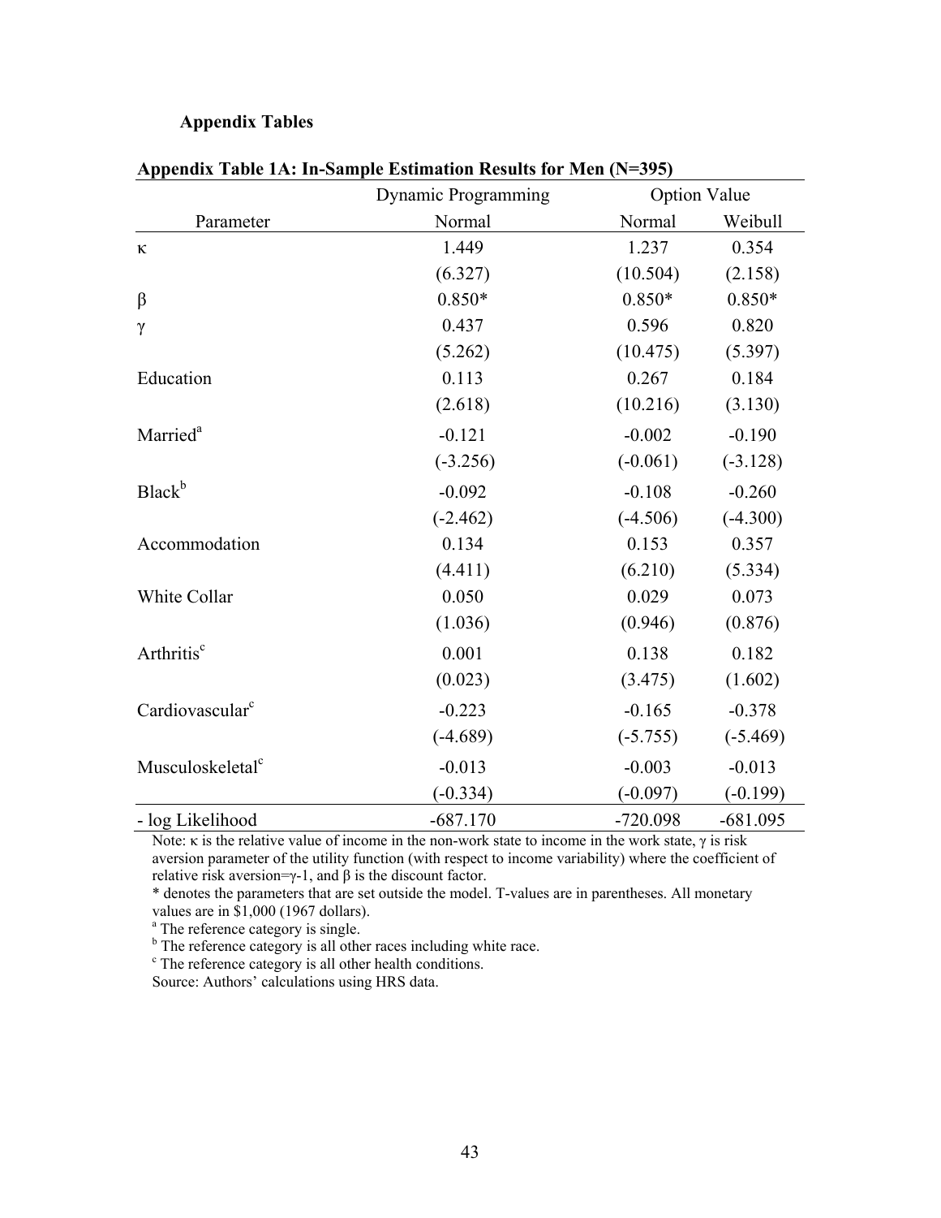## Appendix Tables

**Appendix Table 1A: In-Sample Estimation Results for Men (N=395)**

| | Dynamic Programming | Option Value | |
|---|---|---|---|
| Parameter | Normal | Normal | Weibull |
| κ | 1.449 | 1.237 | 0.354 |
| | (6.327) | (10.504) | (2.158) |
| β | 0.850* | 0.850* | 0.850* |
| γ | 0.437 | 0.596 | 0.820 |
| | (5.262) | (10.475) | (5.397) |
| Education | 0.113 | 0.267 | 0.184 |
| | (2.618) | (10.216) | (3.130) |
| Married[a] | -0.121 | -0.002 | -0.190 |
| | (-3.256) | (-0.061) | (-3.128) |
| Black[b] | -0.092 | -0.108 | -0.260 |
| | (-2.462) | (-4.506) | (-4.300) |
| Accommodation | 0.134 | 0.153 | 0.357 |
| | (4.411) | (6.210) | (5.334) |
| White Collar | 0.050 | 0.029 | 0.073 |
| | (1.036) | (0.946) | (0.876) |
| Arthritis[c] | 0.001 | 0.138 | 0.182 |
| | (0.023) | (3.475) | (1.602) |
| Cardiovascular[c] | -0.223 | -0.165 | -0.378 |
| | (-4.689) | (-5.755) | (-5.469) |
| Musculoskeletal[c] | -0.013 | -0.003 | -0.013 |
| | (-0.334) | (-0.097) | (-0.199) |
| - log Likelihood | -687.170 | -720.098 | -681.095 |

Note: κ is the relative value of income in the non-work state to income in the work state, γ is risk aversion parameter of the utility function (with respect to income variability) where the coefficient of relative risk aversion=γ-1, and β is the discount factor.

* denotes the parameters that are set outside the model. T-values are in parentheses. All monetary values are in $1,000 (1967 dollars).

[a] The reference category is single.

[b] The reference category is all other races including white race.

[c] The reference category is all other health conditions.

Source: Authors' calculations using HRS data.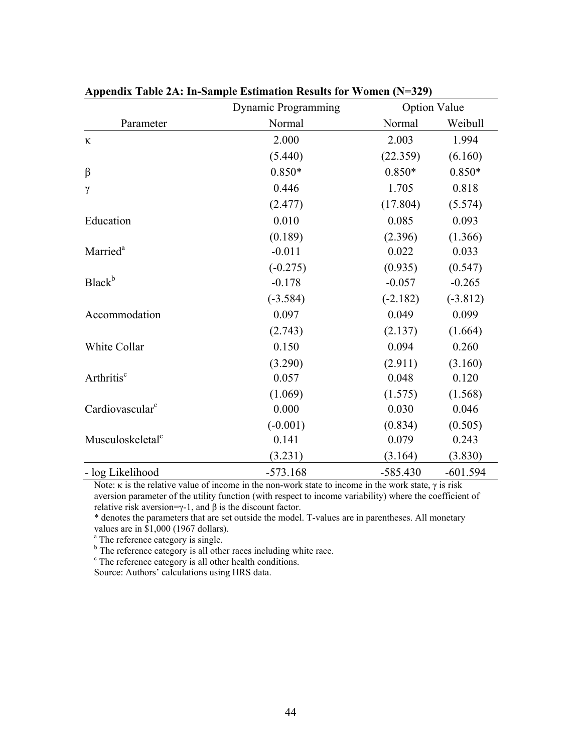**Appendix Table 2A: In-Sample Estimation Results for Women (N=329)**

| | Dynamic Programming | Option Value | |
|---|---|---|---|
| Parameter | Normal | Normal | Weibull |
| κ | 2.000 | 2.003 | 1.994 |
| | (5.440) | (22.359) | (6.160) |
| β | 0.850* | 0.850* | 0.850* |
| γ | 0.446 | 1.705 | 0.818 |
| | (2.477) | (17.804) | (5.574) |
| Education | 0.010 | 0.085 | 0.093 |
| | (0.189) | (2.396) | (1.366) |
| Married[a] | -0.011 | 0.022 | 0.033 |
| | (-0.275) | (0.935) | (0.547) |
| Black[b] | -0.178 | -0.057 | -0.265 |
| | (-3.584) | (-2.182) | (-3.812) |
| Accommodation | 0.097 | 0.049 | 0.099 |
| | (2.743) | (2.137) | (1.664) |
| White Collar | 0.150 | 0.094 | 0.260 |
| | (3.290) | (2.911) | (3.160) |
| Arthritis[c] | 0.057 | 0.048 | 0.120 |
| | (1.069) | (1.575) | (1.568) |
| Cardiovascular[c] | 0.000 | 0.030 | 0.046 |
| | (-0.001) | (0.834) | (0.505) |
| Musculoskeletal[c] | 0.141 | 0.079 | 0.243 |
| | (3.231) | (3.164) | (3.830) |
| - log Likelihood | -573.168 | -585.430 | -601.594 |

Note: κ is the relative value of income in the non-work state to income in the work state, γ is risk aversion parameter of the utility function (with respect to income variability) where the coefficient of relative risk aversion=γ-1, and β is the discount factor.

* denotes the parameters that are set outside the model. T-values are in parentheses. All monetary values are in $1,000 (1967 dollars).

[a] The reference category is single.

[b] The reference category is all other races including white race.

[c] The reference category is all other health conditions.

Source: Authors' calculations using HRS data.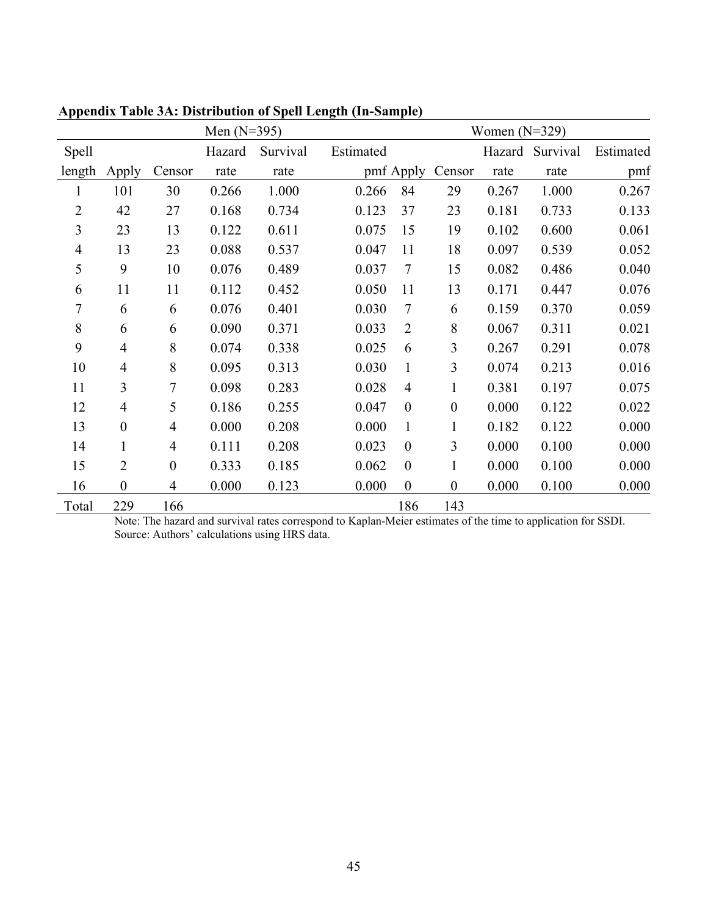**Appendix Table 3A: Distribution of Spell Length (In-Sample)**

| | Men (N=395) | | | | | Women (N=329) | | | | |
|---|---|---|---|---|---|---|---|---|---|---|
| Spell length | Apply | Censor | Hazard rate | Survival rate | Estimated pmf | Apply | Censor | Hazard rate | Survival rate | Estimated pmf |
| 1 | 101 | 30 | 0.266 | 1.000 | 0.266 | 84 | 29 | 0.267 | 1.000 | 0.267 |
| 2 | 42 | 27 | 0.168 | 0.734 | 0.123 | 37 | 23 | 0.181 | 0.733 | 0.133 |
| 3 | 23 | 13 | 0.122 | 0.611 | 0.075 | 15 | 19 | 0.102 | 0.600 | 0.061 |
| 4 | 13 | 23 | 0.088 | 0.537 | 0.047 | 11 | 18 | 0.097 | 0.539 | 0.052 |
| 5 | 9 | 10 | 0.076 | 0.489 | 0.037 | 7 | 15 | 0.082 | 0.486 | 0.040 |
| 6 | 11 | 11 | 0.112 | 0.452 | 0.050 | 11 | 13 | 0.171 | 0.447 | 0.076 |
| 7 | 6 | 6 | 0.076 | 0.401 | 0.030 | 7 | 6 | 0.159 | 0.370 | 0.059 |
| 8 | 6 | 6 | 0.090 | 0.371 | 0.033 | 2 | 8 | 0.067 | 0.311 | 0.021 |
| 9 | 4 | 8 | 0.074 | 0.338 | 0.025 | 6 | 3 | 0.267 | 0.291 | 0.078 |
| 10 | 4 | 8 | 0.095 | 0.313 | 0.030 | 1 | 3 | 0.074 | 0.213 | 0.016 |
| 11 | 3 | 7 | 0.098 | 0.283 | 0.028 | 4 | 1 | 0.381 | 0.197 | 0.075 |
| 12 | 4 | 5 | 0.186 | 0.255 | 0.047 | 0 | 0 | 0.000 | 0.122 | 0.022 |
| 13 | 0 | 4 | 0.000 | 0.208 | 0.000 | 1 | 1 | 0.182 | 0.122 | 0.000 |
| 14 | 1 | 4 | 0.111 | 0.208 | 0.023 | 0 | 3 | 0.000 | 0.100 | 0.000 |
| 15 | 2 | 0 | 0.333 | 0.185 | 0.062 | 0 | 1 | 0.000 | 0.100 | 0.000 |
| 16 | 0 | 4 | 0.000 | 0.123 | 0.000 | 0 | 0 | 0.000 | 0.100 | 0.000 |
| Total | 229 | 166 | | | | 186 | 143 | | | |

Note: The hazard and survival rates correspond to Kaplan-Meier estimates of the time to application for SSDI.
Source: Authors' calculations using HRS data.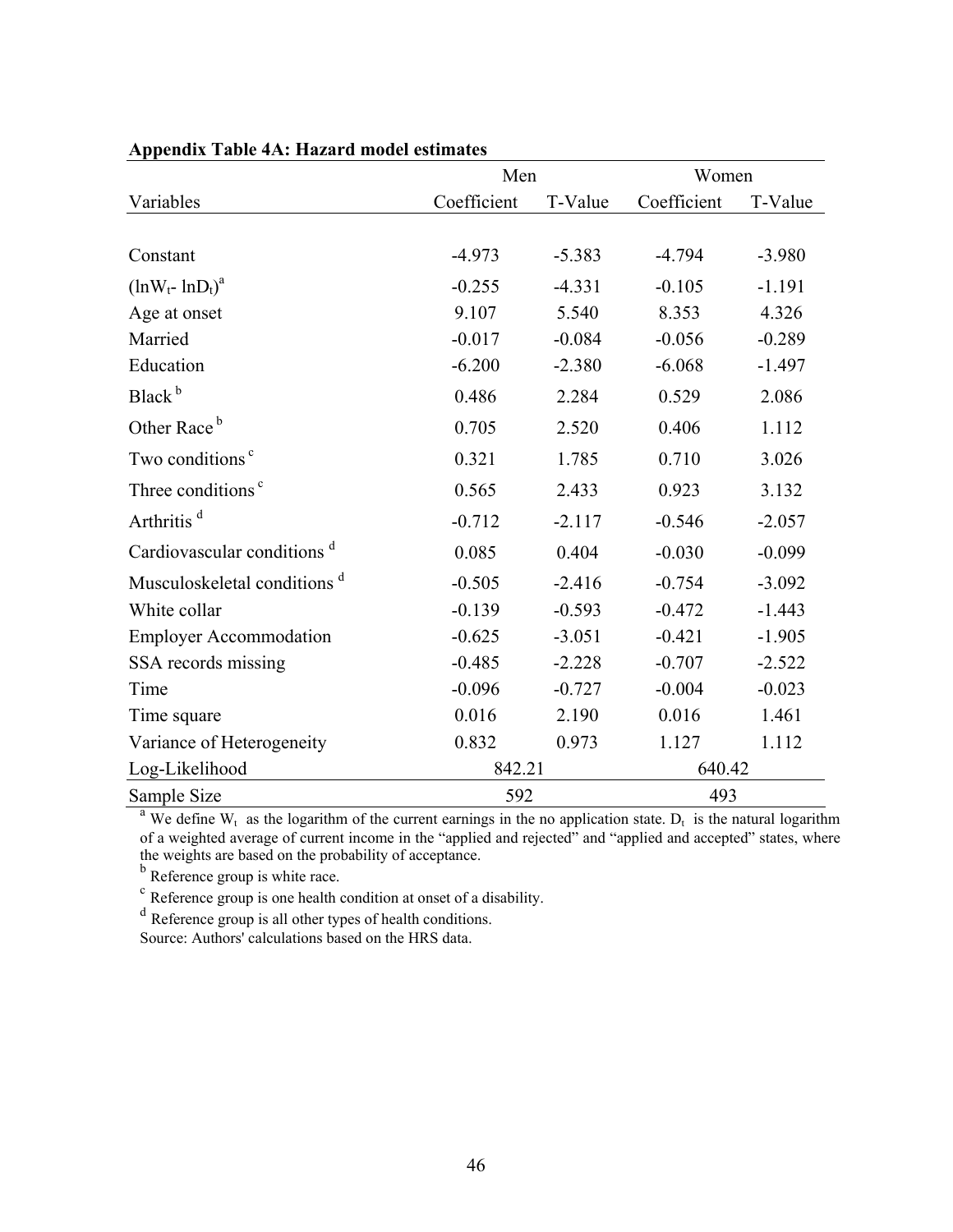**Appendix Table 4A: Hazard model estimates**

| Variables | Men | | Women | |
|---|---|---|---|---|
| | Coefficient | T-Value | Coefficient | T-Value |
| Constant | -4.973 | -5.383 | -4.794 | -3.980 |
| $(\ln W_t - \ln D_t)$[a] | -0.255 | -4.331 | -0.105 | -1.191 |
| Age at onset | 9.107 | 5.540 | 8.353 | 4.326 |
| Married | -0.017 | -0.084 | -0.056 | -0.289 |
| Education | -6.200 | -2.380 | -6.068 | -1.497 |
| Black [b] | 0.486 | 2.284 | 0.529 | 2.086 |
| Other Race [b] | 0.705 | 2.520 | 0.406 | 1.112 |
| Two conditions [c] | 0.321 | 1.785 | 0.710 | 3.026 |
| Three conditions [c] | 0.565 | 2.433 | 0.923 | 3.132 |
| Arthritis [d] | -0.712 | -2.117 | -0.546 | -2.057 |
| Cardiovascular conditions [d] | 0.085 | 0.404 | -0.030 | -0.099 |
| Musculoskeletal conditions [d] | -0.505 | -2.416 | -0.754 | -3.092 |
| White collar | -0.139 | -0.593 | -0.472 | -1.443 |
| Employer Accommodation | -0.625 | -3.051 | -0.421 | -1.905 |
| SSA records missing | -0.485 | -2.228 | -0.707 | -2.522 |
| Time | -0.096 | -0.727 | -0.004 | -0.023 |
| Time square | 0.016 | 2.190 | 0.016 | 1.461 |
| Variance of Heterogeneity | 0.832 | 0.973 | 1.127 | 1.112 |
| Log-Likelihood | 842.21 | | 640.42 | |
| Sample Size | 592 | | 493 | |

[a] We define $W_t$ as the logarithm of the current earnings in the no application state. $D_t$ is the natural logarithm of a weighted average of current income in the "applied and rejected" and "applied and accepted" states, where the weights are based on the probability of acceptance.

[b] Reference group is white race.

[c] Reference group is one health condition at onset of a disability.

[d] Reference group is all other types of health conditions.

Source: Authors' calculations based on the HRS data.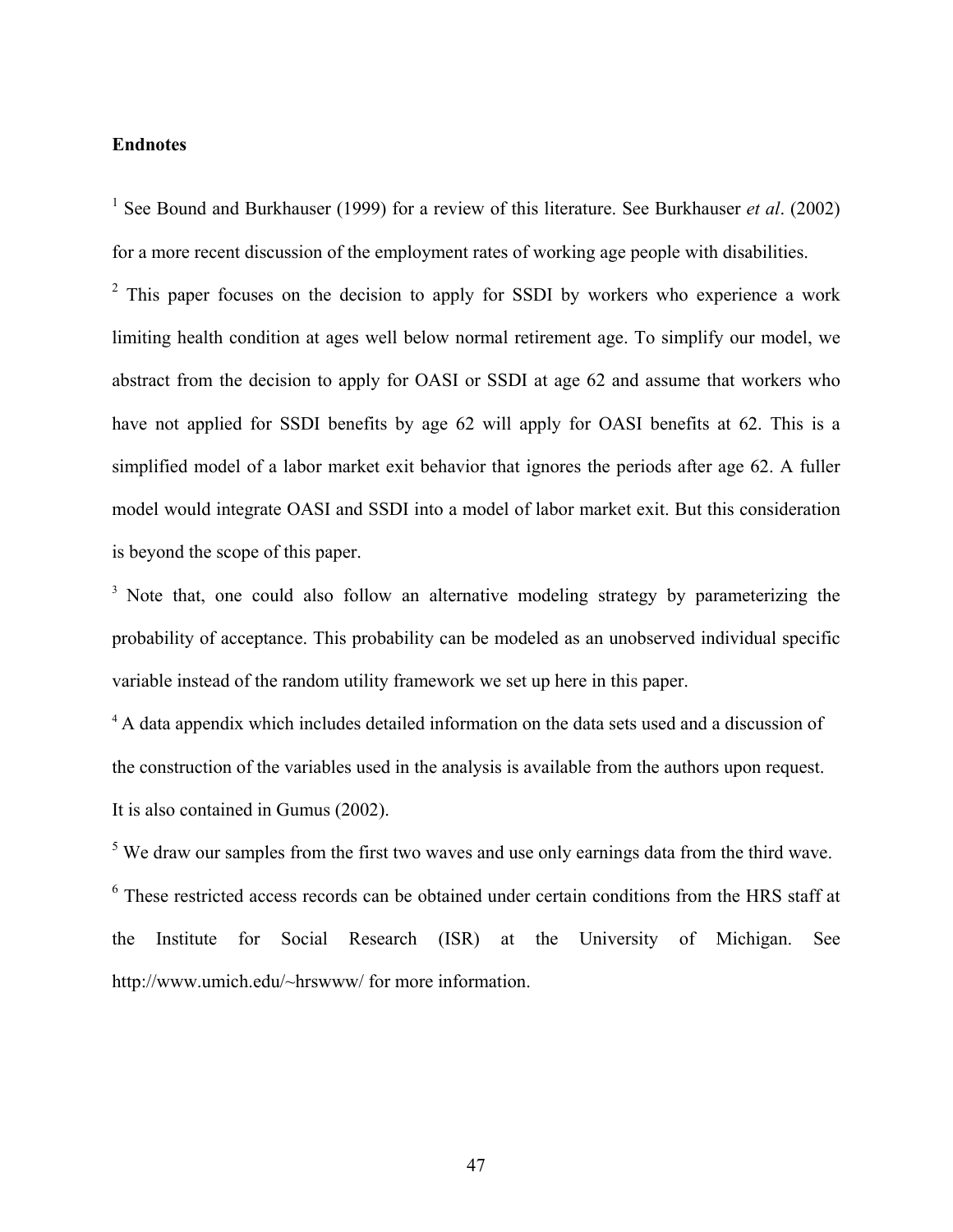**Endnotes**

[1] See Bound and Burkhauser (1999) for a review of this literature. See Burkhauser *et al*. (2002) for a more recent discussion of the employment rates of working age people with disabilities.

[2] This paper focuses on the decision to apply for SSDI by workers who experience a work limiting health condition at ages well below normal retirement age. To simplify our model, we abstract from the decision to apply for OASI or SSDI at age 62 and assume that workers who have not applied for SSDI benefits by age 62 will apply for OASI benefits at 62. This is a simplified model of a labor market exit behavior that ignores the periods after age 62. A fuller model would integrate OASI and SSDI into a model of labor market exit. But this consideration is beyond the scope of this paper.

[3] Note that, one could also follow an alternative modeling strategy by parameterizing the probability of acceptance. This probability can be modeled as an unobserved individual specific variable instead of the random utility framework we set up here in this paper.

[4] A data appendix which includes detailed information on the data sets used and a discussion of the construction of the variables used in the analysis is available from the authors upon request. It is also contained in Gumus (2002).

[5] We draw our samples from the first two waves and use only earnings data from the third wave.

[6] These restricted access records can be obtained under certain conditions from the HRS staff at the Institute for Social Research (ISR) at the University of Michigan. See http://www.umich.edu/~hrswww/ for more information.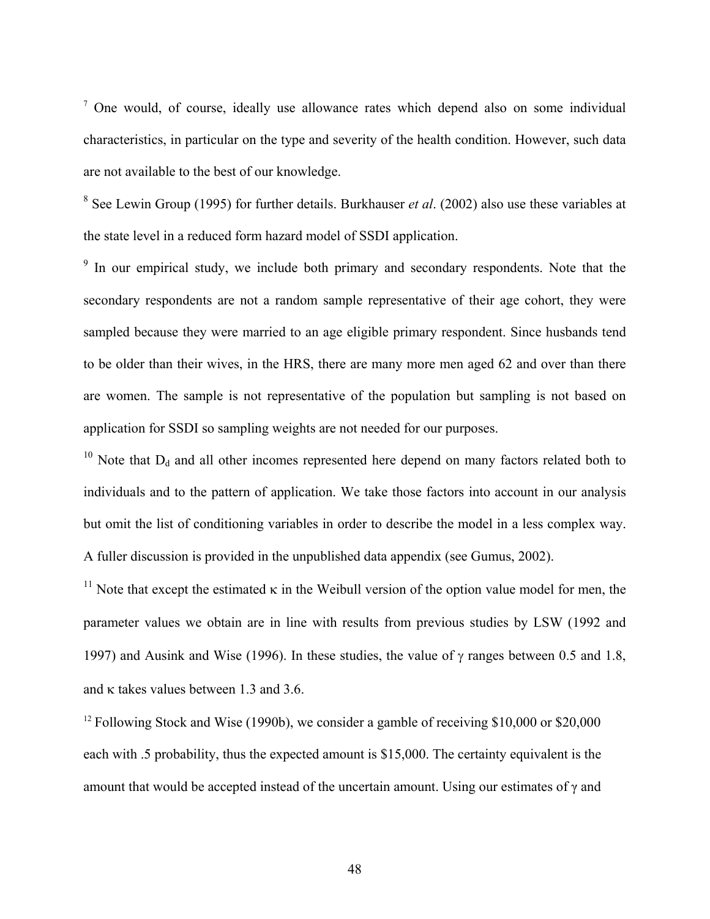[7] One would, of course, ideally use allowance rates which depend also on some individual characteristics, in particular on the type and severity of the health condition. However, such data are not available to the best of our knowledge.

[8] See Lewin Group (1995) for further details. Burkhauser *et al*. (2002) also use these variables at the state level in a reduced form hazard model of SSDI application.

[9] In our empirical study, we include both primary and secondary respondents. Note that the secondary respondents are not a random sample representative of their age cohort, they were sampled because they were married to an age eligible primary respondent. Since husbands tend to be older than their wives, in the HRS, there are many more men aged 62 and over than there are women. The sample is not representative of the population but sampling is not based on application for SSDI so sampling weights are not needed for our purposes.

[10] Note that $D_d$ and all other incomes represented here depend on many factors related both to individuals and to the pattern of application. We take those factors into account in our analysis but omit the list of conditioning variables in order to describe the model in a less complex way. A fuller discussion is provided in the unpublished data appendix (see Gumus, 2002).

[11] Note that except the estimated $\kappa$ in the Weibull version of the option value model for men, the parameter values we obtain are in line with results from previous studies by LSW (1992 and 1997) and Ausink and Wise (1996). In these studies, the value of $\gamma$ ranges between 0.5 and 1.8, and $\kappa$ takes values between 1.3 and 3.6.

[12] Following Stock and Wise (1990b), we consider a gamble of receiving \$10,000 or \$20,000 each with .5 probability, thus the expected amount is \$15,000. The certainty equivalent is the amount that would be accepted instead of the uncertain amount. Using our estimates of $\gamma$ and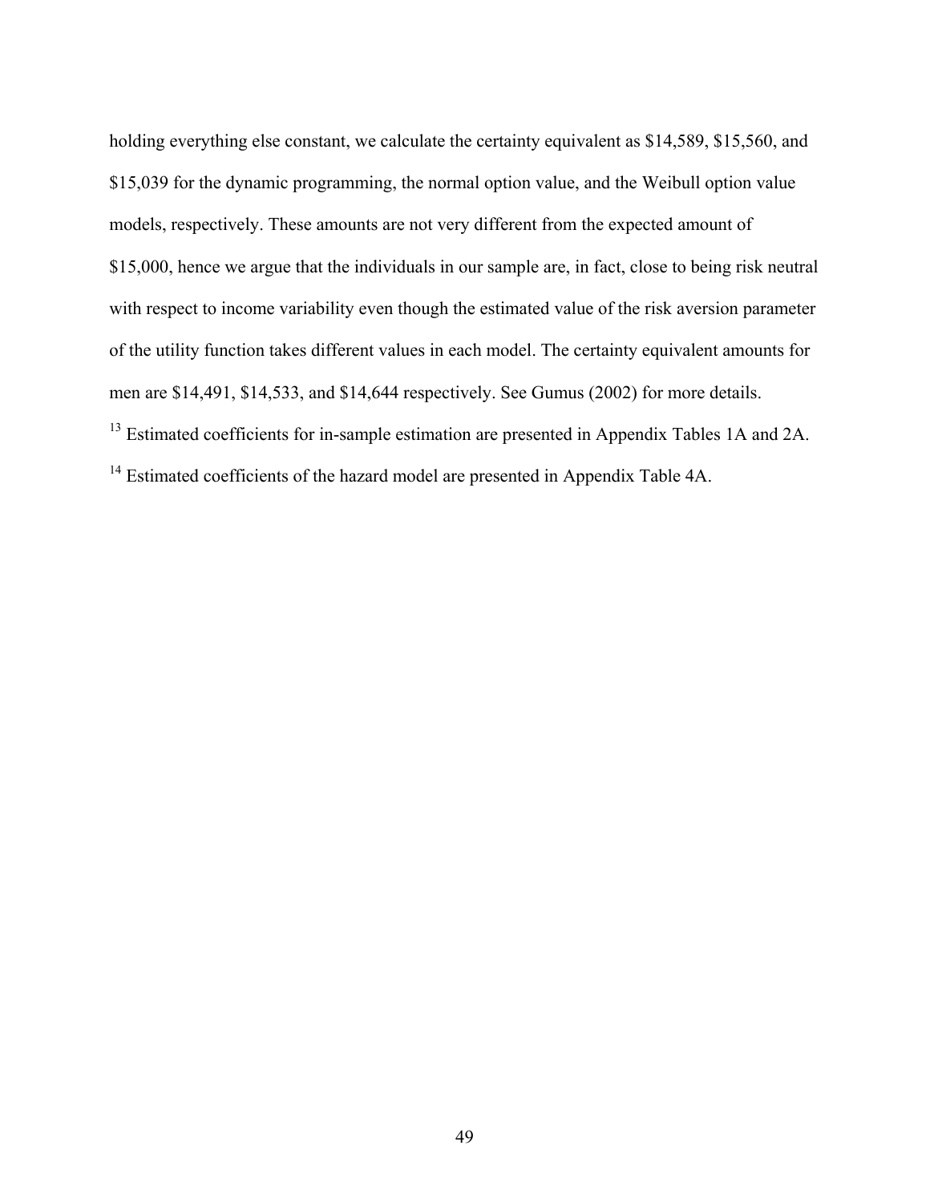holding everything else constant, we calculate the certainty equivalent as $14,589, $15,560, and $15,039 for the dynamic programming, the normal option value, and the Weibull option value models, respectively. These amounts are not very different from the expected amount of $15,000, hence we argue that the individuals in our sample are, in fact, close to being risk neutral with respect to income variability even though the estimated value of the risk aversion parameter of the utility function takes different values in each model. The certainty equivalent amounts for men are $14,491, $14,533, and $14,644 respectively. See Gumus (2002) for more details.

[13] Estimated coefficients for in-sample estimation are presented in Appendix Tables 1A and 2A.

[14] Estimated coefficients of the hazard model are presented in Appendix Table 4A.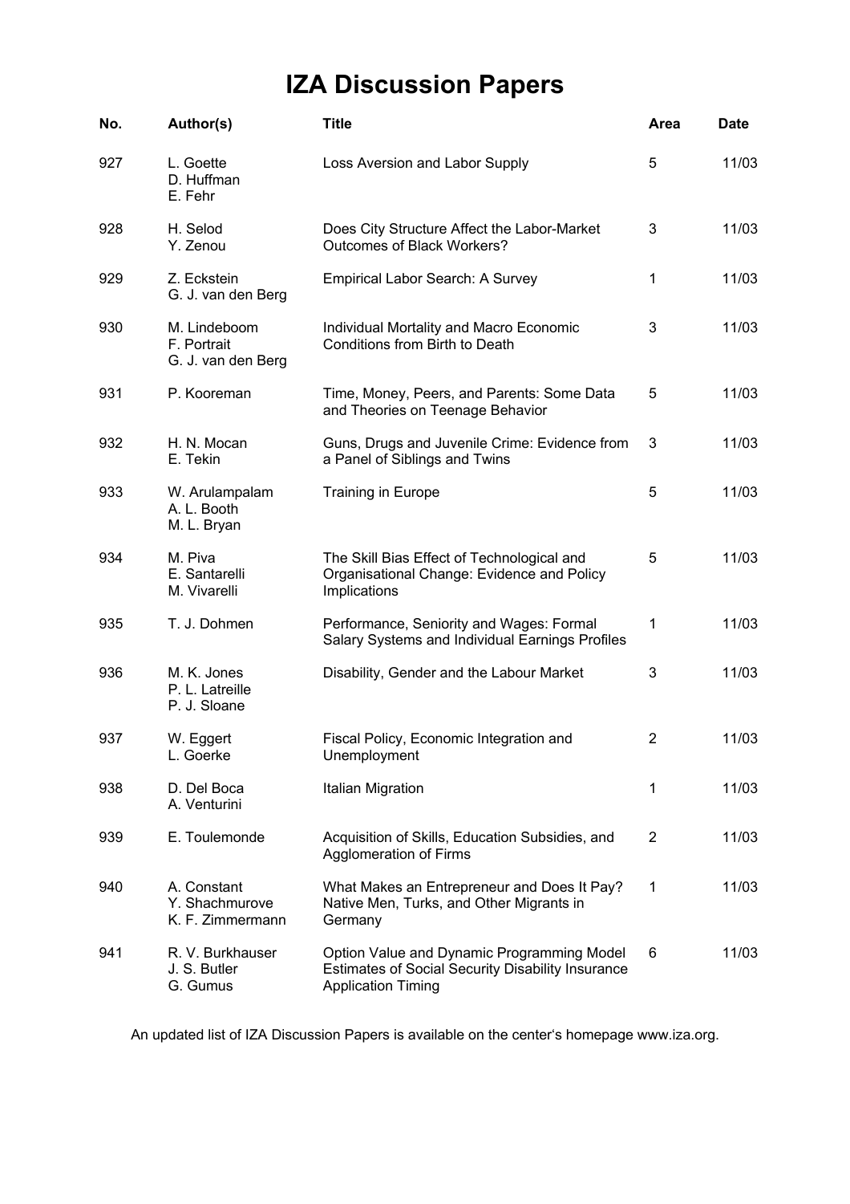# IZA Discussion Papers

| No. | Author(s) | Title | Area | Date |
|---|---|---|---|---|
| 927 | L. Goette<br>D. Huffman<br>E. Fehr | Loss Aversion and Labor Supply | 5 | 11/03 |
| 928 | H. Selod<br>Y. Zenou | Does City Structure Affect the Labor-Market Outcomes of Black Workers? | 3 | 11/03 |
| 929 | Z. Eckstein<br>G. J. van den Berg | Empirical Labor Search: A Survey | 1 | 11/03 |
| 930 | M. Lindeboom<br>F. Portrait<br>G. J. van den Berg | Individual Mortality and Macro Economic Conditions from Birth to Death | 3 | 11/03 |
| 931 | P. Kooreman | Time, Money, Peers, and Parents: Some Data and Theories on Teenage Behavior | 5 | 11/03 |
| 932 | H. N. Mocan<br>E. Tekin | Guns, Drugs and Juvenile Crime: Evidence from a Panel of Siblings and Twins | 3 | 11/03 |
| 933 | W. Arulampalam<br>A. L. Booth<br>M. L. Bryan | Training in Europe | 5 | 11/03 |
| 934 | M. Piva<br>E. Santarelli<br>M. Vivarelli | The Skill Bias Effect of Technological and Organisational Change: Evidence and Policy Implications | 5 | 11/03 |
| 935 | T. J. Dohmen | Performance, Seniority and Wages: Formal Salary Systems and Individual Earnings Profiles | 1 | 11/03 |
| 936 | M. K. Jones<br>P. L. Latreille<br>P. J. Sloane | Disability, Gender and the Labour Market | 3 | 11/03 |
| 937 | W. Eggert<br>L. Goerke | Fiscal Policy, Economic Integration and Unemployment | 2 | 11/03 |
| 938 | D. Del Boca<br>A. Venturini | Italian Migration | 1 | 11/03 |
| 939 | E. Toulemonde | Acquisition of Skills, Education Subsidies, and Agglomeration of Firms | 2 | 11/03 |
| 940 | A. Constant<br>Y. Shachmurove<br>K. F. Zimmermann | What Makes an Entrepreneur and Does It Pay? Native Men, Turks, and Other Migrants in Germany | 1 | 11/03 |
| 941 | R. V. Burkhauser<br>J. S. Butler<br>G. Gumus | Option Value and Dynamic Programming Model Estimates of Social Security Disability Insurance Application Timing | 6 | 11/03 |

An updated list of IZA Discussion Papers is available on the center's homepage www.iza.org.